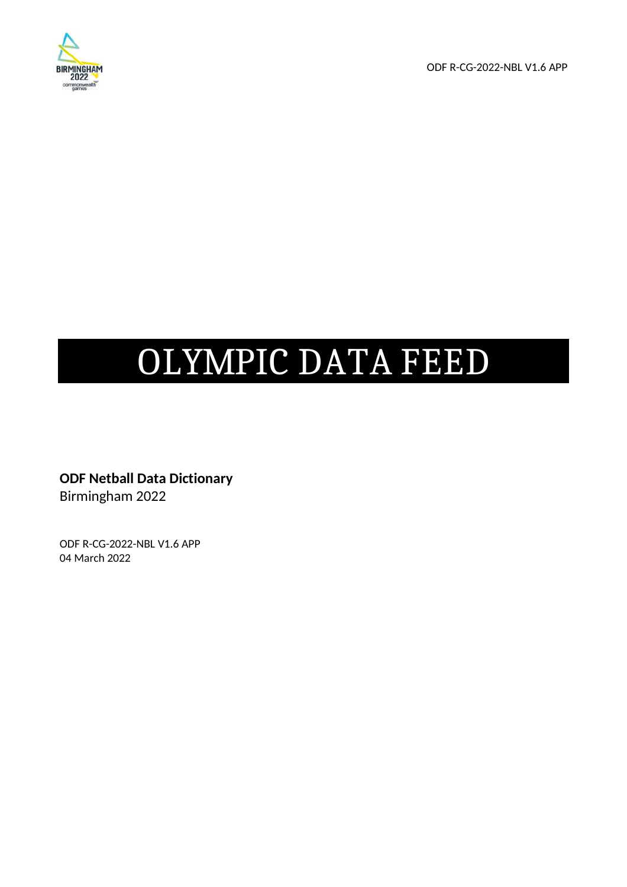# OLYMPIC DATA FEED

**ODF Netball Data Dictionary**
Birmingham 2022

ODF R-CG-2022-NBL V1.6 APP
04 March 2022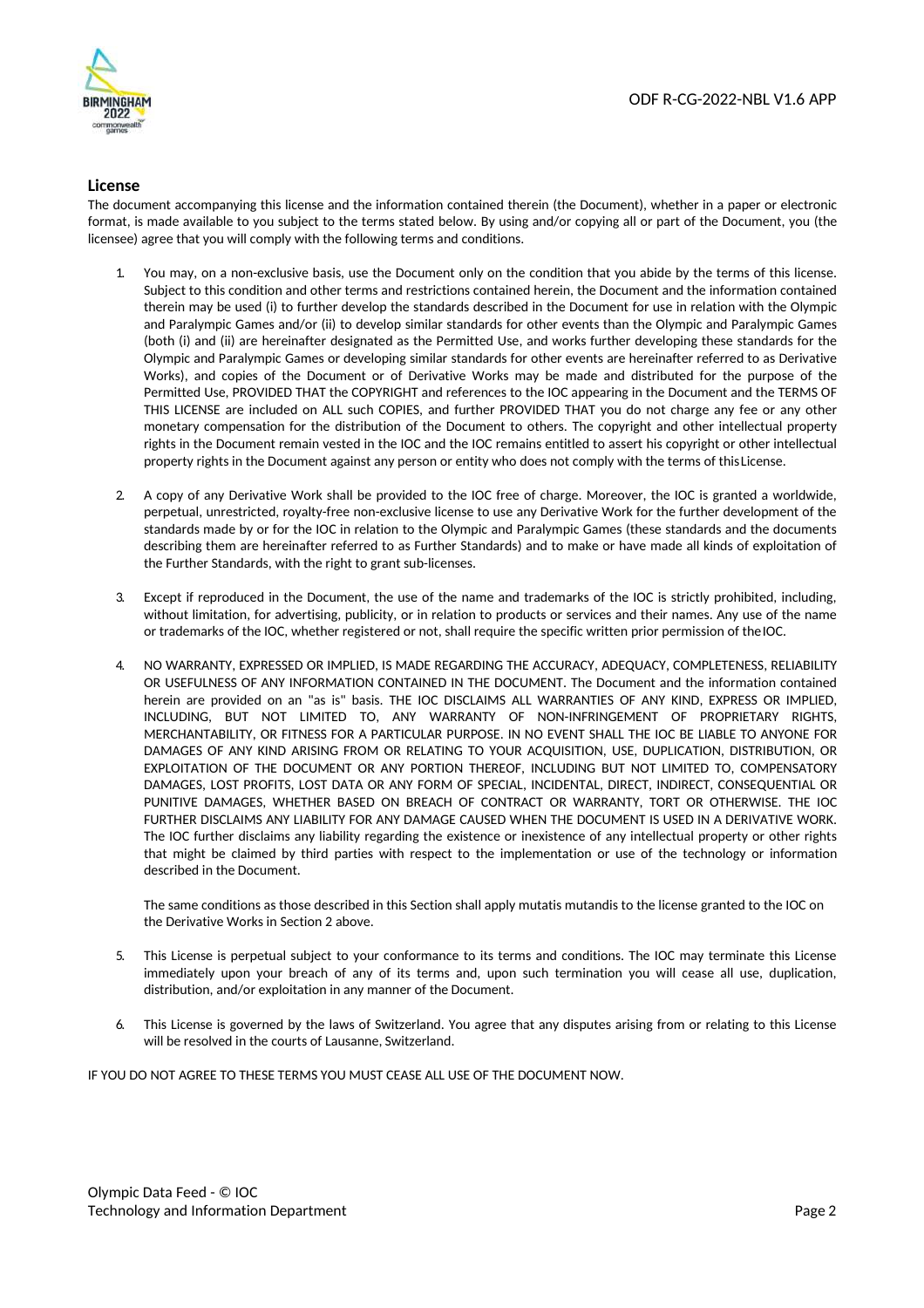## License

The document accompanying this license and the information contained therein (the Document), whether in a paper or electronic format, is made available to you subject to the terms stated below. By using and/or copying all or part of the Document, you (the licensee) agree that you will comply with the following terms and conditions.

1. You may, on a non-exclusive basis, use the Document only on the condition that you abide by the terms of this license. Subject to this condition and other terms and restrictions contained herein, the Document and the information contained therein may be used (i) to further develop the standards described in the Document for use in relation with the Olympic and Paralympic Games and/or (ii) to develop similar standards for other events than the Olympic and Paralympic Games (both (i) and (ii) are hereinafter designated as the Permitted Use, and works further developing these standards for the Olympic and Paralympic Games or developing similar standards for other events are hereinafter referred to as Derivative Works), and copies of the Document or of Derivative Works may be made and distributed for the purpose of the Permitted Use, PROVIDED THAT the COPYRIGHT and references to the IOC appearing in the Document and the TERMS OF THIS LICENSE are included on ALL such COPIES, and further PROVIDED THAT you do not charge any fee or any other monetary compensation for the distribution of the Document to others. The copyright and other intellectual property rights in the Document remain vested in the IOC and the IOC remains entitled to assert his copyright or other intellectual property rights in the Document against any person or entity who does not comply with the terms of this License.

2. A copy of any Derivative Work shall be provided to the IOC free of charge. Moreover, the IOC is granted a worldwide, perpetual, unrestricted, royalty-free non-exclusive license to use any Derivative Work for the further development of the standards made by or for the IOC in relation to the Olympic and Paralympic Games (these standards and the documents describing them are hereinafter referred to as Further Standards) and to make or have made all kinds of exploitation of the Further Standards, with the right to grant sub-licenses.

3. Except if reproduced in the Document, the use of the name and trademarks of the IOC is strictly prohibited, including, without limitation, for advertising, publicity, or in relation to products or services and their names. Any use of the name or trademarks of the IOC, whether registered or not, shall require the specific written prior permission of the IOC.

4. NO WARRANTY, EXPRESSED OR IMPLIED, IS MADE REGARDING THE ACCURACY, ADEQUACY, COMPLETENESS, RELIABILITY OR USEFULNESS OF ANY INFORMATION CONTAINED IN THE DOCUMENT. The Document and the information contained herein are provided on an "as is" basis. THE IOC DISCLAIMS ALL WARRANTIES OF ANY KIND, EXPRESS OR IMPLIED, INCLUDING, BUT NOT LIMITED TO, ANY WARRANTY OF NON-INFRINGEMENT OF PROPRIETARY RIGHTS, MERCHANTABILITY, OR FITNESS FOR A PARTICULAR PURPOSE. IN NO EVENT SHALL THE IOC BE LIABLE TO ANYONE FOR DAMAGES OF ANY KIND ARISING FROM OR RELATING TO YOUR ACQUISITION, USE, DUPLICATION, DISTRIBUTION, OR EXPLOITATION OF THE DOCUMENT OR ANY PORTION THEREOF, INCLUDING BUT NOT LIMITED TO, COMPENSATORY DAMAGES, LOST PROFITS, LOST DATA OR ANY FORM OF SPECIAL, INCIDENTAL, DIRECT, INDIRECT, CONSEQUENTIAL OR PUNITIVE DAMAGES, WHETHER BASED ON BREACH OF CONTRACT OR WARRANTY, TORT OR OTHERWISE. THE IOC FURTHER DISCLAIMS ANY LIABILITY FOR ANY DAMAGE CAUSED WHEN THE DOCUMENT IS USED IN A DERIVATIVE WORK. The IOC further disclaims any liability regarding the existence or inexistence of any intellectual property or other rights that might be claimed by third parties with respect to the implementation or use of the technology or information described in the Document.

   The same conditions as those described in this Section shall apply mutatis mutandis to the license granted to the IOC on the Derivative Works in Section 2 above.

5. This License is perpetual subject to your conformance to its terms and conditions. The IOC may terminate this License immediately upon your breach of any of its terms and, upon such termination you will cease all use, duplication, distribution, and/or exploitation in any manner of the Document.

6. This License is governed by the laws of Switzerland. You agree that any disputes arising from or relating to this License will be resolved in the courts of Lausanne, Switzerland.

IF YOU DO NOT AGREE TO THESE TERMS YOU MUST CEASE ALL USE OF THE DOCUMENT NOW.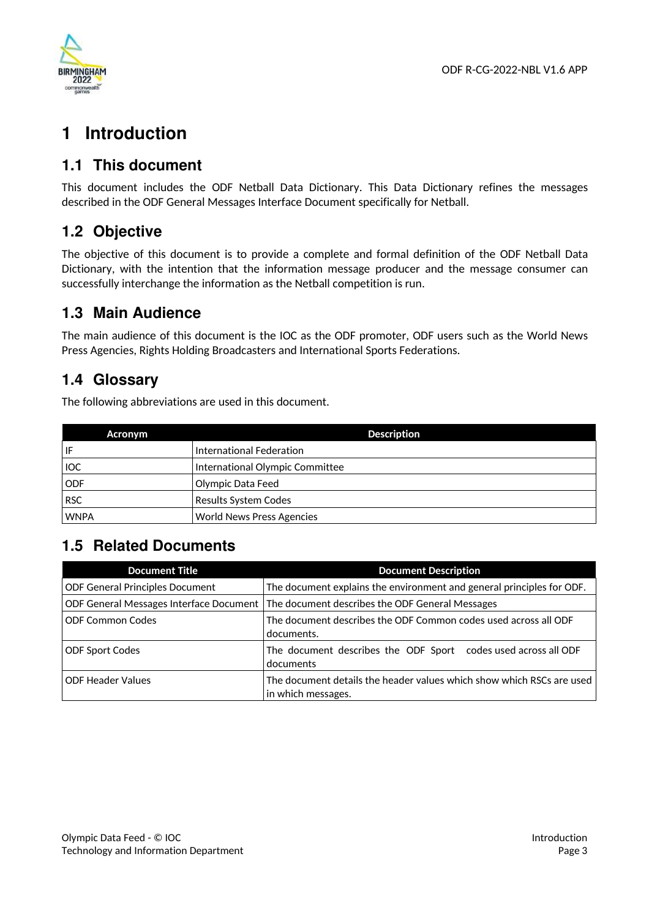# 1 Introduction

## 1.1 This document

This document includes the ODF Netball Data Dictionary. This Data Dictionary refines the messages described in the ODF General Messages Interface Document specifically for Netball.

## 1.2 Objective

The objective of this document is to provide a complete and formal definition of the ODF Netball Data Dictionary, with the intention that the information message producer and the message consumer can successfully interchange the information as the Netball competition is run.

## 1.3 Main Audience

The main audience of this document is the IOC as the ODF promoter, ODF users such as the World News Press Agencies, Rights Holding Broadcasters and International Sports Federations.

## 1.4 Glossary

The following abbreviations are used in this document.

| Acronym | Description |
|---|---|
| IF | International Federation |
| IOC | International Olympic Committee |
| ODF | Olympic Data Feed |
| RSC | Results System Codes |
| WNPA | World News Press Agencies |

## 1.5 Related Documents

| Document Title | Document Description |
|---|---|
| ODF General Principles Document | The document explains the environment and general principles for ODF. |
| ODF General Messages Interface Document | The document describes the ODF General Messages |
| ODF Common Codes | The document describes the ODF Common codes used across all ODF documents. |
| ODF Sport Codes | The document describes the ODF Sport codes used across all ODF documents |
| ODF Header Values | The document details the header values which show which RSCs are used in which messages. |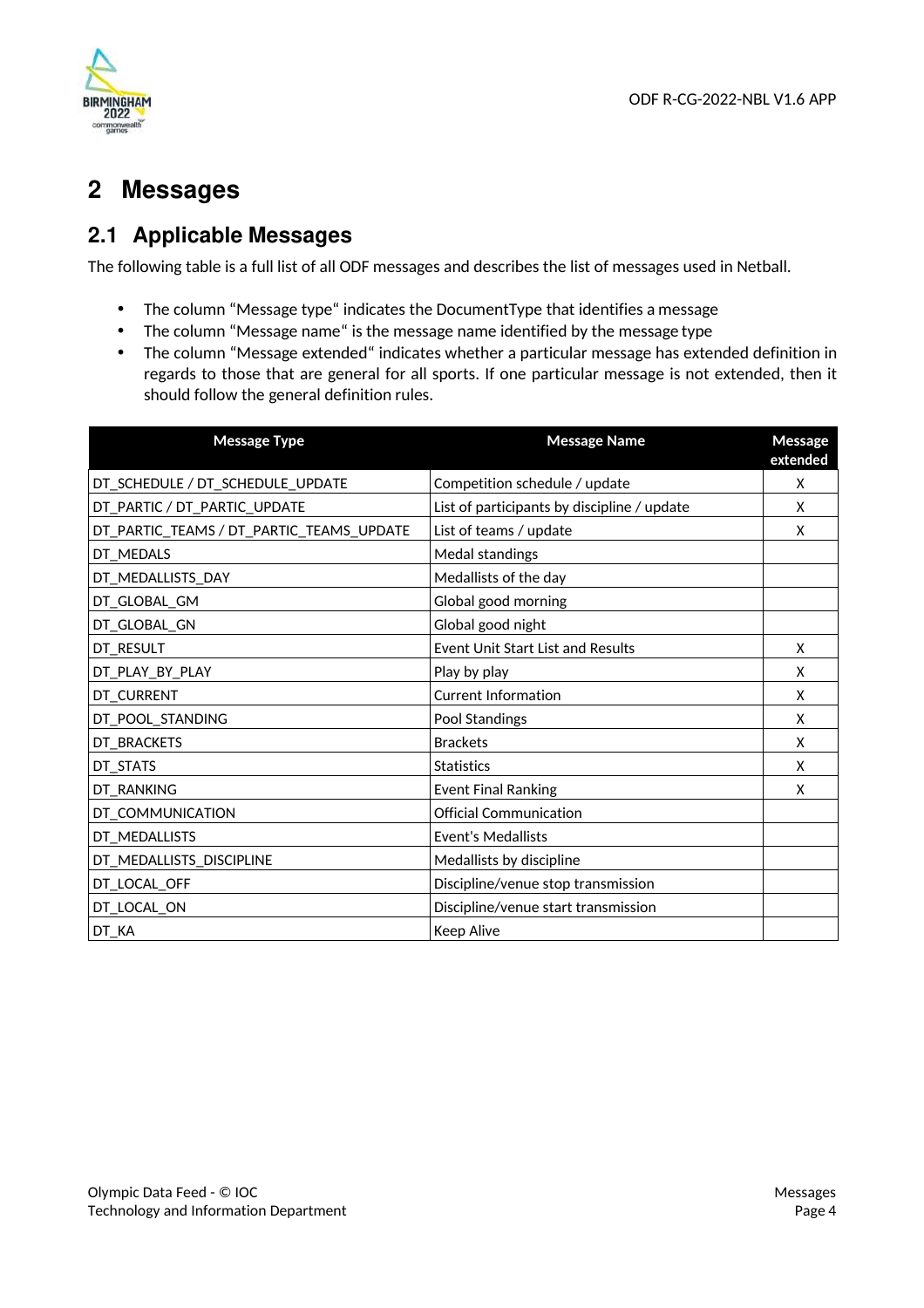# 2 Messages

## 2.1 Applicable Messages

The following table is a full list of all ODF messages and describes the list of messages used in Netball.

- The column "Message type" indicates the DocumentType that identifies a message
- The column "Message name" is the message name identified by the message type
- The column "Message extended" indicates whether a particular message has extended definition in regards to those that are general for all sports. If one particular message is not extended, then it should follow the general definition rules.

| Message Type | Message Name | Message extended |
|---|---|---|
| DT_SCHEDULE / DT_SCHEDULE_UPDATE | Competition schedule / update | X |
| DT_PARTIC / DT_PARTIC_UPDATE | List of participants by discipline / update | X |
| DT_PARTIC_TEAMS / DT_PARTIC_TEAMS_UPDATE | List of teams / update | X |
| DT_MEDALS | Medal standings | |
| DT_MEDALLISTS_DAY | Medallists of the day | |
| DT_GLOBAL_GM | Global good morning | |
| DT_GLOBAL_GN | Global good night | |
| DT_RESULT | Event Unit Start List and Results | X |
| DT_PLAY_BY_PLAY | Play by play | X |
| DT_CURRENT | Current Information | X |
| DT_POOL_STANDING | Pool Standings | X |
| DT_BRACKETS | Brackets | X |
| DT_STATS | Statistics | X |
| DT_RANKING | Event Final Ranking | X |
| DT_COMMUNICATION | Official Communication | |
| DT_MEDALLISTS | Event's Medallists | |
| DT_MEDALLISTS_DISCIPLINE | Medallists by discipline | |
| DT_LOCAL_OFF | Discipline/venue stop transmission | |
| DT_LOCAL_ON | Discipline/venue start transmission | |
| DT_KA | Keep Alive | |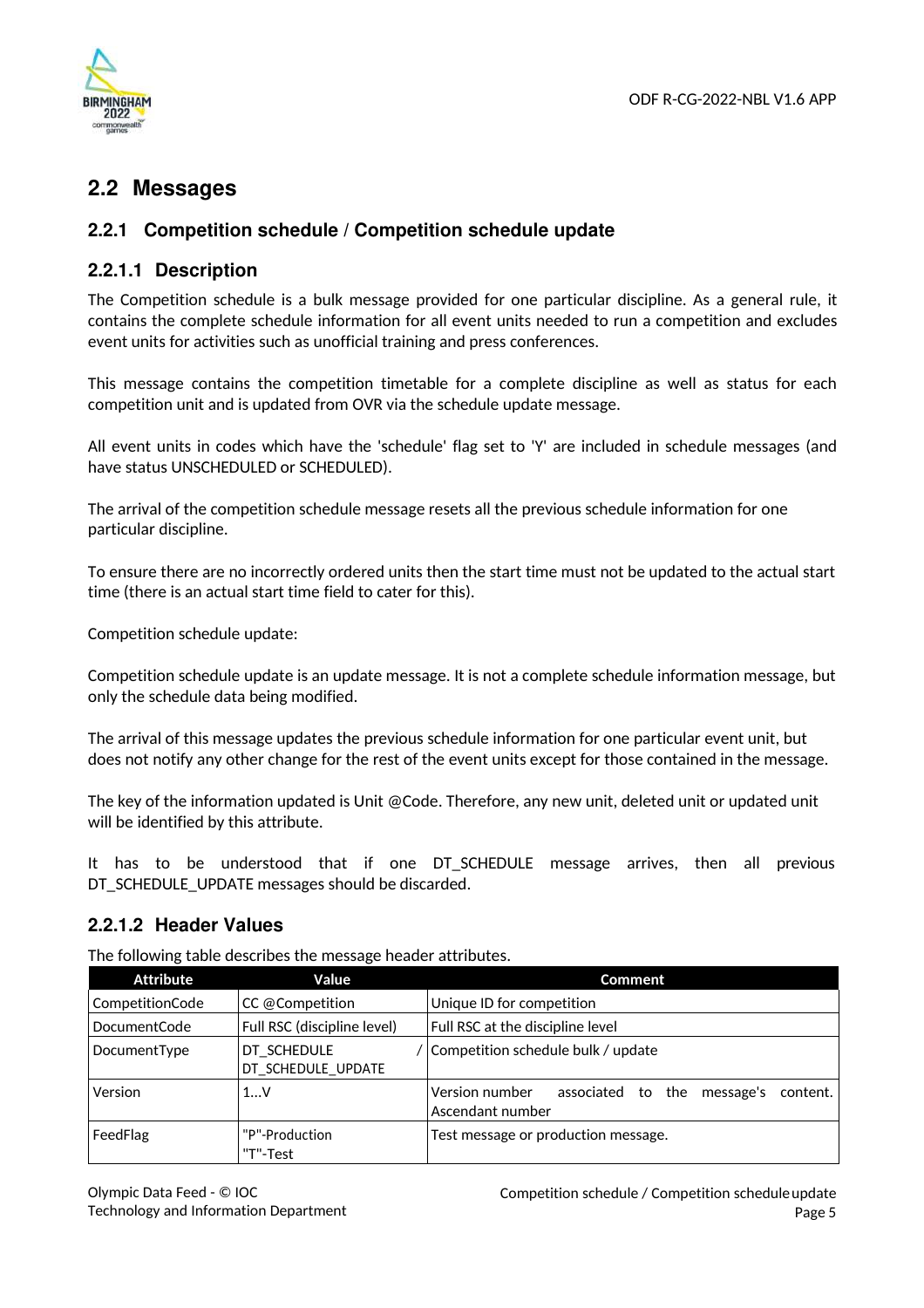## 2.2 Messages

### 2.2.1 Competition schedule / Competition schedule update

#### 2.2.1.1 Description

The Competition schedule is a bulk message provided for one particular discipline. As a general rule, it contains the complete schedule information for all event units needed to run a competition and excludes event units for activities such as unofficial training and press conferences.

This message contains the competition timetable for a complete discipline as well as status for each competition unit and is updated from OVR via the schedule update message.

All event units in codes which have the 'schedule' flag set to 'Y' are included in schedule messages (and have status UNSCHEDULED or SCHEDULED).

The arrival of the competition schedule message resets all the previous schedule information for one particular discipline.

To ensure there are no incorrectly ordered units then the start time must not be updated to the actual start time (there is an actual start time field to cater for this).

Competition schedule update:

Competition schedule update is an update message. It is not a complete schedule information message, but only the schedule data being modified.

The arrival of this message updates the previous schedule information for one particular event unit, but does not notify any other change for the rest of the event units except for those contained in the message.

The key of the information updated is Unit @Code. Therefore, any new unit, deleted unit or updated unit will be identified by this attribute.

It has to be understood that if one DT_SCHEDULE message arrives, then all previous DT_SCHEDULE_UPDATE messages should be discarded.

#### 2.2.1.2 Header Values

The following table describes the message header attributes.

| Attribute | Value | Comment |
|---|---|---|
| CompetitionCode | CC @Competition | Unique ID for competition |
| DocumentCode | Full RSC (discipline level) | Full RSC at the discipline level |
| DocumentType | DT_SCHEDULE / DT_SCHEDULE_UPDATE | Competition schedule bulk / update |
| Version | 1…V | Version number associated to the message's content. Ascendant number |
| FeedFlag | "P"-Production "T"-Test | Test message or production message. |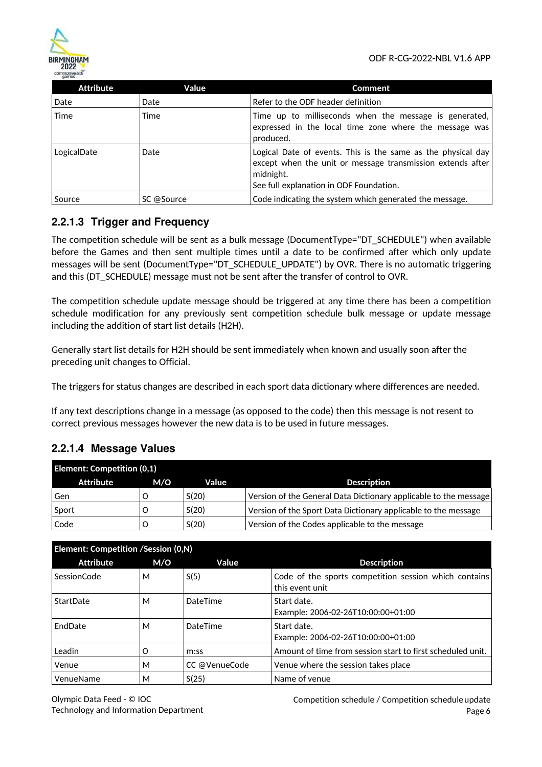| Attribute | Value | Comment |
|---|---|---|
| Date | Date | Refer to the ODF header definition |
| Time | Time | Time up to milliseconds when the message is generated, expressed in the local time zone where the message was produced. |
| LogicalDate | Date | Logical Date of events. This is the same as the physical day except when the unit or message transmission extends after midnight.<br>See full explanation in ODF Foundation. |
| Source | SC @Source | Code indicating the system which generated the message. |

### 2.2.1.3 Trigger and Frequency

The competition schedule will be sent as a bulk message (DocumentType="DT_SCHEDULE") when available before the Games and then sent multiple times until a date to be confirmed after which only update messages will be sent (DocumentType="DT_SCHEDULE_UPDATE") by OVR. There is no automatic triggering and this (DT_SCHEDULE) message must not be sent after the transfer of control to OVR.

The competition schedule update message should be triggered at any time there has been a competition schedule modification for any previously sent competition schedule bulk message or update message including the addition of start list details (H2H).

Generally start list details for H2H should be sent immediately when known and usually soon after the preceding unit changes to Official.

The triggers for status changes are described in each sport data dictionary where differences are needed.

If any text descriptions change in a message (as opposed to the code) then this message is not resent to correct previous messages however the new data is to be used in future messages.

### 2.2.1.4 Message Values

**Element: Competition (0,1)**

| Attribute | M/O | Value | Description |
|---|---|---|---|
| Gen | O | S(20) | Version of the General Data Dictionary applicable to the message |
| Sport | O | S(20) | Version of the Sport Data Dictionary applicable to the message |
| Code | O | S(20) | Version of the Codes applicable to the message |

**Element: Competition /Session (0,N)**

| Attribute | M/O | Value | Description |
|---|---|---|---|
| SessionCode | M | S(5) | Code of the sports competition session which contains this event unit |
| StartDate | M | DateTime | Start date.<br>Example: 2006-02-26T10:00:00+01:00 |
| EndDate | M | DateTime | Start date.<br>Example: 2006-02-26T10:00:00+01:00 |
| Leadin | O | m:ss | Amount of time from session start to first scheduled unit. |
| Venue | M | CC @VenueCode | Venue where the session takes place |
| VenueName | M | S(25) | Name of venue |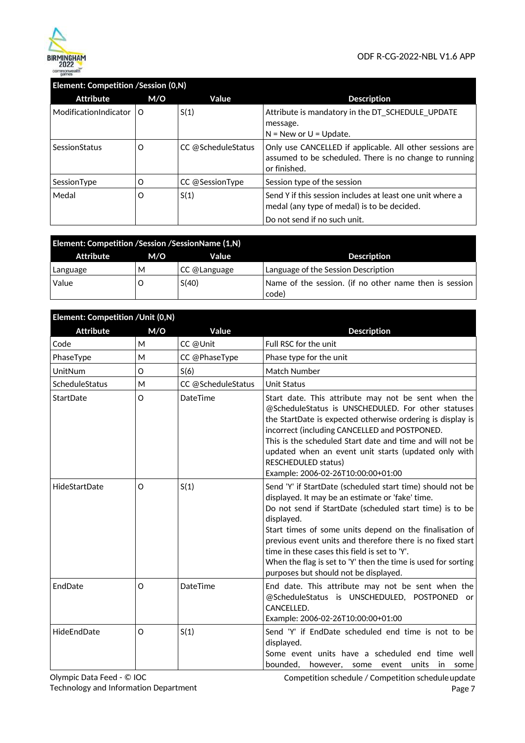| Element: Competition /Session (0,N) | | | |
|---|---|---|---|
| **Attribute** | **M/O** | **Value** | **Description** |
| ModificationIndicator | O | S(1) | Attribute is mandatory in the DT_SCHEDULE_UPDATE message.<br>N = New or U = Update. |
| SessionStatus | O | CC @ScheduleStatus | Only use CANCELLED if applicable. All other sessions are assumed to be scheduled. There is no change to running or finished. |
| SessionType | O | CC @SessionType | Session type of the session |
| Medal | O | S(1) | Send Y if this session includes at least one unit where a medal (any type of medal) is to be decided.<br>Do not send if no such unit. |

| Element: Competition /Session /SessionName (1,N) | | | |
|---|---|---|---|
| **Attribute** | **M/O** | **Value** | **Description** |
| Language | M | CC @Language | Language of the Session Description |
| Value | O | S(40) | Name of the session. (if no other name then is session code) |

| Element: Competition /Unit (0,N) | | | |
|---|---|---|---|
| **Attribute** | **M/O** | **Value** | **Description** |
| Code | M | CC @Unit | Full RSC for the unit |
| PhaseType | M | CC @PhaseType | Phase type for the unit |
| UnitNum | O | S(6) | Match Number |
| ScheduleStatus | M | CC @ScheduleStatus | Unit Status |
| StartDate | O | DateTime | Start date. This attribute may not be sent when the @ScheduleStatus is UNSCHEDULED. For other statuses the StartDate is expected otherwise ordering is display is incorrect (including CANCELLED and POSTPONED.<br>This is the scheduled Start date and time and will not be updated when an event unit starts (updated only with RESCHEDULED status)<br>Example: 2006-02-26T10:00:00+01:00 |
| HideStartDate | O | S(1) | Send 'Y' if StartDate (scheduled start time) should not be displayed. It may be an estimate or 'fake' time.<br>Do not send if StartDate (scheduled start time) is to be displayed.<br>Start times of some units depend on the finalisation of previous event units and therefore there is no fixed start time in these cases this field is set to 'Y'.<br>When the flag is set to 'Y' then the time is used for sorting purposes but should not be displayed. |
| EndDate | O | DateTime | End date. This attribute may not be sent when the @ScheduleStatus is UNSCHEDULED, POSTPONED or CANCELLED.<br>Example: 2006-02-26T10:00:00+01:00 |
| HideEndDate | O | S(1) | Send 'Y' if EndDate scheduled end time is not to be displayed.<br>Some event units have a scheduled end time well bounded, however, some event units in some |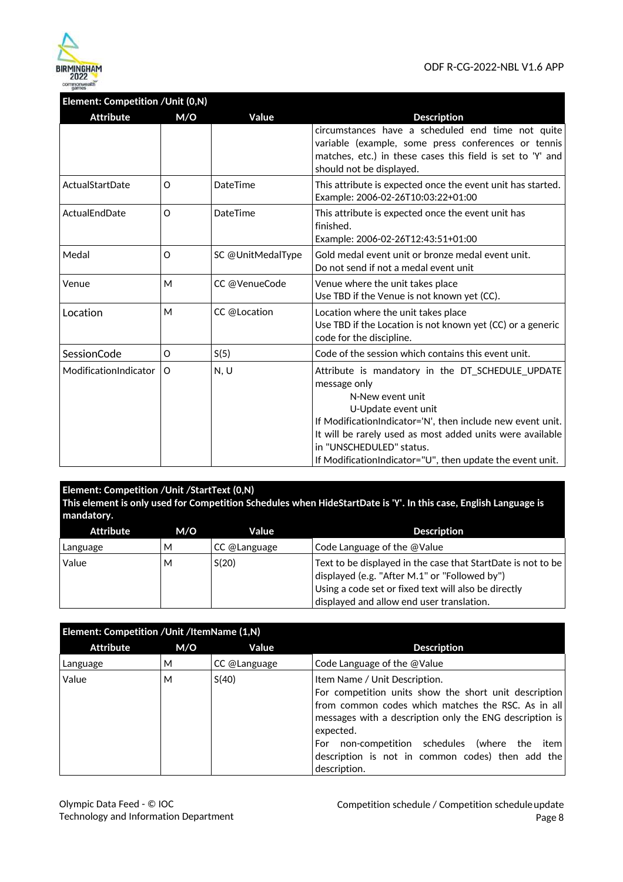**Element: Competition /Unit (0,N)**

| Attribute | M/O | Value | Description |
|---|---|---|---|
| | | | circumstances have a scheduled end time not quite variable (example, some press conferences or tennis matches, etc.) in these cases this field is set to 'Y' and should not be displayed. |
| ActualStartDate | O | DateTime | This attribute is expected once the event unit has started.<br>Example: 2006-02-26T10:03:22+01:00 |
| ActualEndDate | O | DateTime | This attribute is expected once the event unit has finished.<br>Example: 2006-02-26T12:43:51+01:00 |
| Medal | O | SC @UnitMedalType | Gold medal event unit or bronze medal event unit.<br>Do not send if not a medal event unit |
| Venue | M | CC @VenueCode | Venue where the unit takes place<br>Use TBD if the Venue is not known yet (CC). |
| Location | M | CC @Location | Location where the unit takes place<br>Use TBD if the Location is not known yet (CC) or a generic code for the discipline. |
| SessionCode | O | S(5) | Code of the session which contains this event unit. |
| ModificationIndicator | O | N, U | Attribute is mandatory in the DT_SCHEDULE_UPDATE message only<br>N-New event unit<br>U-Update event unit<br>If ModificationIndicator='N', then include new event unit. It will be rarely used as most added units were available in "UNSCHEDULED" status.<br>If ModificationIndicator="U", then update the event unit. |

**Element: Competition /Unit /StartText (0,N)**
**This element is only used for Competition Schedules when HideStartDate is 'Y'. In this case, English Language is mandatory.**

| Attribute | M/O | Value | Description |
|---|---|---|---|
| Language | M | CC @Language | Code Language of the @Value |
| Value | M | S(20) | Text to be displayed in the case that StartDate is not to be displayed (e.g. "After M.1" or "Followed by")<br>Using a code set or fixed text will also be directly displayed and allow end user translation. |

**Element: Competition /Unit /ItemName (1,N)**

| Attribute | M/O | Value | Description |
|---|---|---|---|
| Language | M | CC @Language | Code Language of the @Value |
| Value | M | S(40) | Item Name / Unit Description.<br>For competition units show the short unit description from common codes which matches the RSC. As in all messages with a description only the ENG description is expected.<br>For non-competition schedules (where the item description is not in common codes) then add the description. |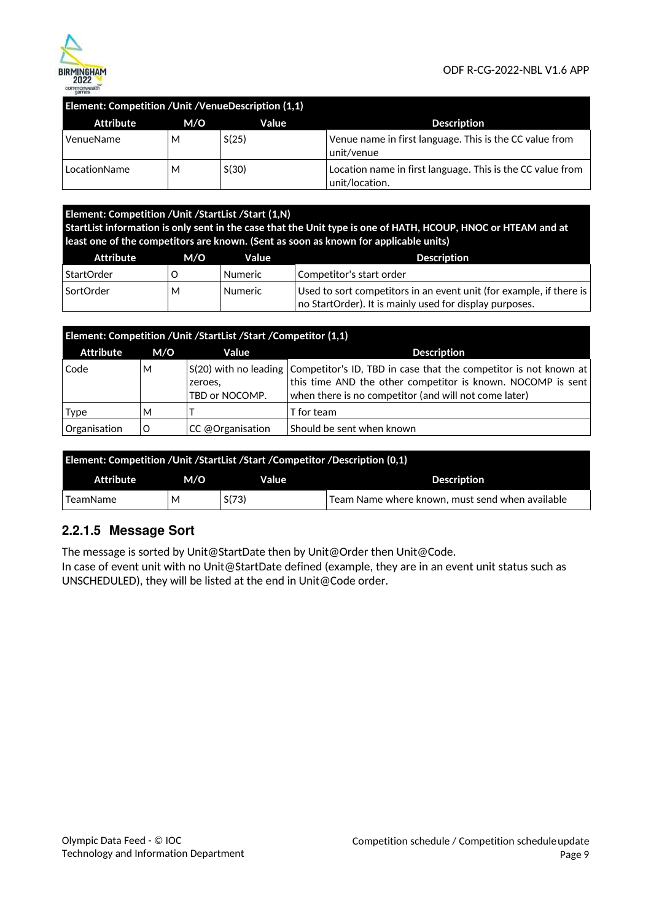| Element: Competition /Unit /VenueDescription (1,1) | | | |
|---|---|---|---|
| **Attribute** | **M/O** | **Value** | **Description** |
| VenueName | M | S(25) | Venue name in first language. This is the CC value from unit/venue |
| LocationName | M | S(30) | Location name in first language. This is the CC value from unit/location. |

| Element: Competition /Unit /StartList /Start (1,N)<br>StartList information is only sent in the case that the Unit type is one of HATH, HCOUP, HNOC or HTEAM and at least one of the competitors are known. (Sent as soon as known for applicable units) | | | |
|---|---|---|---|
| **Attribute** | **M/O** | **Value** | **Description** |
| StartOrder | O | Numeric | Competitor's start order |
| SortOrder | M | Numeric | Used to sort competitors in an event unit (for example, if there is no StartOrder). It is mainly used for display purposes. |

| Element: Competition /Unit /StartList /Start /Competitor (1,1) | | | |
|---|---|---|---|
| **Attribute** | **M/O** | **Value** | **Description** |
| Code | M | S(20) with no leading zeroes, TBD or NOCOMP. | Competitor's ID, TBD in case that the competitor is not known at this time AND the other competitor is known. NOCOMP is sent when there is no competitor (and will not come later) |
| Type | M | T | T for team |
| Organisation | O | CC @Organisation | Should be sent when known |

| Element: Competition /Unit /StartList /Start /Competitor /Description (0,1) | | | |
|---|---|---|---|
| **Attribute** | **M/O** | **Value** | **Description** |
| TeamName | M | S(73) | Team Name where known, must send when available |

### 2.2.1.5 Message Sort

The message is sorted by Unit@StartDate then by Unit@Order then Unit@Code.
In case of event unit with no Unit@StartDate defined (example, they are in an event unit status such as UNSCHEDULED), they will be listed at the end in Unit@Code order.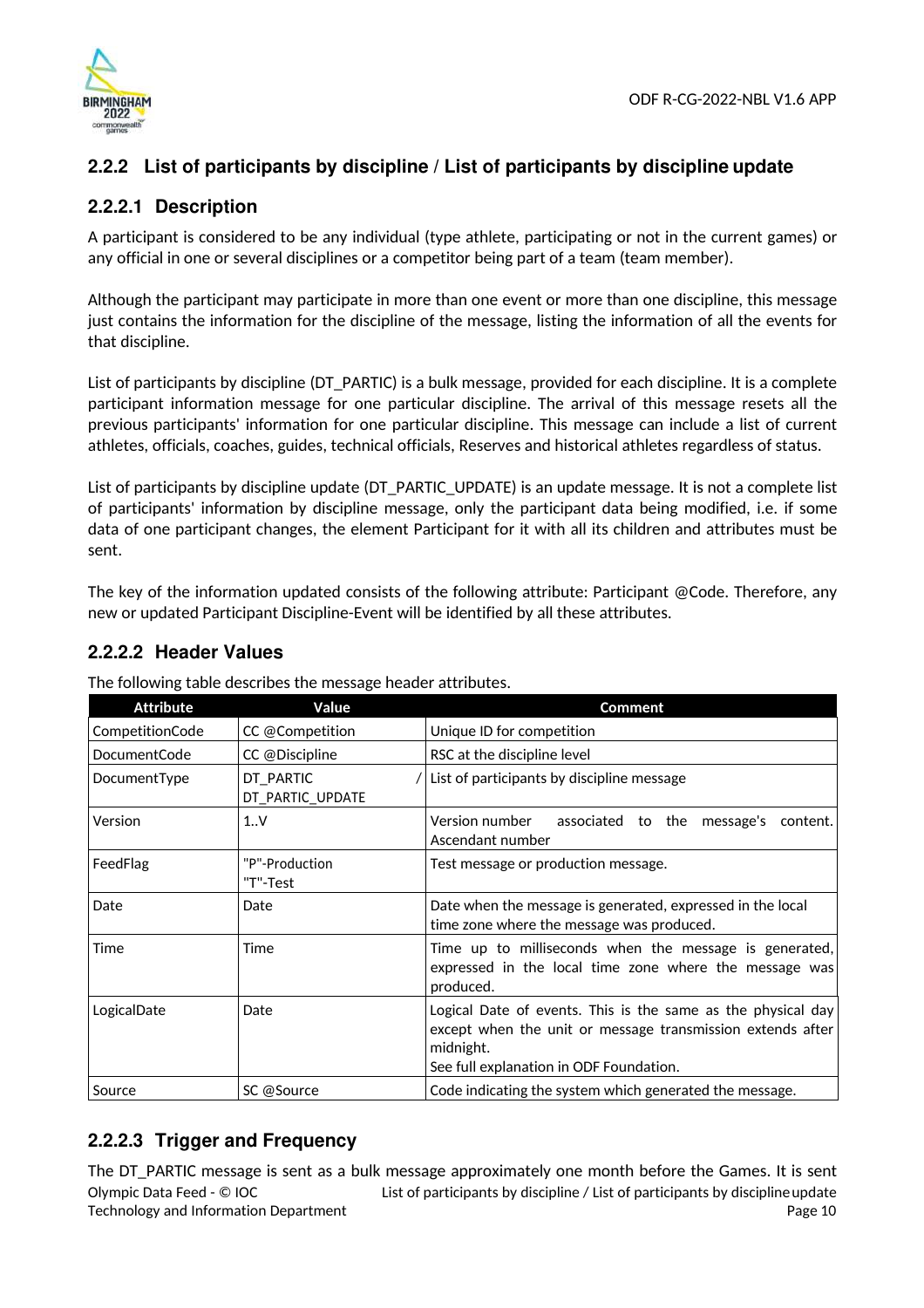### 2.2.2 List of participants by discipline / List of participants by discipline update

#### 2.2.2.1 Description

A participant is considered to be any individual (type athlete, participating or not in the current games) or any official in one or several disciplines or a competitor being part of a team (team member).

Although the participant may participate in more than one event or more than one discipline, this message just contains the information for the discipline of the message, listing the information of all the events for that discipline.

List of participants by discipline (DT_PARTIC) is a bulk message, provided for each discipline. It is a complete participant information message for one particular discipline. The arrival of this message resets all the previous participants' information for one particular discipline. This message can include a list of current athletes, officials, coaches, guides, technical officials, Reserves and historical athletes regardless of status.

List of participants by discipline update (DT_PARTIC_UPDATE) is an update message. It is not a complete list of participants' information by discipline message, only the participant data being modified, i.e. if some data of one participant changes, the element Participant for it with all its children and attributes must be sent.

The key of the information updated consists of the following attribute: Participant @Code. Therefore, any new or updated Participant Discipline-Event will be identified by all these attributes.

#### 2.2.2.2 Header Values

The following table describes the message header attributes.

| Attribute | Value | Comment |
|---|---|---|
| CompetitionCode | CC @Competition | Unique ID for competition |
| DocumentCode | CC @Discipline | RSC at the discipline level |
| DocumentType | DT_PARTIC / DT_PARTIC_UPDATE | List of participants by discipline message |
| Version | 1..V | Version number associated to the message's content. Ascendant number |
| FeedFlag | "P"-Production "T"-Test | Test message or production message. |
| Date | Date | Date when the message is generated, expressed in the local time zone where the message was produced. |
| Time | Time | Time up to milliseconds when the message is generated, expressed in the local time zone where the message was produced. |
| LogicalDate | Date | Logical Date of events. This is the same as the physical day except when the unit or message transmission extends after midnight. See full explanation in ODF Foundation. |
| Source | SC @Source | Code indicating the system which generated the message. |

#### 2.2.2.3 Trigger and Frequency

The DT_PARTIC message is sent as a bulk message approximately one month before the Games. It is sent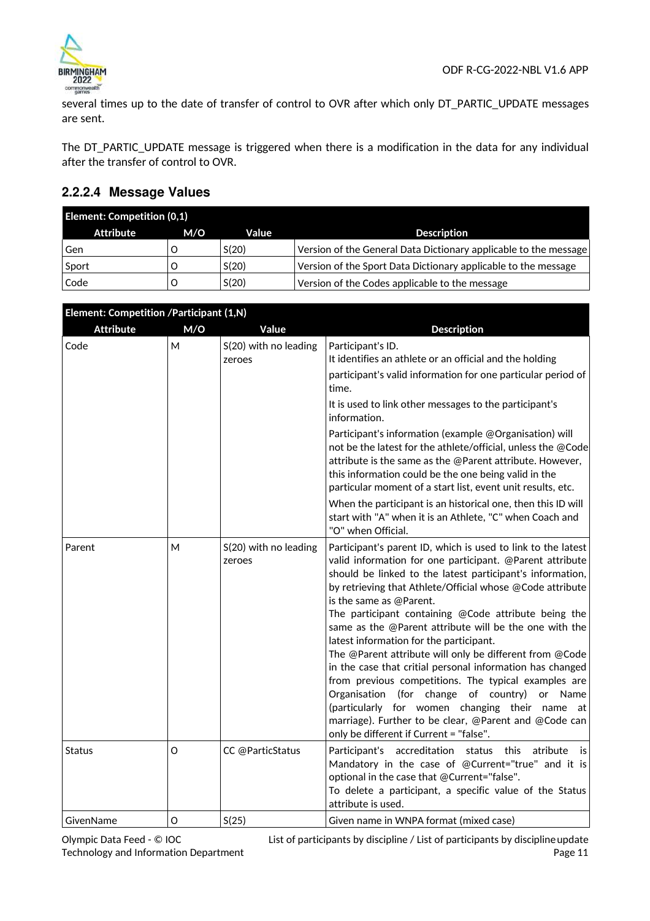several times up to the date of transfer of control to OVR after which only DT_PARTIC_UPDATE messages are sent.

The DT_PARTIC_UPDATE message is triggered when there is a modification in the data for any individual after the transfer of control to OVR.

### 2.2.2.4 Message Values

| **Element: Competition (0,1)** | | | |
|---|---|---|---|
| **Attribute** | **M/O** | **Value** | **Description** |
| Gen | O | S(20) | Version of the General Data Dictionary applicable to the message |
| Sport | O | S(20) | Version of the Sport Data Dictionary applicable to the message |
| Code | O | S(20) | Version of the Codes applicable to the message |

| **Element: Competition /Participant (1,N)** | | | |
|---|---|---|---|
| **Attribute** | **M/O** | **Value** | **Description** |
| Code | M | S(20) with no leading zeroes | Participant's ID.<br>It identifies an athlete or an official and the holding participant's valid information for one particular period of time.<br>It is used to link other messages to the participant's information.<br>Participant's information (example @Organisation) will not be the latest for the athlete/official, unless the @Code attribute is the same as the @Parent attribute. However, this information could be the one being valid in the particular moment of a start list, event unit results, etc.<br>When the participant is an historical one, then this ID will start with "A" when it is an Athlete, "C" when Coach and "O" when Official. |
| Parent | M | S(20) with no leading zeroes | Participant's parent ID, which is used to link to the latest valid information for one participant. @Parent attribute should be linked to the latest participant's information, by retrieving that Athlete/Official whose @Code attribute is the same as @Parent.<br>The participant containing @Code attribute being the same as the @Parent attribute will be the one with the latest information for the participant.<br>The @Parent attribute will only be different from @Code in the case that critial personal information has changed from previous competitions. The typical examples are Organisation (for change of country) or Name (particularly for women changing their name at marriage). Further to be clear, @Parent and @Code can only be different if Current = "false". |
| Status | O | CC @ParticStatus | Participant's accreditation status this atribute is Mandatory in the case of @Current="true" and it is optional in the case that @Current="false".<br>To delete a participant, a specific value of the Status attribute is used. |
| GivenName | O | S(25) | Given name in WNPA format (mixed case) |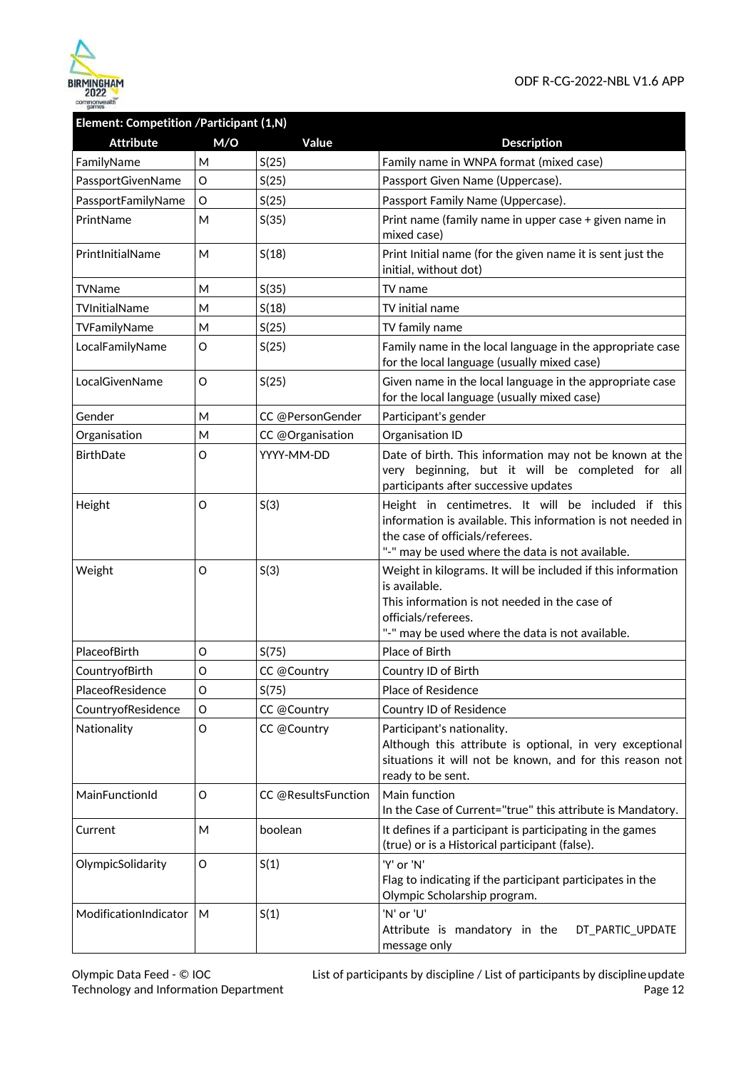| Element: Competition /Participant (1,N) | | | |
|---|---|---|---|
| **Attribute** | **M/O** | **Value** | **Description** |
| FamilyName | M | S(25) | Family name in WNPA format (mixed case) |
| PassportGivenName | O | S(25) | Passport Given Name (Uppercase). |
| PassportFamilyName | O | S(25) | Passport Family Name (Uppercase). |
| PrintName | M | S(35) | Print name (family name in upper case + given name in mixed case) |
| PrintInitialName | M | S(18) | Print Initial name (for the given name it is sent just the initial, without dot) |
| TVName | M | S(35) | TV name |
| TVInitialName | M | S(18) | TV initial name |
| TVFamilyName | M | S(25) | TV family name |
| LocalFamilyName | O | S(25) | Family name in the local language in the appropriate case for the local language (usually mixed case) |
| LocalGivenName | O | S(25) | Given name in the local language in the appropriate case for the local language (usually mixed case) |
| Gender | M | CC @PersonGender | Participant's gender |
| Organisation | M | CC @Organisation | Organisation ID |
| BirthDate | O | YYYY-MM-DD | Date of birth. This information may not be known at the very beginning, but it will be completed for all participants after successive updates |
| Height | O | S(3) | Height in centimetres. It will be included if this information is available. This information is not needed in the case of officials/referees.<br>"-" may be used where the data is not available. |
| Weight | O | S(3) | Weight in kilograms. It will be included if this information is available.<br>This information is not needed in the case of officials/referees.<br>"-" may be used where the data is not available. |
| PlaceofBirth | O | S(75) | Place of Birth |
| CountryofBirth | O | CC @Country | Country ID of Birth |
| PlaceofResidence | O | S(75) | Place of Residence |
| CountryofResidence | O | CC @Country | Country ID of Residence |
| Nationality | O | CC @Country | Participant's nationality.<br>Although this attribute is optional, in very exceptional situations it will not be known, and for this reason not ready to be sent. |
| MainFunctionId | O | CC @ResultsFunction | Main function<br>In the Case of Current="true" this attribute is Mandatory. |
| Current | M | boolean | It defines if a participant is participating in the games (true) or is a Historical participant (false). |
| OlympicSolidarity | O | S(1) | 'Y' or 'N'<br>Flag to indicating if the participant participates in the Olympic Scholarship program. |
| ModificationIndicator | M | S(1) | 'N' or 'U'<br>Attribute is mandatory in the DT_PARTIC_UPDATE message only |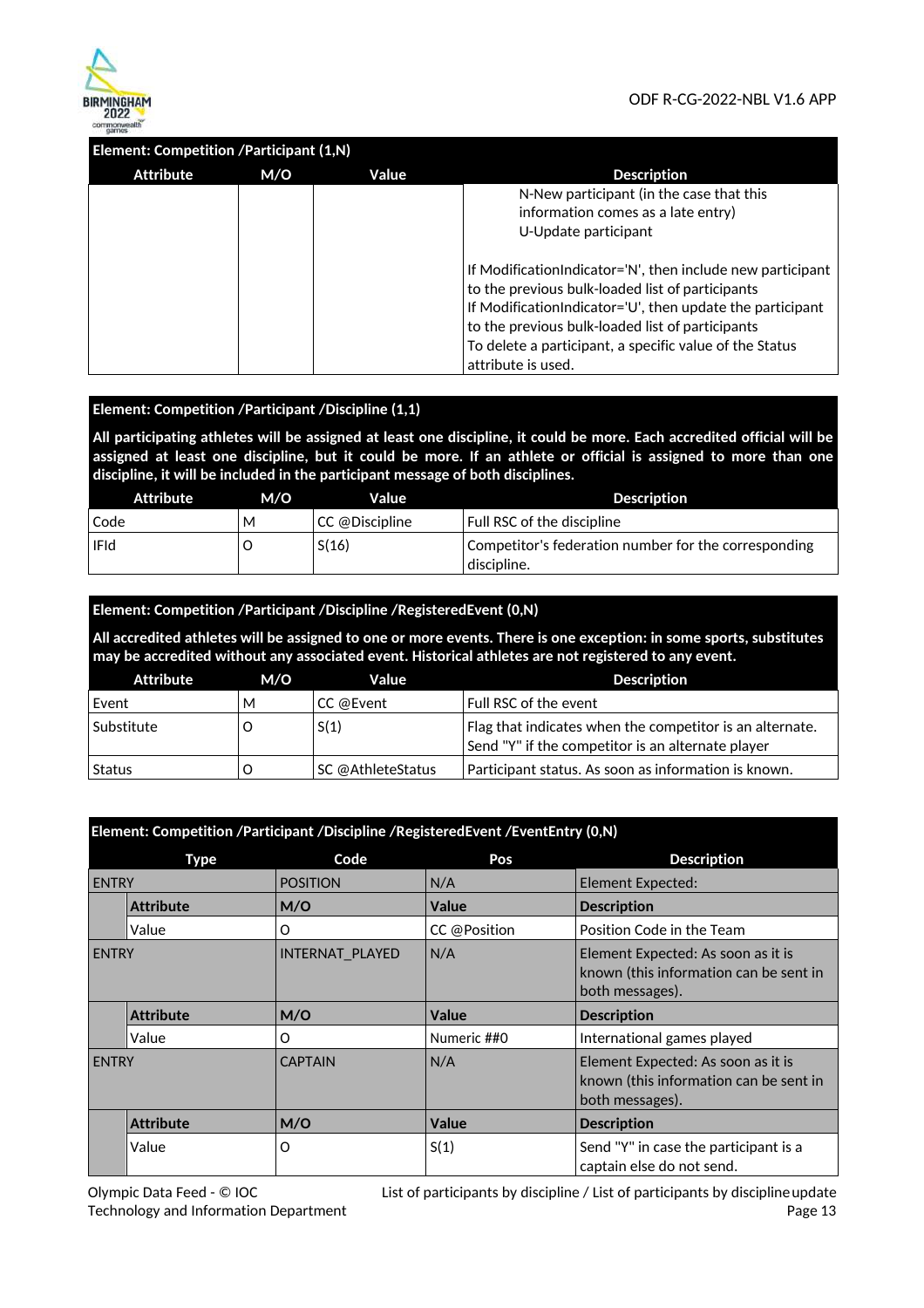| Element: Competition /Participant (1,N) | | | |
|---|---|---|---|
| **Attribute** | **M/O** | **Value** | **Description** |
| | | | N-New participant (in the case that this information comes as a late entry)<br>U-Update participant<br><br>If ModificationIndicator='N', then include new participant to the previous bulk-loaded list of participants<br>If ModificationIndicator='U', then update the participant to the previous bulk-loaded list of participants<br>To delete a participant, a specific value of the Status attribute is used. |

**Element: Competition /Participant /Discipline (1,1)**

**All participating athletes will be assigned at least one discipline, it could be more. Each accredited official will be assigned at least one discipline, but it could be more. If an athlete or official is assigned to more than one discipline, it will be included in the participant message of both disciplines.**

| Attribute | M/O | Value | Description |
|---|---|---|---|
| Code | M | CC @Discipline | Full RSC of the discipline |
| IFId | O | S(16) | Competitor's federation number for the corresponding discipline. |

**Element: Competition /Participant /Discipline /RegisteredEvent (0,N)**

**All accredited athletes will be assigned to one or more events. There is one exception: in some sports, substitutes may be accredited without any associated event. Historical athletes are not registered to any event.**

| Attribute | M/O | Value | Description |
|---|---|---|---|
| Event | M | CC @Event | Full RSC of the event |
| Substitute | O | S(1) | Flag that indicates when the competitor is an alternate. Send "Y" if the competitor is an alternate player |
| Status | O | SC @AthleteStatus | Participant status. As soon as information is known. |

**Element: Competition /Participant /Discipline /RegisteredEvent /EventEntry (0,N)**

| Type | | Code | Pos | Description |
|---|---|---|---|---|
| ENTRY | | POSITION | N/A | Element Expected: |
| | **Attribute** | **M/O** | **Value** | **Description** |
| | Value | O | CC @Position | Position Code in the Team |
| ENTRY | | INTERNAT_PLAYED | N/A | Element Expected: As soon as it is known (this information can be sent in both messages). |
| | **Attribute** | **M/O** | **Value** | **Description** |
| | Value | O | Numeric ##0 | International games played |
| ENTRY | | CAPTAIN | N/A | Element Expected: As soon as it is known (this information can be sent in both messages). |
| | **Attribute** | **M/O** | **Value** | **Description** |
| | Value | O | S(1) | Send "Y" in case the participant is a captain else do not send. |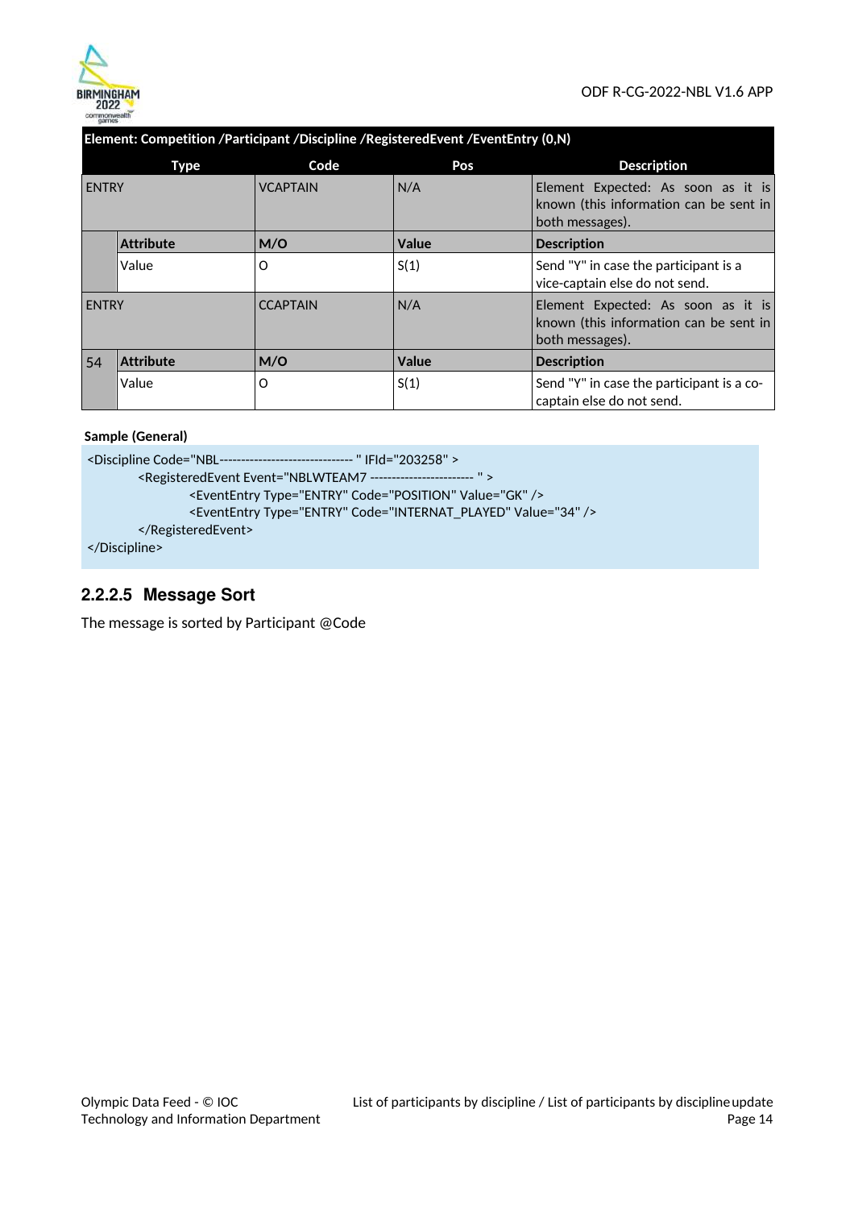| Element: Competition /Participant /Discipline /RegisteredEvent /EventEntry (0,N) | | | | |
|---|---|---|---|---|
| **Type** | | **Code** | **Pos** | **Description** |
| ENTRY | | VCAPTAIN | N/A | Element Expected: As soon as it is known (this information can be sent in both messages). |
| | **Attribute** | **M/O** | **Value** | **Description** |
| | Value | O | S(1) | Send "Y" in case the participant is a vice-captain else do not send. |
| ENTRY | | CCAPTAIN | N/A | Element Expected: As soon as it is known (this information can be sent in both messages). |
| 54 | **Attribute** | **M/O** | **Value** | **Description** |
| | Value | O | S(1) | Send "Y" in case the participant is a co-captain else do not send. |

**Sample (General)**

```
<Discipline Code="NBL------------------------------- " IFId="203258" >
        <RegisteredEvent Event="NBLWTEAM7 ----------------------- " >
                <EventEntry Type="ENTRY" Code="POSITION" Value="GK" />
                <EventEntry Type="ENTRY" Code="INTERNAT_PLAYED" Value="34" />
        </RegisteredEvent>
</Discipline>
```

### 2.2.2.5 Message Sort

The message is sorted by Participant @Code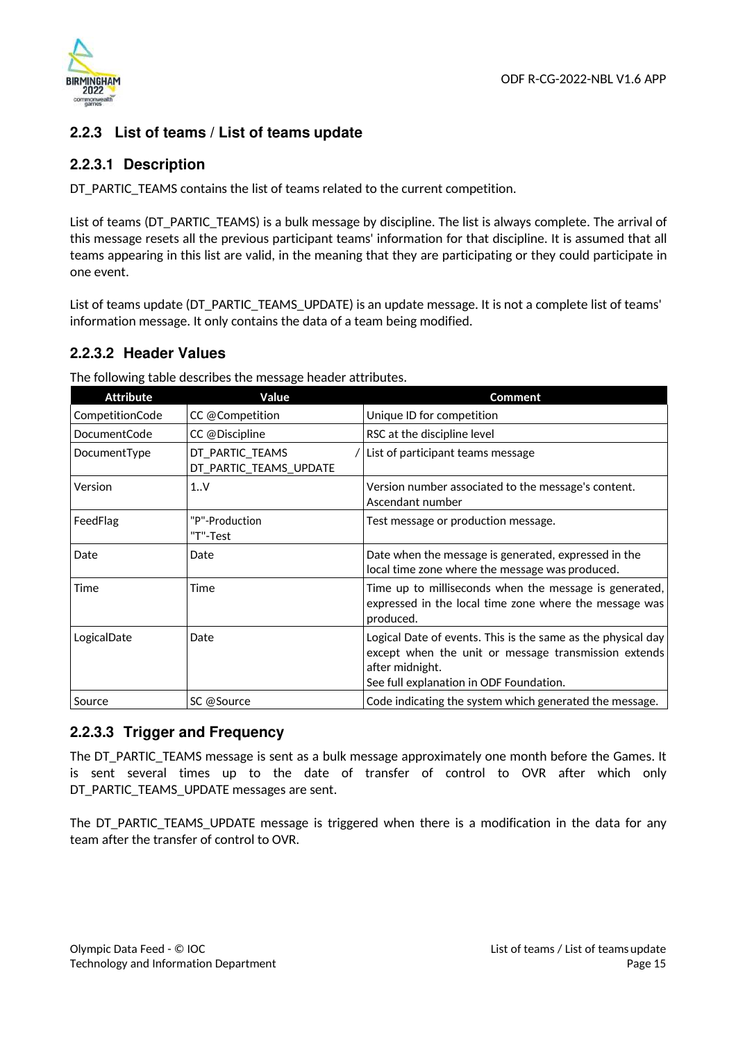### 2.2.3 List of teams / List of teams update

#### 2.2.3.1 Description

DT_PARTIC_TEAMS contains the list of teams related to the current competition.

List of teams (DT_PARTIC_TEAMS) is a bulk message by discipline. The list is always complete. The arrival of this message resets all the previous participant teams' information for that discipline. It is assumed that all teams appearing in this list are valid, in the meaning that they are participating or they could participate in one event.

List of teams update (DT_PARTIC_TEAMS_UPDATE) is an update message. It is not a complete list of teams' information message. It only contains the data of a team being modified.

#### 2.2.3.2 Header Values

The following table describes the message header attributes.

| Attribute | Value | Comment |
|---|---|---|
| CompetitionCode | CC @Competition | Unique ID for competition |
| DocumentCode | CC @Discipline | RSC at the discipline level |
| DocumentType | DT_PARTIC_TEAMS / DT_PARTIC_TEAMS_UPDATE | List of participant teams message |
| Version | 1..V | Version number associated to the message's content. Ascendant number |
| FeedFlag | "P"-Production "T"-Test | Test message or production message. |
| Date | Date | Date when the message is generated, expressed in the local time zone where the message was produced. |
| Time | Time | Time up to milliseconds when the message is generated, expressed in the local time zone where the message was produced. |
| LogicalDate | Date | Logical Date of events. This is the same as the physical day except when the unit or message transmission extends after midnight. See full explanation in ODF Foundation. |
| Source | SC @Source | Code indicating the system which generated the message. |

#### 2.2.3.3 Trigger and Frequency

The DT_PARTIC_TEAMS message is sent as a bulk message approximately one month before the Games. It is sent several times up to the date of transfer of control to OVR after which only DT_PARTIC_TEAMS_UPDATE messages are sent.

The DT_PARTIC_TEAMS_UPDATE message is triggered when there is a modification in the data for any team after the transfer of control to OVR.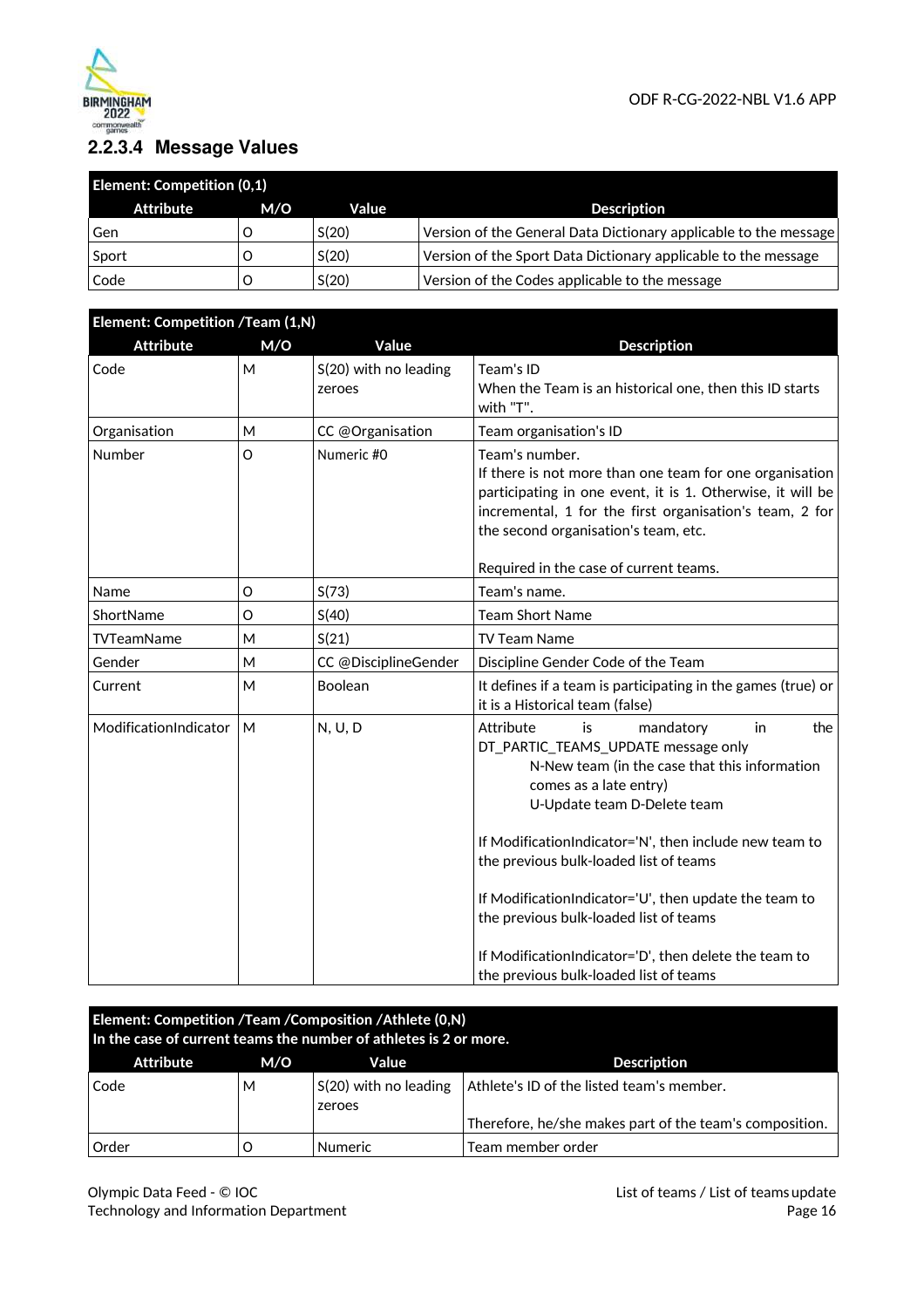### 2.2.3.4 Message Values

| Element: Competition (0,1) | | | |
|---|---|---|---|
| **Attribute** | **M/O** | **Value** | **Description** |
| Gen | O | S(20) | Version of the General Data Dictionary applicable to the message |
| Sport | O | S(20) | Version of the Sport Data Dictionary applicable to the message |
| Code | O | S(20) | Version of the Codes applicable to the message |

| Element: Competition /Team (1,N) | | | |
|---|---|---|---|
| **Attribute** | **M/O** | **Value** | **Description** |
| Code | M | S(20) with no leading zeroes | Team's ID<br>When the Team is an historical one, then this ID starts with "T". |
| Organisation | M | CC @Organisation | Team organisation's ID |
| Number | O | Numeric #0 | Team's number.<br>If there is not more than one team for one organisation participating in one event, it is 1. Otherwise, it will be incremental, 1 for the first organisation's team, 2 for the second organisation's team, etc.<br><br>Required in the case of current teams. |
| Name | O | S(73) | Team's name. |
| ShortName | O | S(40) | Team Short Name |
| TVTeamName | M | S(21) | TV Team Name |
| Gender | M | CC @DisciplineGender | Discipline Gender Code of the Team |
| Current | M | Boolean | It defines if a team is participating in the games (true) or it is a Historical team (false) |
| ModificationIndicator | M | N, U, D | Attribute is mandatory in the DT_PARTIC_TEAMS_UPDATE message only<br>N-New team (in the case that this information comes as a late entry)<br>U-Update team D-Delete team<br><br>If ModificationIndicator='N', then include new team to the previous bulk-loaded list of teams<br><br>If ModificationIndicator='U', then update the team to the previous bulk-loaded list of teams<br><br>If ModificationIndicator='D', then delete the team to the previous bulk-loaded list of teams |

| Element: Competition /Team /Composition /Athlete (0,N)<br>In the case of current teams the number of athletes is 2 or more. | | | |
|---|---|---|---|
| **Attribute** | **M/O** | **Value** | **Description** |
| Code | M | S(20) with no leading zeroes | Athlete's ID of the listed team's member.<br><br>Therefore, he/she makes part of the team's composition. |
| Order | O | Numeric | Team member order |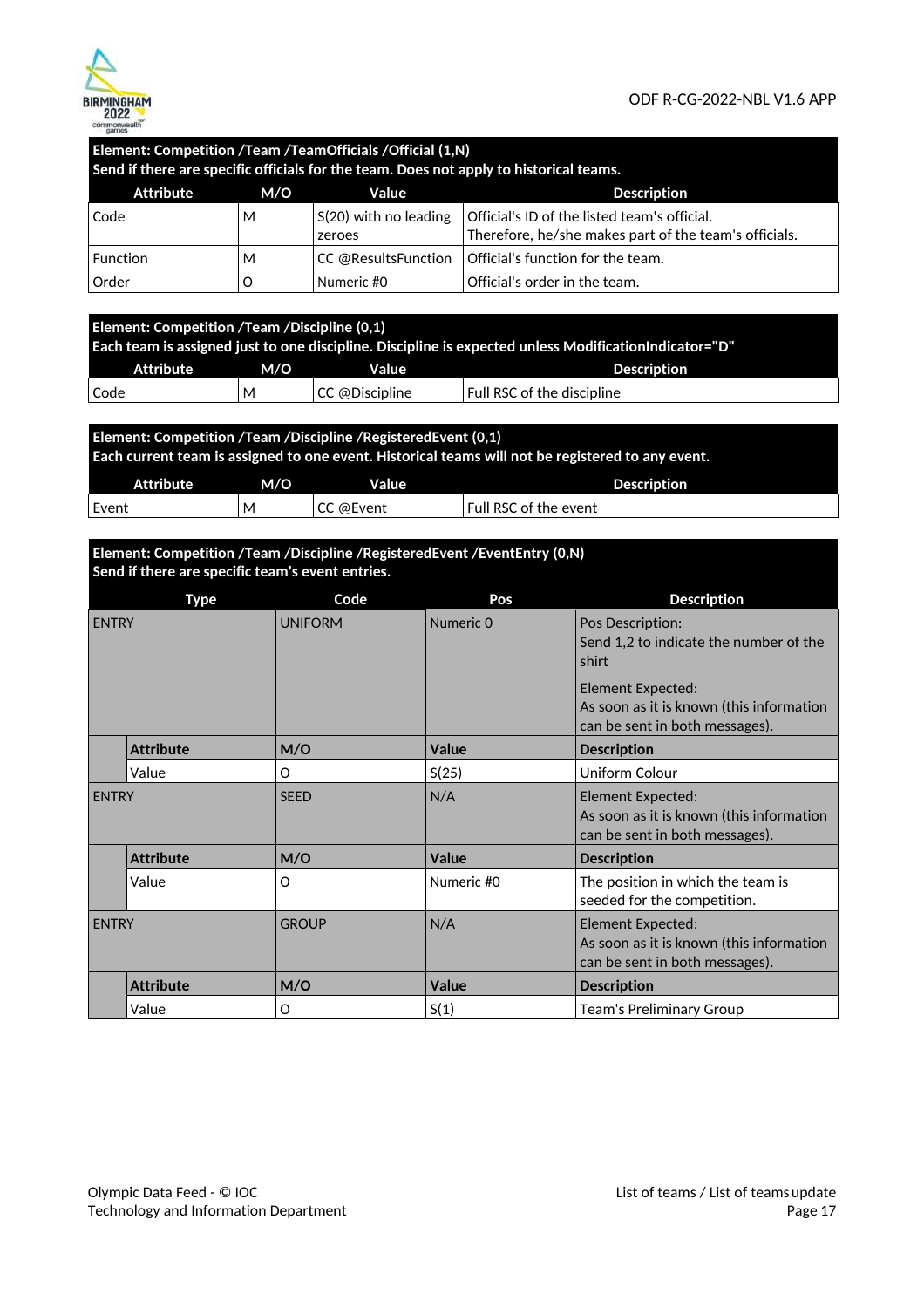**Element: Competition /Team /TeamOfficials /Official (1,N)**
**Send if there are specific officials for the team. Does not apply to historical teams.**

| Attribute | M/O | Value | Description |
|---|---|---|---|
| Code | M | S(20) with no leading zeroes | Official's ID of the listed team's official. Therefore, he/she makes part of the team's officials. |
| Function | M | CC @ResultsFunction | Official's function for the team. |
| Order | O | Numeric #0 | Official's order in the team. |

**Element: Competition /Team /Discipline (0,1)**
**Each team is assigned just to one discipline. Discipline is expected unless ModificationIndicator="D"**

| Attribute | M/O | Value | Description |
|---|---|---|---|
| Code | M | CC @Discipline | Full RSC of the discipline |

**Element: Competition /Team /Discipline /RegisteredEvent (0,1)**
**Each current team is assigned to one event. Historical teams will not be registered to any event.**

| Attribute | M/O | Value | Description |
|---|---|---|---|
| Event | M | CC @Event | Full RSC of the event |

**Element: Competition /Team /Discipline /RegisteredEvent /EventEntry (0,N)**
**Send if there are specific team's event entries.**

| Type | | Code | Pos | Description |
|---|---|---|---|---|
| ENTRY | | UNIFORM | Numeric 0 | Pos Description: Send 1,2 to indicate the number of the shirt<br><br>Element Expected: As soon as it is known (this information can be sent in both messages). |
| | **Attribute** | **M/O** | **Value** | **Description** |
| | Value | O | S(25) | Uniform Colour |
| ENTRY | | SEED | N/A | Element Expected: As soon as it is known (this information can be sent in both messages). |
| | **Attribute** | **M/O** | **Value** | **Description** |
| | Value | O | Numeric #0 | The position in which the team is seeded for the competition. |
| ENTRY | | GROUP | N/A | Element Expected: As soon as it is known (this information can be sent in both messages). |
| | **Attribute** | **M/O** | **Value** | **Description** |
| | Value | O | S(1) | Team's Preliminary Group |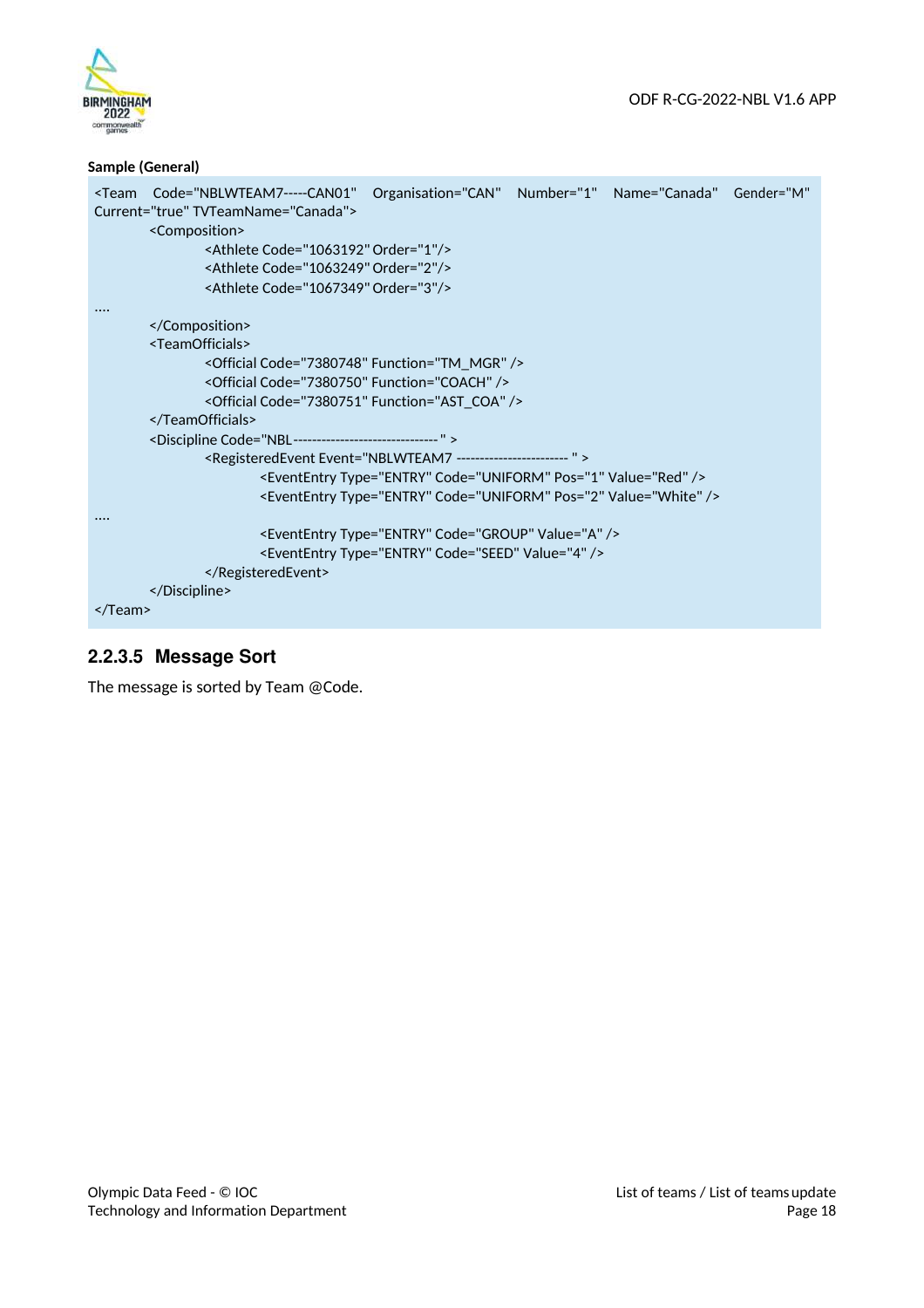**Sample (General)**

```
<Team  Code="NBLWTEAM7-----CAN01"  Organisation="CAN"  Number="1"  Name="Canada"  Gender="M"
Current="true" TVTeamName="Canada">
        <Composition>
                <Athlete Code="1063192" Order="1"/>
                <Athlete Code="1063249" Order="2"/>
                <Athlete Code="1067349" Order="3"/>
....
        </Composition>
        <TeamOfficials>
                <Official Code="7380748" Function="TM_MGR" />
                <Official Code="7380750" Function="COACH" />
                <Official Code="7380751" Function="AST_COA" />
        </TeamOfficials>
        <Discipline Code="NBL-------------------------------" >
                <RegisteredEvent Event="NBLWTEAM7 ------------------------ " >
                        <EventEntry Type="ENTRY" Code="UNIFORM" Pos="1" Value="Red" />
                        <EventEntry Type="ENTRY" Code="UNIFORM" Pos="2" Value="White" />
....
                        <EventEntry Type="ENTRY" Code="GROUP" Value="A" />
                        <EventEntry Type="ENTRY" Code="SEED" Value="4" />
                </RegisteredEvent>
        </Discipline>
</Team>
```

### 2.2.3.5 Message Sort

The message is sorted by Team @Code.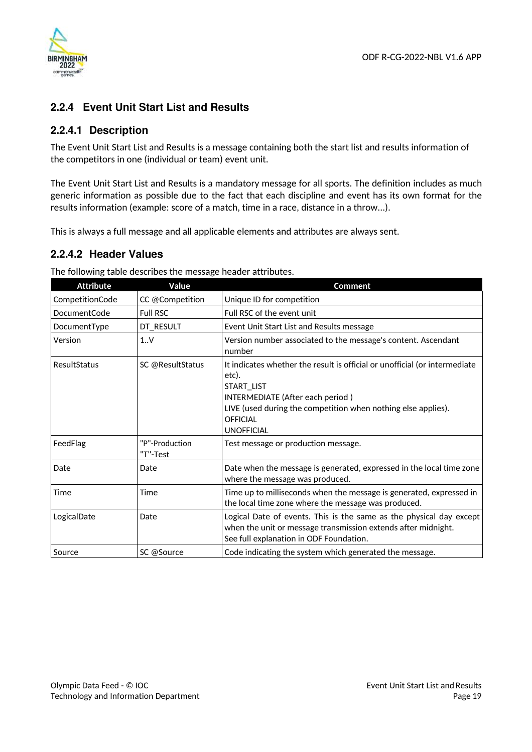### 2.2.4 Event Unit Start List and Results

#### 2.2.4.1 Description

The Event Unit Start List and Results is a message containing both the start list and results information of the competitors in one (individual or team) event unit.

The Event Unit Start List and Results is a mandatory message for all sports. The definition includes as much generic information as possible due to the fact that each discipline and event has its own format for the results information (example: score of a match, time in a race, distance in a throw…).

This is always a full message and all applicable elements and attributes are always sent.

#### 2.2.4.2 Header Values

The following table describes the message header attributes.

| Attribute | Value | Comment |
|---|---|---|
| CompetitionCode | CC @Competition | Unique ID for competition |
| DocumentCode | Full RSC | Full RSC of the event unit |
| DocumentType | DT_RESULT | Event Unit Start List and Results message |
| Version | 1..V | Version number associated to the message's content. Ascendant number |
| ResultStatus | SC @ResultStatus | It indicates whether the result is official or unofficial (or intermediate etc).<br>START_LIST<br>INTERMEDIATE (After each period )<br>LIVE (used during the competition when nothing else applies).<br>OFFICIAL<br>UNOFFICIAL |
| FeedFlag | "P"-Production<br>"T"-Test | Test message or production message. |
| Date | Date | Date when the message is generated, expressed in the local time zone where the message was produced. |
| Time | Time | Time up to milliseconds when the message is generated, expressed in the local time zone where the message was produced. |
| LogicalDate | Date | Logical Date of events. This is the same as the physical day except when the unit or message transmission extends after midnight.<br>See full explanation in ODF Foundation. |
| Source | SC @Source | Code indicating the system which generated the message. |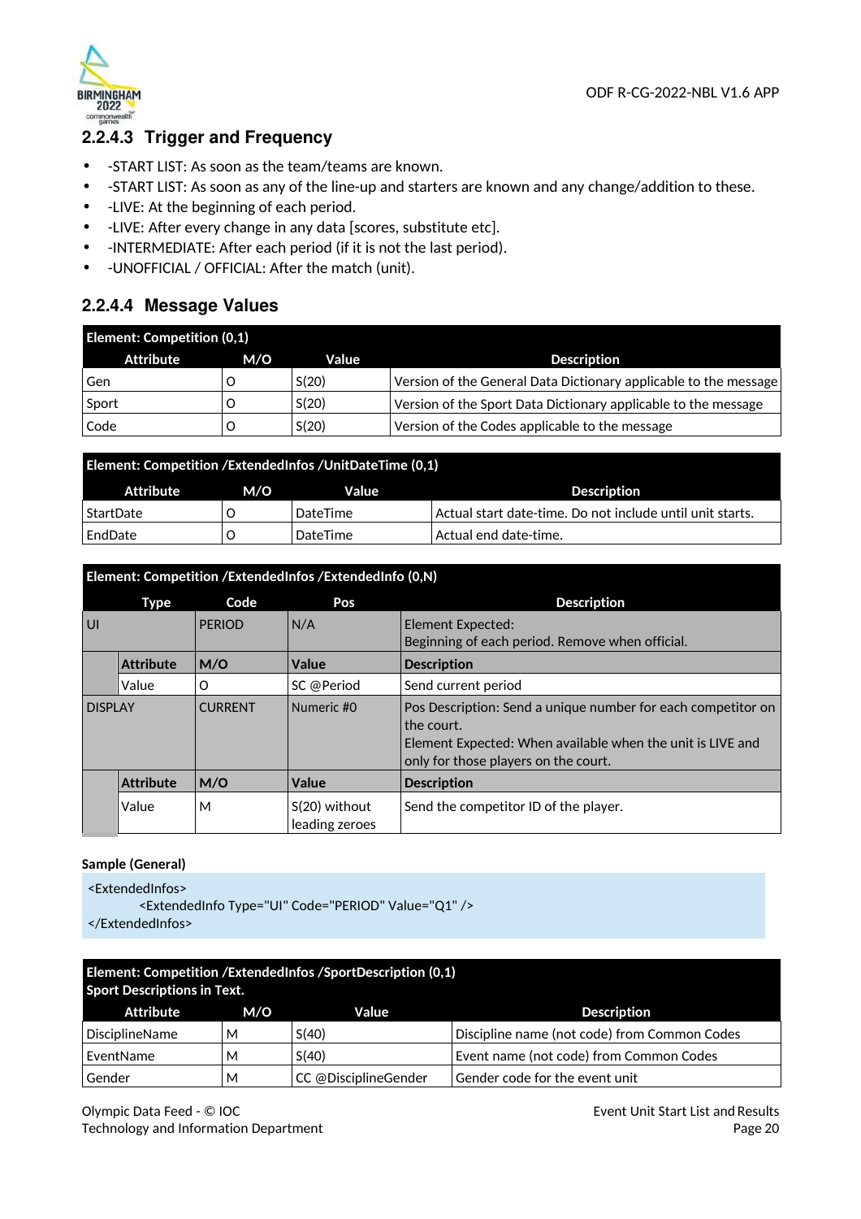### 2.2.4.3 Trigger and Frequency

- -START LIST: As soon as the team/teams are known.
- -START LIST: As soon as any of the line-up and starters are known and any change/addition to these.
- -LIVE: At the beginning of each period.
- -LIVE: After every change in any data [scores, substitute etc].
- -INTERMEDIATE: After each period (if it is not the last period).
- -UNOFFICIAL / OFFICIAL: After the match (unit).

### 2.2.4.4 Message Values

| **Element: Competition (0,1)** | | | |
|---|---|---|---|
| **Attribute** | **M/O** | **Value** | **Description** |
| Gen | O | S(20) | Version of the General Data Dictionary applicable to the message |
| Sport | O | S(20) | Version of the Sport Data Dictionary applicable to the message |
| Code | O | S(20) | Version of the Codes applicable to the message |

| **Element: Competition /ExtendedInfos /UnitDateTime (0,1)** | | | |
|---|---|---|---|
| **Attribute** | **M/O** | **Value** | **Description** |
| StartDate | O | DateTime | Actual start date-time. Do not include until unit starts. |
| EndDate | O | DateTime | Actual end date-time. |

| **Element: Competition /ExtendedInfos /ExtendedInfo (0,N)** | | | | |
|---|---|---|---|---|
| **Type** | | **Code** | **Pos** | **Description** |
| UI | | PERIOD | N/A | Element Expected:<br>Beginning of each period. Remove when official. |
| | **Attribute** | **M/O** | **Value** | **Description** |
| | Value | O | SC @Period | Send current period |
| DISPLAY | | CURRENT | Numeric #0 | Pos Description: Send a unique number for each competitor on the court.<br>Element Expected: When available when the unit is LIVE and only for those players on the court. |
| | **Attribute** | **M/O** | **Value** | **Description** |
| | Value | M | S(20) without leading zeroes | Send the competitor ID of the player. |

**Sample (General)**

```
<ExtendedInfos>
        <ExtendedInfo Type="UI" Code="PERIOD" Value="Q1" />
</ExtendedInfos>
```

| **Element: Competition /ExtendedInfos /SportDescription (0,1)**<br>**Sport Descriptions in Text.** | | | |
|---|---|---|---|
| **Attribute** | **M/O** | **Value** | **Description** |
| DisciplineName | M | S(40) | Discipline name (not code) from Common Codes |
| EventName | M | S(40) | Event name (not code) from Common Codes |
| Gender | M | CC @DisciplineGender | Gender code for the event unit |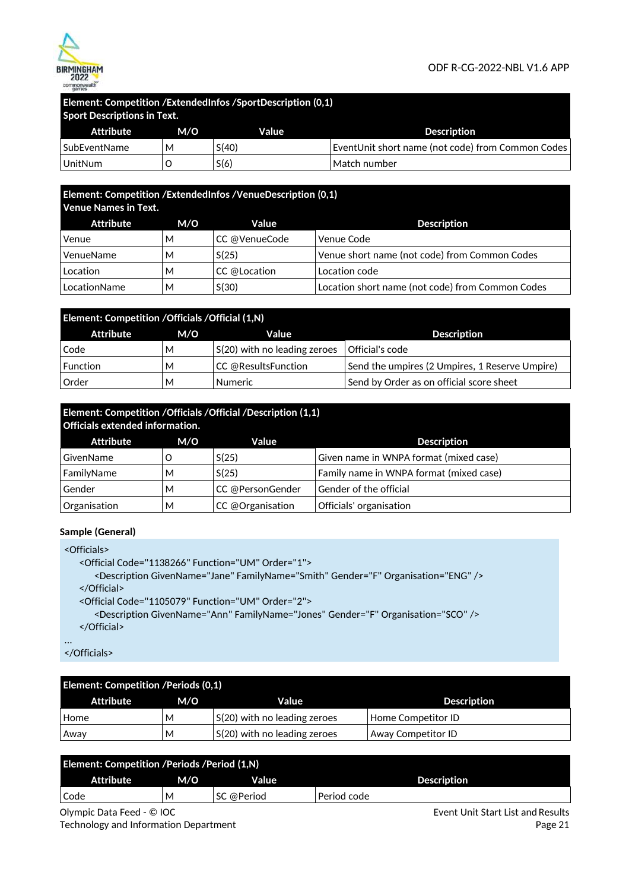| Element: Competition /ExtendedInfos /SportDescription (0,1) Sport Descriptions in Text. | | | |
|---|---|---|---|
| **Attribute** | **M/O** | **Value** | **Description** |
| SubEventName | M | S(40) | EventUnit short name (not code) from Common Codes |
| UnitNum | O | S(6) | Match number |

| Element: Competition /ExtendedInfos /VenueDescription (0,1) Venue Names in Text. | | | |
|---|---|---|---|
| **Attribute** | **M/O** | **Value** | **Description** |
| Venue | M | CC @VenueCode | Venue Code |
| VenueName | M | S(25) | Venue short name (not code) from Common Codes |
| Location | M | CC @Location | Location code |
| LocationName | M | S(30) | Location short name (not code) from Common Codes |

| Element: Competition /Officials /Official (1,N) | | | |
|---|---|---|---|
| **Attribute** | **M/O** | **Value** | **Description** |
| Code | M | S(20) with no leading zeroes | Official's code |
| Function | M | CC @ResultsFunction | Send the umpires (2 Umpires, 1 Reserve Umpire) |
| Order | M | Numeric | Send by Order as on official score sheet |

| Element: Competition /Officials /Official /Description (1,1) Officials extended information. | | | |
|---|---|---|---|
| **Attribute** | **M/O** | **Value** | **Description** |
| GivenName | O | S(25) | Given name in WNPA format (mixed case) |
| FamilyName | M | S(25) | Family name in WNPA format (mixed case) |
| Gender | M | CC @PersonGender | Gender of the official |
| Organisation | M | CC @Organisation | Officials' organisation |

**Sample (General)**

```
<Officials>
    <Official Code="1138266" Function="UM" Order="1">
        <Description GivenName="Jane" FamilyName="Smith" Gender="F" Organisation="ENG" />
    </Official>
    <Official Code="1105079" Function="UM" Order="2">
        <Description GivenName="Ann" FamilyName="Jones" Gender="F" Organisation="SCO" />
    </Official>
...
</Officials>
```

| Element: Competition /Periods (0,1) | | | |
|---|---|---|---|
| **Attribute** | **M/O** | **Value** | **Description** |
| Home | M | S(20) with no leading zeroes | Home Competitor ID |
| Away | M | S(20) with no leading zeroes | Away Competitor ID |

| Element: Competition /Periods /Period (1,N) | | | |
|---|---|---|---|
| **Attribute** | **M/O** | **Value** | **Description** |
| Code | M | SC @Period | Period code |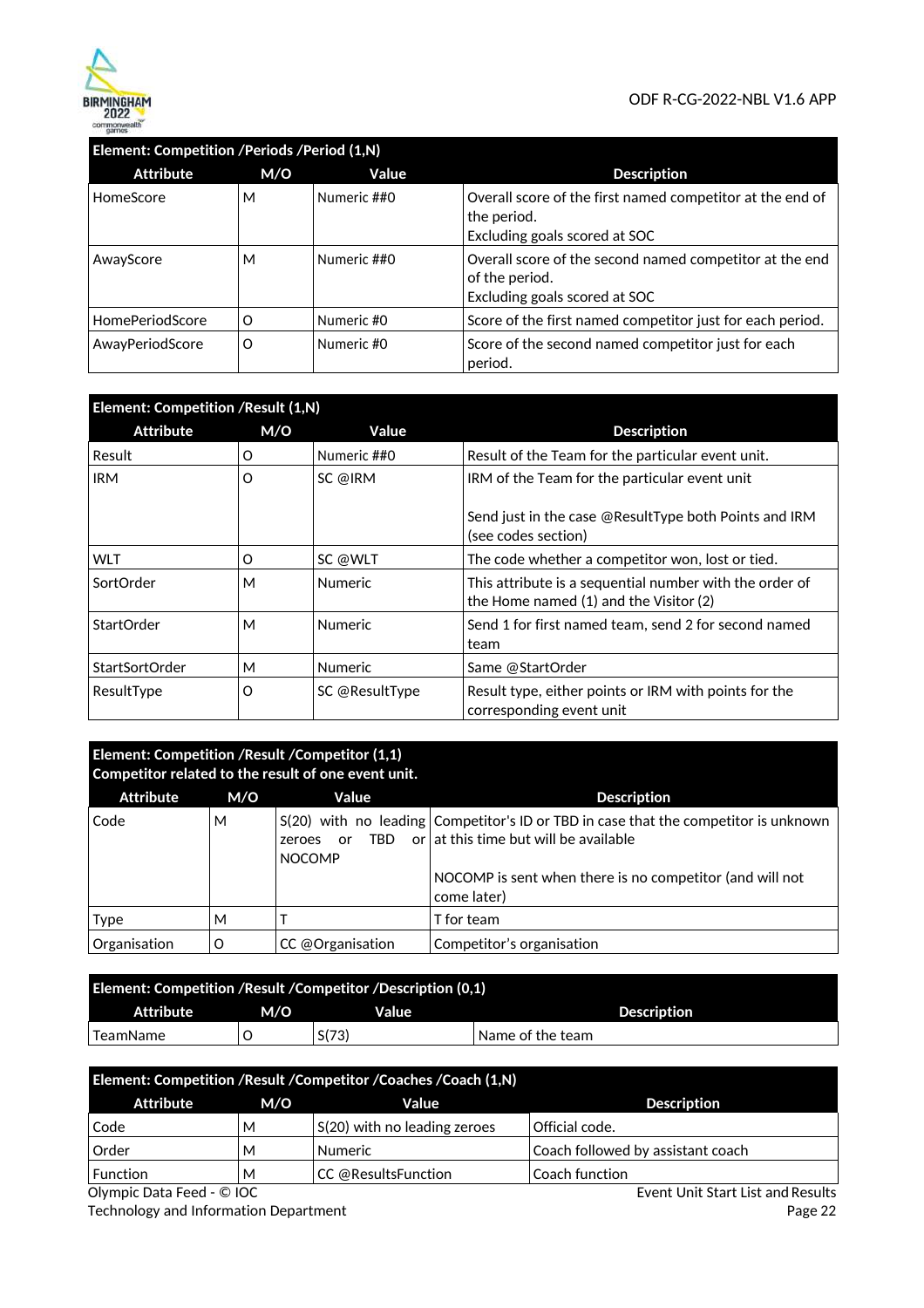**Element: Competition /Periods /Period (1,N)**

| Attribute | M/O | Value | Description |
|---|---|---|---|
| HomeScore | M | Numeric ##0 | Overall score of the first named competitor at the end of the period.<br>Excluding goals scored at SOC |
| AwayScore | M | Numeric ##0 | Overall score of the second named competitor at the end of the period.<br>Excluding goals scored at SOC |
| HomePeriodScore | O | Numeric #0 | Score of the first named competitor just for each period. |
| AwayPeriodScore | O | Numeric #0 | Score of the second named competitor just for each period. |

**Element: Competition /Result (1,N)**

| Attribute | M/O | Value | Description |
|---|---|---|---|
| Result | O | Numeric ##0 | Result of the Team for the particular event unit. |
| IRM | O | SC @IRM | IRM of the Team for the particular event unit<br><br>Send just in the case @ResultType both Points and IRM (see codes section) |
| WLT | O | SC @WLT | The code whether a competitor won, lost or tied. |
| SortOrder | M | Numeric | This attribute is a sequential number with the order of the Home named (1) and the Visitor (2) |
| StartOrder | M | Numeric | Send 1 for first named team, send 2 for second named team |
| StartSortOrder | M | Numeric | Same @StartOrder |
| ResultType | O | SC @ResultType | Result type, either points or IRM with points for the corresponding event unit |

**Element: Competition /Result /Competitor (1,1)**
**Competitor related to the result of one event unit.**

| Attribute | M/O | Value | Description |
|---|---|---|---|
| Code | M | S(20) with no leading zeroes or TBD or NOCOMP | Competitor's ID or TBD in case that the competitor is unknown at this time but will be available<br><br>NOCOMP is sent when there is no competitor (and will not come later) |
| Type | M | T | T for team |
| Organisation | O | CC @Organisation | Competitor's organisation |

**Element: Competition /Result /Competitor /Description (0,1)**

| Attribute | M/O | Value | Description |
|---|---|---|---|
| TeamName | O | S(73) | Name of the team |

**Element: Competition /Result /Competitor /Coaches /Coach (1,N)**

| Attribute | M/O | Value | Description |
|---|---|---|---|
| Code | M | S(20) with no leading zeroes | Official code. |
| Order | M | Numeric | Coach followed by assistant coach |
| Function | M | CC @ResultsFunction | Coach function |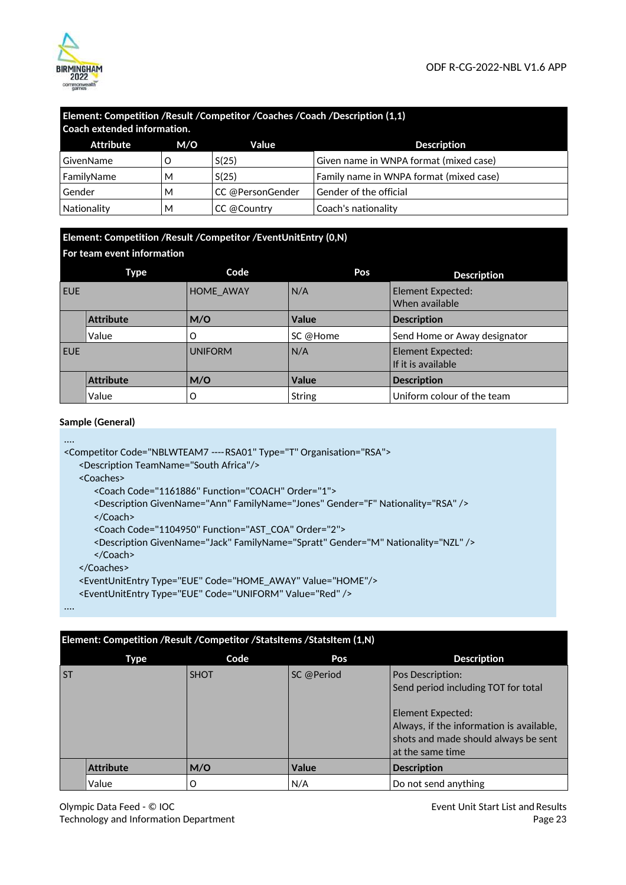| Element: Competition /Result /Competitor /Coaches /Coach /Description (1,1)<br>Coach extended information. | | | |
|---|---|---|---|
| **Attribute** | **M/O** | **Value** | **Description** |
| GivenName | O | S(25) | Given name in WNPA format (mixed case) |
| FamilyName | M | S(25) | Family name in WNPA format (mixed case) |
| Gender | M | CC @PersonGender | Gender of the official |
| Nationality | M | CC @Country | Coach's nationality |

| Element: Competition /Result /Competitor /EventUnitEntry (0,N)<br>For team event information | | | | |
|---|---|---|---|---|
| **Type** | | **Code** | **Pos** | **Description** |
| EUE | | HOME_AWAY | N/A | Element Expected:<br>When available |
| | **Attribute** | **M/O** | **Value** | **Description** |
| | Value | O | SC @Home | Send Home or Away designator |
| EUE | | UNIFORM | N/A | Element Expected:<br>If it is available |
| | **Attribute** | **M/O** | **Value** | **Description** |
| | Value | O | String | Uniform colour of the team |

**Sample (General)**

```
....
<Competitor Code="NBLWTEAM7 ----RSA01" Type="T" Organisation="RSA">
    <Description TeamName="South Africa"/>
    <Coaches>
        <Coach Code="1161886" Function="COACH" Order="1">
        <Description GivenName="Ann" FamilyName="Jones" Gender="F" Nationality="RSA" />
        </Coach>
        <Coach Code="1104950" Function="AST_COA" Order="2">
        <Description GivenName="Jack" FamilyName="Spratt" Gender="M" Nationality="NZL" />
        </Coach>
    </Coaches>
    <EventUnitEntry Type="EUE" Code="HOME_AWAY" Value="HOME"/>
    <EventUnitEntry Type="EUE" Code="UNIFORM" Value="Red" />
....
```

| Element: Competition /Result /Competitor /StatsItems /StatsItem (1,N) | | | | |
|---|---|---|---|---|
| **Type** | | **Code** | **Pos** | **Description** |
| ST | | SHOT | SC @Period | Pos Description:<br>Send period including TOT for total<br><br>Element Expected:<br>Always, if the information is available, shots and made should always be sent at the same time |
| | **Attribute** | **M/O** | **Value** | **Description** |
| | Value | O | N/A | Do not send anything |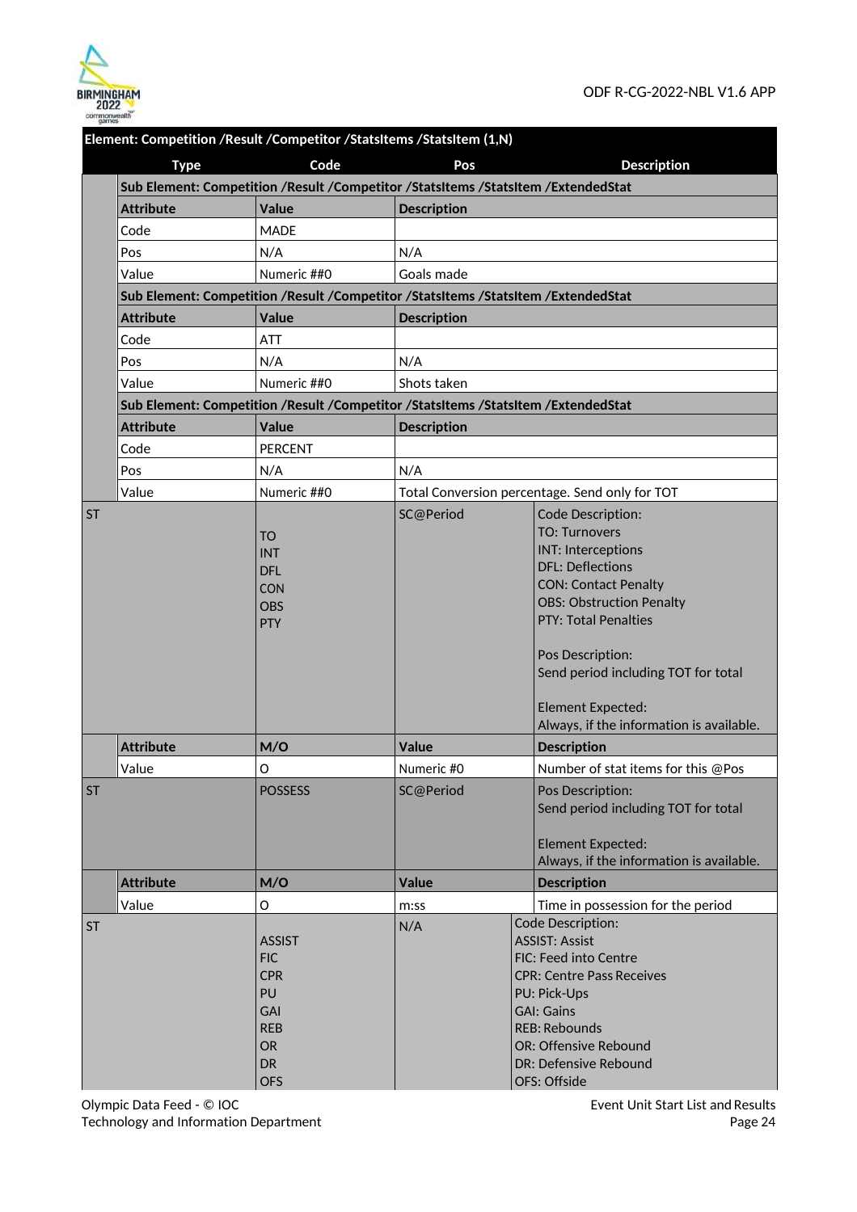**Element: Competition /Result /Competitor /StatsItems /StatsItem (1,N)**

| Type | Code | Pos | Description |
|---|---|---|---|
| | **Sub Element: Competition /Result /Competitor /StatsItems /StatsItem /ExtendedStat** | | |
| | **Attribute** | **Value** | **Description** |
| | Code | MADE | |
| | Pos | N/A | N/A |
| | Value | Numeric ##0 | Goals made |
| | **Sub Element: Competition /Result /Competitor /StatsItems /StatsItem /ExtendedStat** | | |
| | **Attribute** | **Value** | **Description** |
| | Code | ATT | |
| | Pos | N/A | N/A |
| | Value | Numeric ##0 | Shots taken |
| | **Sub Element: Competition /Result /Competitor /StatsItems /StatsItem /ExtendedStat** | | |
| | **Attribute** | **Value** | **Description** |
| | Code | PERCENT | |
| | Pos | N/A | N/A |
| | Value | Numeric ##0 | Total Conversion percentage. Send only for TOT |
| ST | TO<br>INT<br>DFL<br>CON<br>OBS<br>PTY | SC@Period | Code Description:<br>TO: Turnovers<br>INT: Interceptions<br>DFL: Deflections<br>CON: Contact Penalty<br>OBS: Obstruction Penalty<br>PTY: Total Penalties<br><br>Pos Description:<br>Send period including TOT for total<br><br>Element Expected:<br>Always, if the information is available. |
| | **Attribute** | **M/O** | **Value** | **Description** |
| | Value | O | Numeric #0 | Number of stat items for this @Pos |
| ST | POSSESS | SC@Period | Pos Description:<br>Send period including TOT for total<br><br>Element Expected:<br>Always, if the information is available. |
| | **Attribute** | **M/O** | **Value** | **Description** |
| | Value | O | m:ss | Time in possession for the period |
| ST | ASSIST<br>FIC<br>CPR<br>PU<br>GAI<br>REB<br>OR<br>DR<br>OFS | N/A | Code Description:<br>ASSIST: Assist<br>FIC: Feed into Centre<br>CPR: Centre Pass Receives<br>PU: Pick-Ups<br>GAI: Gains<br>REB: Rebounds<br>OR: Offensive Rebound<br>DR: Defensive Rebound<br>OFS: Offside |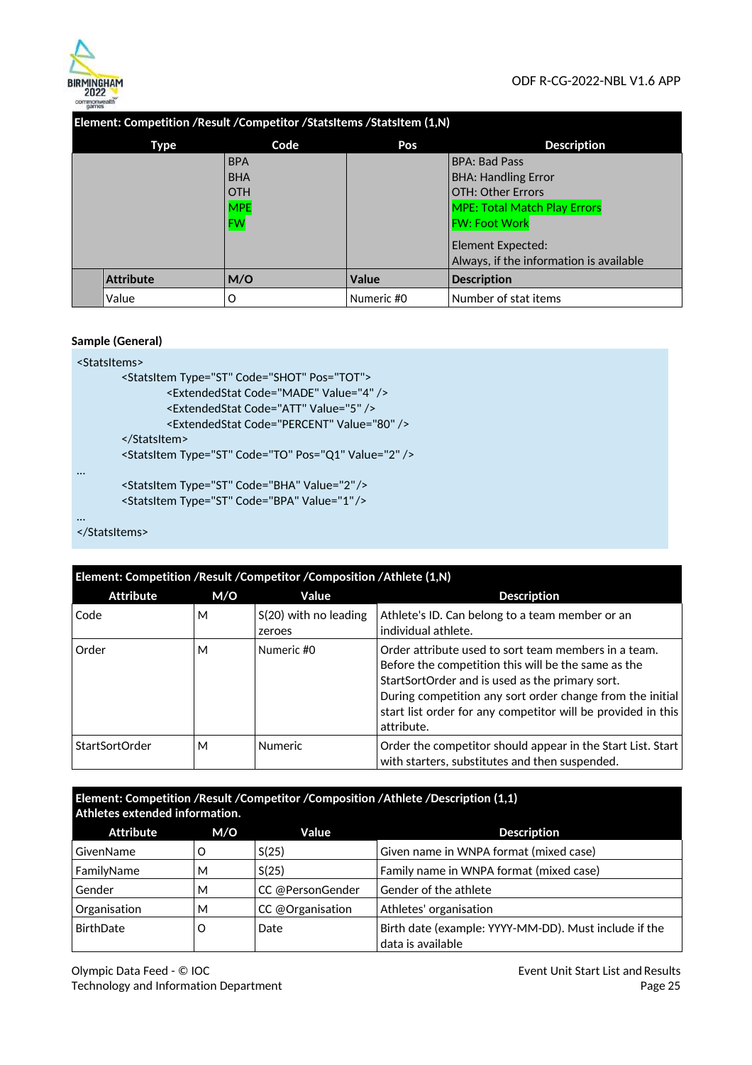| Element: Competition /Result /Competitor /StatsItems /StatsItem (1,N) | | | |
|---|---|---|---|
| **Type** | **Code** | **Pos** | **Description** |
| | BPA<br>BHA<br>OTH<br>MPE<br>FW | | BPA: Bad Pass<br>BHA: Handling Error<br>OTH: Other Errors<br>MPE: Total Match Play Errors<br>FW: Foot Work<br><br>Element Expected:<br>Always, if the information is available |
| **Attribute** | **M/O** | **Value** | **Description** |
| Value | O | Numeric #0 | Number of stat items |

**Sample (General)**

```
<StatsItems>
        <StatsItem Type="ST" Code="SHOT" Pos="TOT">
                <ExtendedStat Code="MADE" Value="4" />
                <ExtendedStat Code="ATT" Value="5" />
                <ExtendedStat Code="PERCENT" Value="80" />
        </StatsItem>
        <StatsItem Type="ST" Code="TO" Pos="Q1" Value="2" />
…
        <StatsItem Type="ST" Code="BHA" Value="2"/>
        <StatsItem Type="ST" Code="BPA" Value="1"/>
…
</StatsItems>
```

| Element: Competition /Result /Competitor /Composition /Athlete (1,N) | | | |
|---|---|---|---|
| **Attribute** | **M/O** | **Value** | **Description** |
| Code | M | S(20) with no leading zeroes | Athlete's ID. Can belong to a team member or an individual athlete. |
| Order | M | Numeric #0 | Order attribute used to sort team members in a team. Before the competition this will be the same as the StartSortOrder and is used as the primary sort. During competition any sort order change from the initial start list order for any competitor will be provided in this attribute. |
| StartSortOrder | M | Numeric | Order the competitor should appear in the Start List. Start with starters, substitutes and then suspended. |

| Element: Competition /Result /Competitor /Composition /Athlete /Description (1,1) Athletes extended information. | | | |
|---|---|---|---|
| **Attribute** | **M/O** | **Value** | **Description** |
| GivenName | O | S(25) | Given name in WNPA format (mixed case) |
| FamilyName | M | S(25) | Family name in WNPA format (mixed case) |
| Gender | M | CC @PersonGender | Gender of the athlete |
| Organisation | M | CC @Organisation | Athletes' organisation |
| BirthDate | O | Date | Birth date (example: YYYY-MM-DD). Must include if the data is available |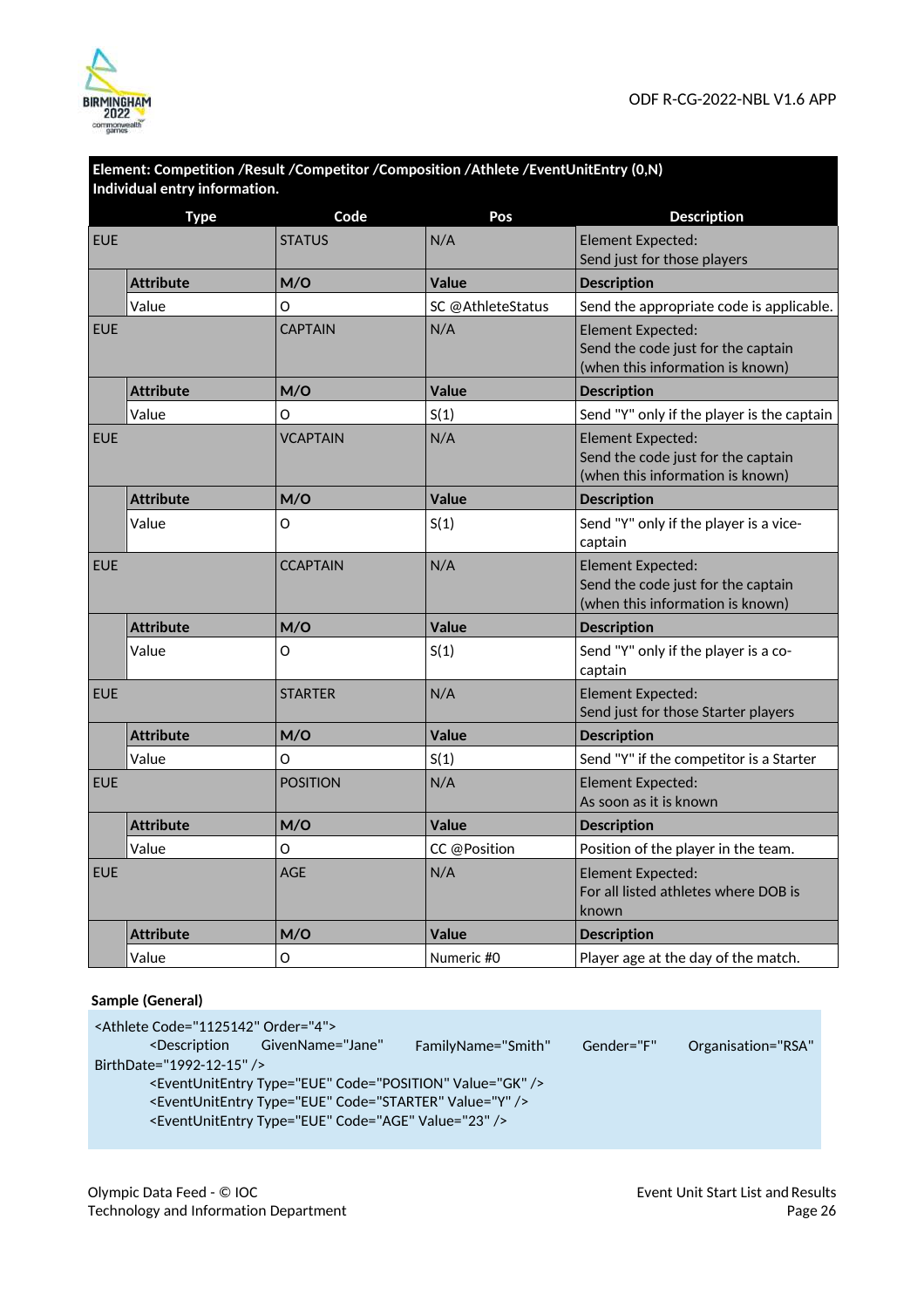| Element: Competition /Result /Competitor /Composition /Athlete /EventUnitEntry (0,N) Individual entry information. | | | | |
|---|---|---|---|---|
| **Type** | | **Code** | **Pos** | **Description** |
| EUE | | STATUS | N/A | Element Expected: Send just for those players |
| | **Attribute** | **M/O** | **Value** | **Description** |
| | Value | O | SC @AthleteStatus | Send the appropriate code is applicable. |
| EUE | | CAPTAIN | N/A | Element Expected: Send the code just for the captain (when this information is known) |
| | **Attribute** | **M/O** | **Value** | **Description** |
| | Value | O | S(1) | Send "Y" only if the player is the captain |
| EUE | | VCAPTAIN | N/A | Element Expected: Send the code just for the captain (when this information is known) |
| | **Attribute** | **M/O** | **Value** | **Description** |
| | Value | O | S(1) | Send "Y" only if the player is a vice-captain |
| EUE | | CCAPTAIN | N/A | Element Expected: Send the code just for the captain (when this information is known) |
| | **Attribute** | **M/O** | **Value** | **Description** |
| | Value | O | S(1) | Send "Y" only if the player is a co-captain |
| EUE | | STARTER | N/A | Element Expected: Send just for those Starter players |
| | **Attribute** | **M/O** | **Value** | **Description** |
| | Value | O | S(1) | Send "Y" if the competitor is a Starter |
| EUE | | POSITION | N/A | Element Expected: As soon as it is known |
| | **Attribute** | **M/O** | **Value** | **Description** |
| | Value | O | CC @Position | Position of the player in the team. |
| EUE | | AGE | N/A | Element Expected: For all listed athletes where DOB is known |
| | **Attribute** | **M/O** | **Value** | **Description** |
| | Value | O | Numeric #0 | Player age at the day of the match. |

**Sample (General)**

```
<Athlete Code="1125142" Order="4">
        <Description GivenName="Jane" FamilyName="Smith" Gender="F" Organisation="RSA" BirthDate="1992-12-15" />
        <EventUnitEntry Type="EUE" Code="POSITION" Value="GK" />
        <EventUnitEntry Type="EUE" Code="STARTER" Value="Y" />
        <EventUnitEntry Type="EUE" Code="AGE" Value="23" />
```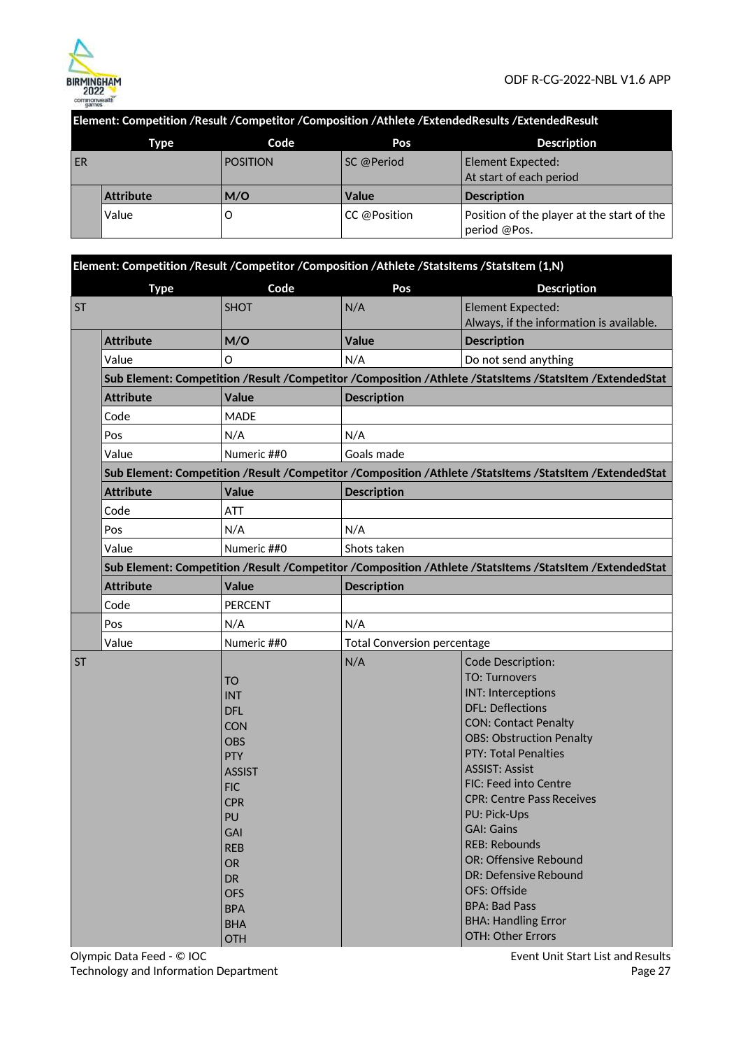| Element: Competition /Result /Competitor /Composition /Athlete /ExtendedResults /ExtendedResult | | | |
|---|---|---|---|
| **Type** | **Code** | **Pos** | **Description** |
| ER | POSITION | SC @Period | Element Expected:<br>At start of each period |
| **Attribute** | **M/O** | **Value** | **Description** |
| Value | O | CC @Position | Position of the player at the start of the period @Pos. |

| Element: Competition /Result /Competitor /Composition /Athlete /StatsItems /StatsItem (1,N) | | | |
|---|---|---|---|
| **Type** | **Code** | **Pos** | **Description** |
| ST | SHOT | N/A | Element Expected:<br>Always, if the information is available. |
| **Attribute** | **M/O** | **Value** | **Description** |
| Value | O | N/A | Do not send anything |
| **Sub Element: Competition /Result /Competitor /Composition /Athlete /StatsItems /StatsItem /ExtendedStat** | | | |
| **Attribute** | **Value** | **Description** | |
| Code | MADE | | |
| Pos | N/A | N/A | |
| Value | Numeric ##0 | Goals made | |
| **Sub Element: Competition /Result /Competitor /Composition /Athlete /StatsItems /StatsItem /ExtendedStat** | | | |
| **Attribute** | **Value** | **Description** | |
| Code | ATT | | |
| Pos | N/A | N/A | |
| Value | Numeric ##0 | Shots taken | |
| **Sub Element: Competition /Result /Competitor /Composition /Athlete /StatsItems /StatsItem /ExtendedStat** | | | |
| **Attribute** | **Value** | **Description** | |
| Code | PERCENT | | |
| Pos | N/A | N/A | |
| Value | Numeric ##0 | Total Conversion percentage | |
| ST | TO<br>INT<br>DFL<br>CON<br>OBS<br>PTY<br>ASSIST<br>FIC<br>CPR<br>PU<br>GAI<br>REB<br>OR<br>DR<br>OFS<br>BPA<br>BHA<br>OTH | N/A | Code Description:<br>TO: Turnovers<br>INT: Interceptions<br>DFL: Deflections<br>CON: Contact Penalty<br>OBS: Obstruction Penalty<br>PTY: Total Penalties<br>ASSIST: Assist<br>FIC: Feed into Centre<br>CPR: Centre Pass Receives<br>PU: Pick-Ups<br>GAI: Gains<br>REB: Rebounds<br>OR: Offensive Rebound<br>DR: Defensive Rebound<br>OFS: Offside<br>BPA: Bad Pass<br>BHA: Handling Error<br>OTH: Other Errors |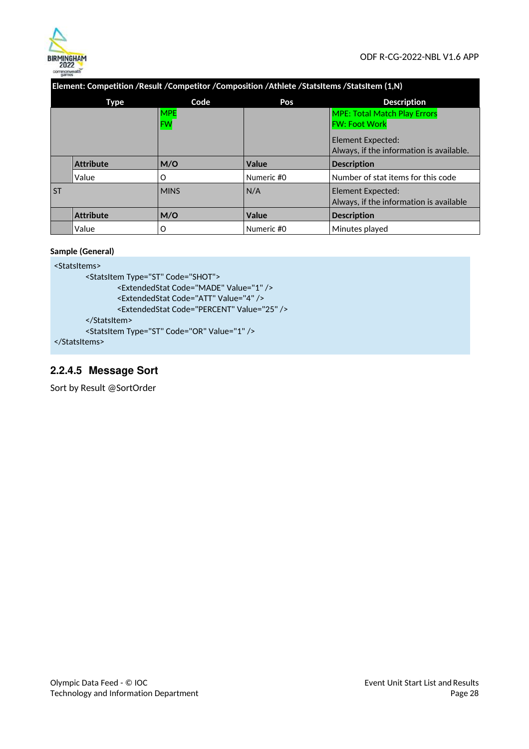| Element: Competition /Result /Competitor /Composition /Athlete /StatsItems /StatsItem (1,N) | | | | |
|---|---|---|---|---|
| Type | | Code | Pos | Description |
| | | MPE<br>FW | | MPE: Total Match Play Errors<br>FW: Foot Work<br><br>Element Expected:<br>Always, if the information is available. |
| | Attribute | M/O | Value | Description |
| | Value | O | Numeric #0 | Number of stat items for this code |
| ST | | MINS | N/A | Element Expected:<br>Always, if the information is available |
| | Attribute | M/O | Value | Description |
| | Value | O | Numeric #0 | Minutes played |

**Sample (General)**

```
<StatsItems>
        <StatsItem Type="ST" Code="SHOT">
                <ExtendedStat Code="MADE" Value="1" />
                <ExtendedStat Code="ATT" Value="4" />
                <ExtendedStat Code="PERCENT" Value="25" />
        </StatsItem>
        <StatsItem Type="ST" Code="OR" Value="1" />
</StatsItems>
```

### 2.2.4.5 Message Sort

Sort by Result @SortOrder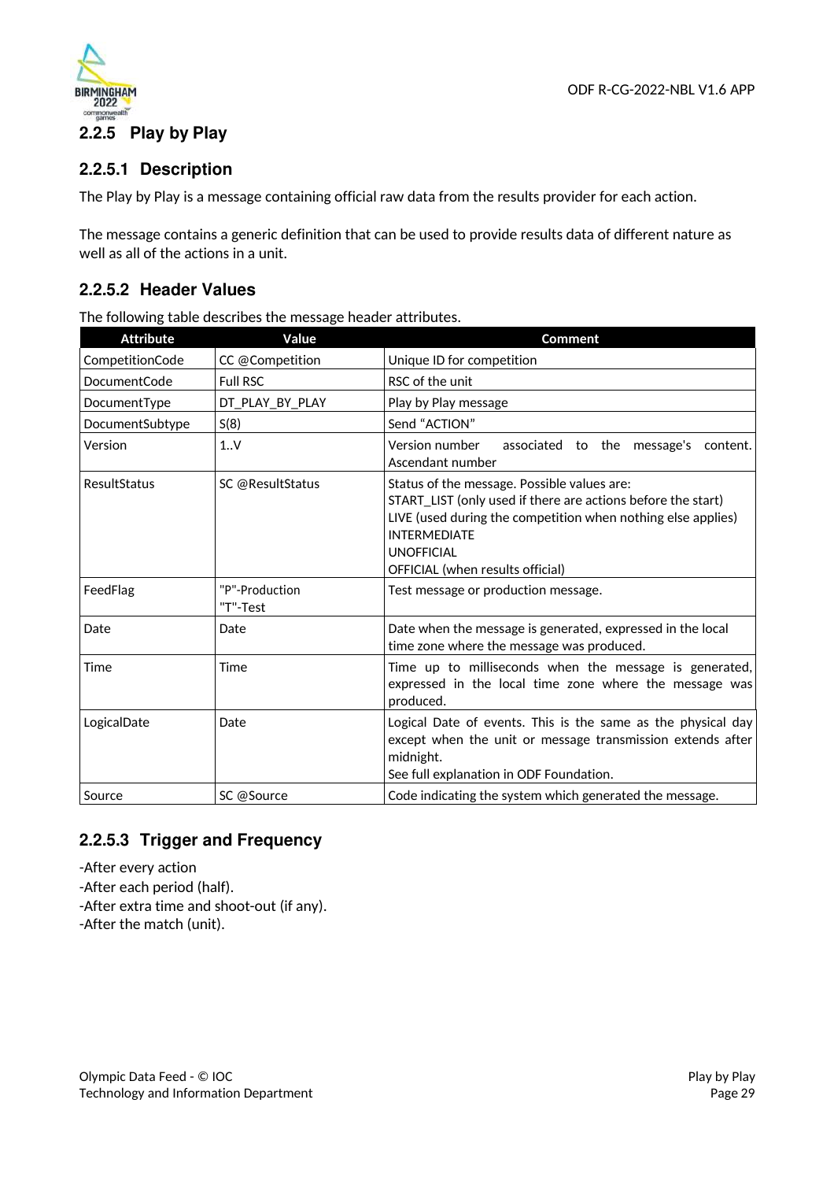## 2.2.5 Play by Play

### 2.2.5.1 Description

The Play by Play is a message containing official raw data from the results provider for each action.

The message contains a generic definition that can be used to provide results data of different nature as well as all of the actions in a unit.

### 2.2.5.2 Header Values

The following table describes the message header attributes.

| Attribute | Value | Comment |
|---|---|---|
| CompetitionCode | CC @Competition | Unique ID for competition |
| DocumentCode | Full RSC | RSC of the unit |
| DocumentType | DT_PLAY_BY_PLAY | Play by Play message |
| DocumentSubtype | S(8) | Send "ACTION" |
| Version | 1..V | Version number associated to the message's content. Ascendant number |
| ResultStatus | SC @ResultStatus | Status of the message. Possible values are:<br>START_LIST (only used if there are actions before the start)<br>LIVE (used during the competition when nothing else applies)<br>INTERMEDIATE<br>UNOFFICIAL<br>OFFICIAL (when results official) |
| FeedFlag | "P"-Production<br>"T"-Test | Test message or production message. |
| Date | Date | Date when the message is generated, expressed in the local time zone where the message was produced. |
| Time | Time | Time up to milliseconds when the message is generated, expressed in the local time zone where the message was produced. |
| LogicalDate | Date | Logical Date of events. This is the same as the physical day except when the unit or message transmission extends after midnight.<br>See full explanation in ODF Foundation. |
| Source | SC @Source | Code indicating the system which generated the message. |

### 2.2.5.3 Trigger and Frequency

-After every action
-After each period (half).
-After extra time and shoot-out (if any).
-After the match (unit).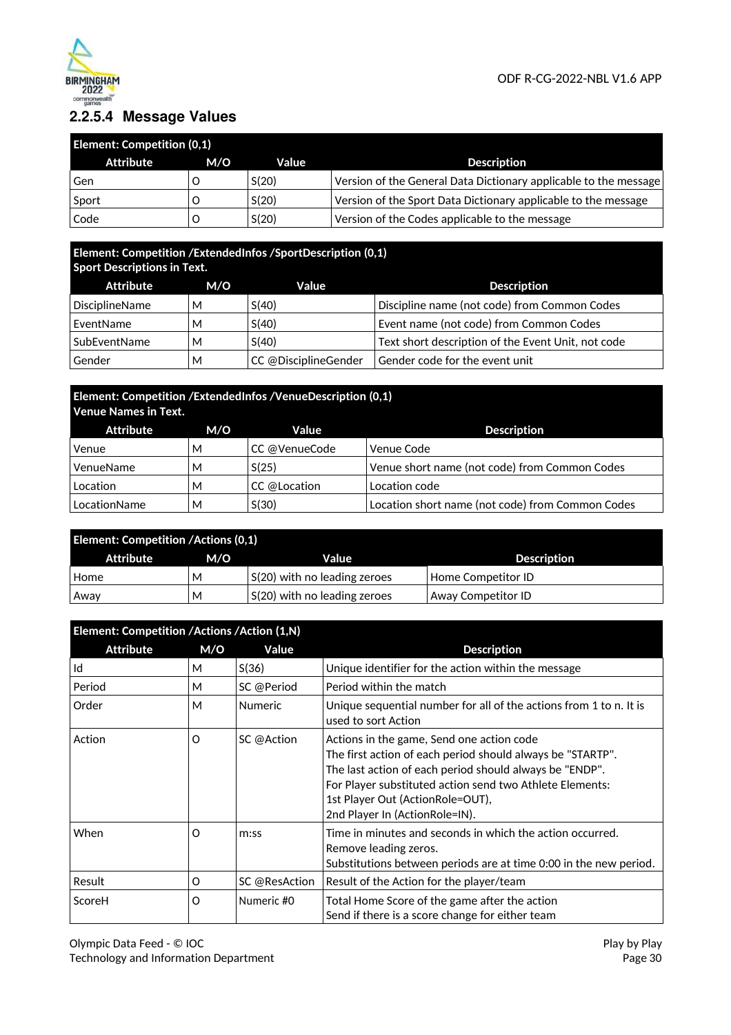### 2.2.5.4 Message Values

| Element: Competition (0,1) | | | |
|---|---|---|---|
| **Attribute** | **M/O** | **Value** | **Description** |
| Gen | O | S(20) | Version of the General Data Dictionary applicable to the message |
| Sport | O | S(20) | Version of the Sport Data Dictionary applicable to the message |
| Code | O | S(20) | Version of the Codes applicable to the message |

| Element: Competition /ExtendedInfos /SportDescription (0,1) Sport Descriptions in Text. | | | |
|---|---|---|---|
| **Attribute** | **M/O** | **Value** | **Description** |
| DisciplineName | M | S(40) | Discipline name (not code) from Common Codes |
| EventName | M | S(40) | Event name (not code) from Common Codes |
| SubEventName | M | S(40) | Text short description of the Event Unit, not code |
| Gender | M | CC @DisciplineGender | Gender code for the event unit |

| Element: Competition /ExtendedInfos /VenueDescription (0,1) Venue Names in Text. | | | |
|---|---|---|---|
| **Attribute** | **M/O** | **Value** | **Description** |
| Venue | M | CC @VenueCode | Venue Code |
| VenueName | M | S(25) | Venue short name (not code) from Common Codes |
| Location | M | CC @Location | Location code |
| LocationName | M | S(30) | Location short name (not code) from Common Codes |

| Element: Competition /Actions (0,1) | | | |
|---|---|---|---|
| **Attribute** | **M/O** | **Value** | **Description** |
| Home | M | S(20) with no leading zeroes | Home Competitor ID |
| Away | M | S(20) with no leading zeroes | Away Competitor ID |

| Element: Competition /Actions /Action (1,N) | | | |
|---|---|---|---|
| **Attribute** | **M/O** | **Value** | **Description** |
| Id | M | S(36) | Unique identifier for the action within the message |
| Period | M | SC @Period | Period within the match |
| Order | M | Numeric | Unique sequential number for all of the actions from 1 to n. It is used to sort Action |
| Action | O | SC @Action | Actions in the game, Send one action code<br>The first action of each period should always be "STARTP".<br>The last action of each period should always be "ENDP".<br>For Player substituted action send two Athlete Elements:<br>1st Player Out (ActionRole=OUT),<br>2nd Player In (ActionRole=IN). |
| When | O | m:ss | Time in minutes and seconds in which the action occurred.<br>Remove leading zeros.<br>Substitutions between periods are at time 0:00 in the new period. |
| Result | O | SC @ResAction | Result of the Action for the player/team |
| ScoreH | O | Numeric #0 | Total Home Score of the game after the action<br>Send if there is a score change for either team |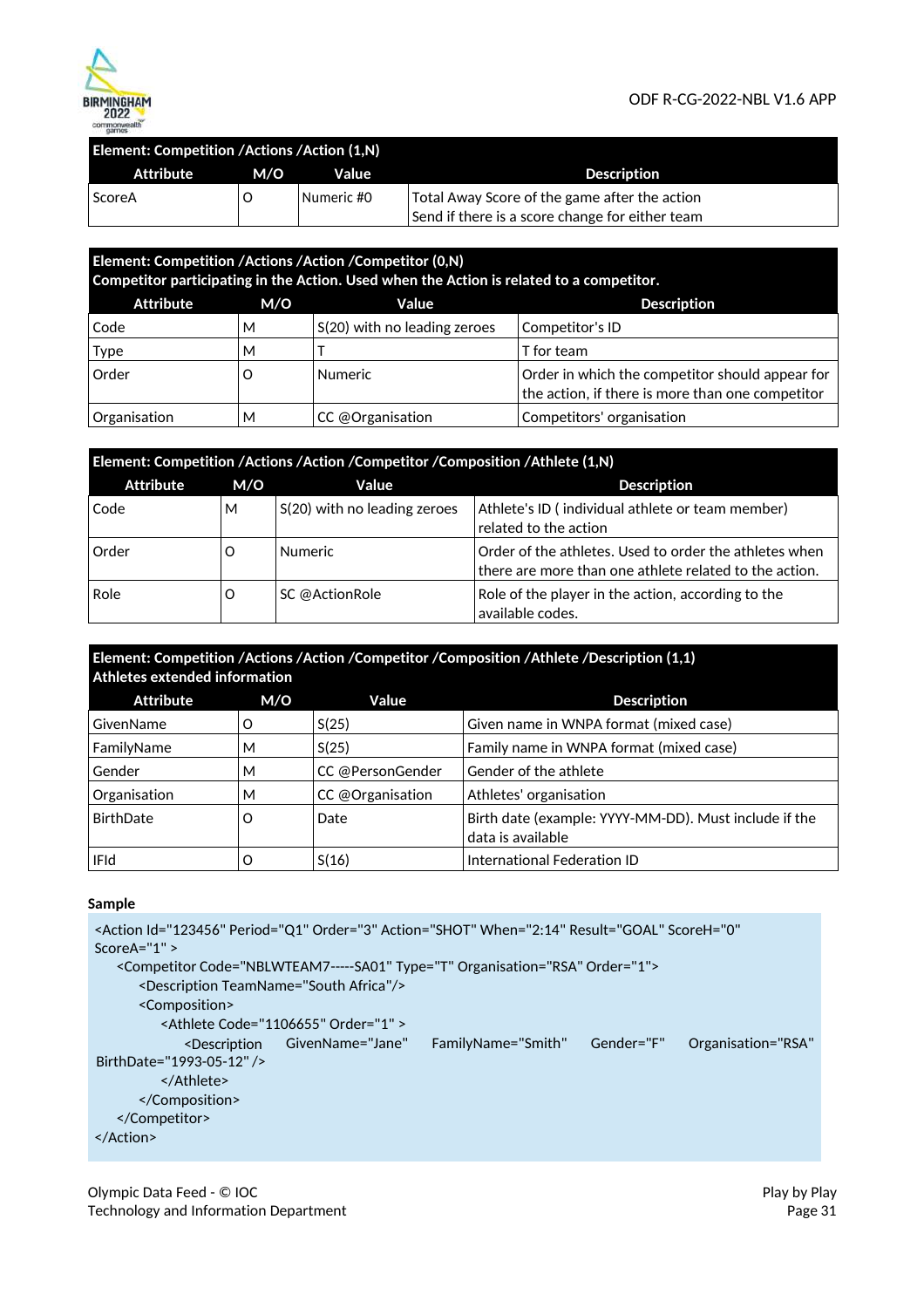| Element: Competition /Actions /Action (1,N) | | | |
|---|---|---|---|
| **Attribute** | **M/O** | **Value** | **Description** |
| ScoreA | O | Numeric #0 | Total Away Score of the game after the action<br>Send if there is a score change for either team |

| Element: Competition /Actions /Action /Competitor (0,N)<br>Competitor participating in the Action. Used when the Action is related to a competitor. | | | |
|---|---|---|---|
| **Attribute** | **M/O** | **Value** | **Description** |
| Code | M | S(20) with no leading zeroes | Competitor's ID |
| Type | M | T | T for team |
| Order | O | Numeric | Order in which the competitor should appear for the action, if there is more than one competitor |
| Organisation | M | CC @Organisation | Competitors' organisation |

| Element: Competition /Actions /Action /Competitor /Composition /Athlete (1,N) | | | |
|---|---|---|---|
| **Attribute** | **M/O** | **Value** | **Description** |
| Code | M | S(20) with no leading zeroes | Athlete's ID ( individual athlete or team member) related to the action |
| Order | O | Numeric | Order of the athletes. Used to order the athletes when there are more than one athlete related to the action. |
| Role | O | SC @ActionRole | Role of the player in the action, according to the available codes. |

| Element: Competition /Actions /Action /Competitor /Composition /Athlete /Description (1,1)<br>Athletes extended information | | | |
|---|---|---|---|
| **Attribute** | **M/O** | **Value** | **Description** |
| GivenName | O | S(25) | Given name in WNPA format (mixed case) |
| FamilyName | M | S(25) | Family name in WNPA format (mixed case) |
| Gender | M | CC @PersonGender | Gender of the athlete |
| Organisation | M | CC @Organisation | Athletes' organisation |
| BirthDate | O | Date | Birth date (example: YYYY-MM-DD). Must include if the data is available |
| IFId | O | S(16) | International Federation ID |

**Sample**

```
<Action Id="123456" Period="Q1" Order="3" Action="SHOT" When="2:14" Result="GOAL" ScoreH="0"
ScoreA="1" >
    <Competitor Code="NBLWTEAM7-----SA01" Type="T" Organisation="RSA" Order="1">
        <Description TeamName="South Africa"/>
        <Composition>
            <Athlete Code="1106655" Order="1" >
                <Description GivenName="Jane" FamilyName="Smith" Gender="F" Organisation="RSA"
BirthDate="1993-05-12" />
            </Athlete>
        </Composition>
    </Competitor>
</Action>
```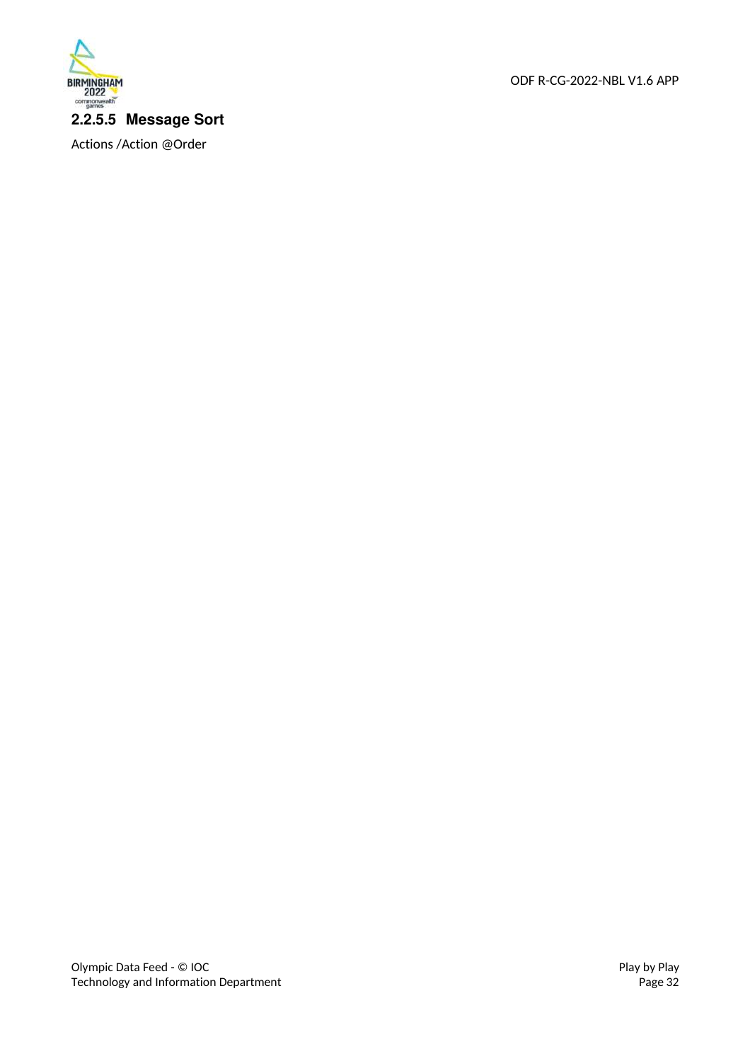#### 2.2.5.5 Message Sort

Actions /Action @Order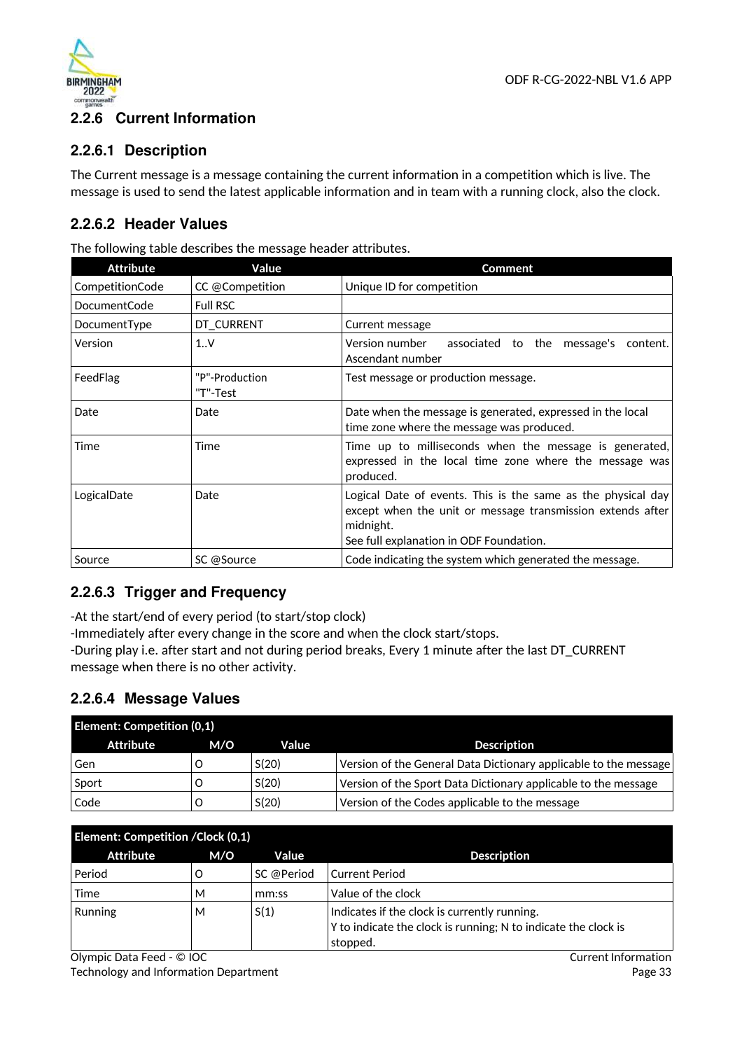## 2.2.6 Current Information

### 2.2.6.1 Description

The Current message is a message containing the current information in a competition which is live. The message is used to send the latest applicable information and in team with a running clock, also the clock.

### 2.2.6.2 Header Values

The following table describes the message header attributes.

| Attribute | Value | Comment |
|---|---|---|
| CompetitionCode | CC @Competition | Unique ID for competition |
| DocumentCode | Full RSC | |
| DocumentType | DT_CURRENT | Current message |
| Version | 1..V | Version number associated to the message's content. Ascendant number |
| FeedFlag | "P"-Production<br>"T"-Test | Test message or production message. |
| Date | Date | Date when the message is generated, expressed in the local time zone where the message was produced. |
| Time | Time | Time up to milliseconds when the message is generated, expressed in the local time zone where the message was produced. |
| LogicalDate | Date | Logical Date of events. This is the same as the physical day except when the unit or message transmission extends after midnight.<br>See full explanation in ODF Foundation. |
| Source | SC @Source | Code indicating the system which generated the message. |

### 2.2.6.3 Trigger and Frequency

-At the start/end of every period (to start/stop clock)
-Immediately after every change in the score and when the clock start/stops.
-During play i.e. after start and not during period breaks, Every 1 minute after the last DT_CURRENT message when there is no other activity.

### 2.2.6.4 Message Values

| **Element: Competition (0,1)** | | | |
|---|---|---|---|
| **Attribute** | **M/O** | **Value** | **Description** |
| Gen | O | S(20) | Version of the General Data Dictionary applicable to the message |
| Sport | O | S(20) | Version of the Sport Data Dictionary applicable to the message |
| Code | O | S(20) | Version of the Codes applicable to the message |

| **Element: Competition /Clock (0,1)** | | | |
|---|---|---|---|
| **Attribute** | **M/O** | **Value** | **Description** |
| Period | O | SC @Period | Current Period |
| Time | M | mm:ss | Value of the clock |
| Running | M | S(1) | Indicates if the clock is currently running.<br>Y to indicate the clock is running; N to indicate the clock is stopped. |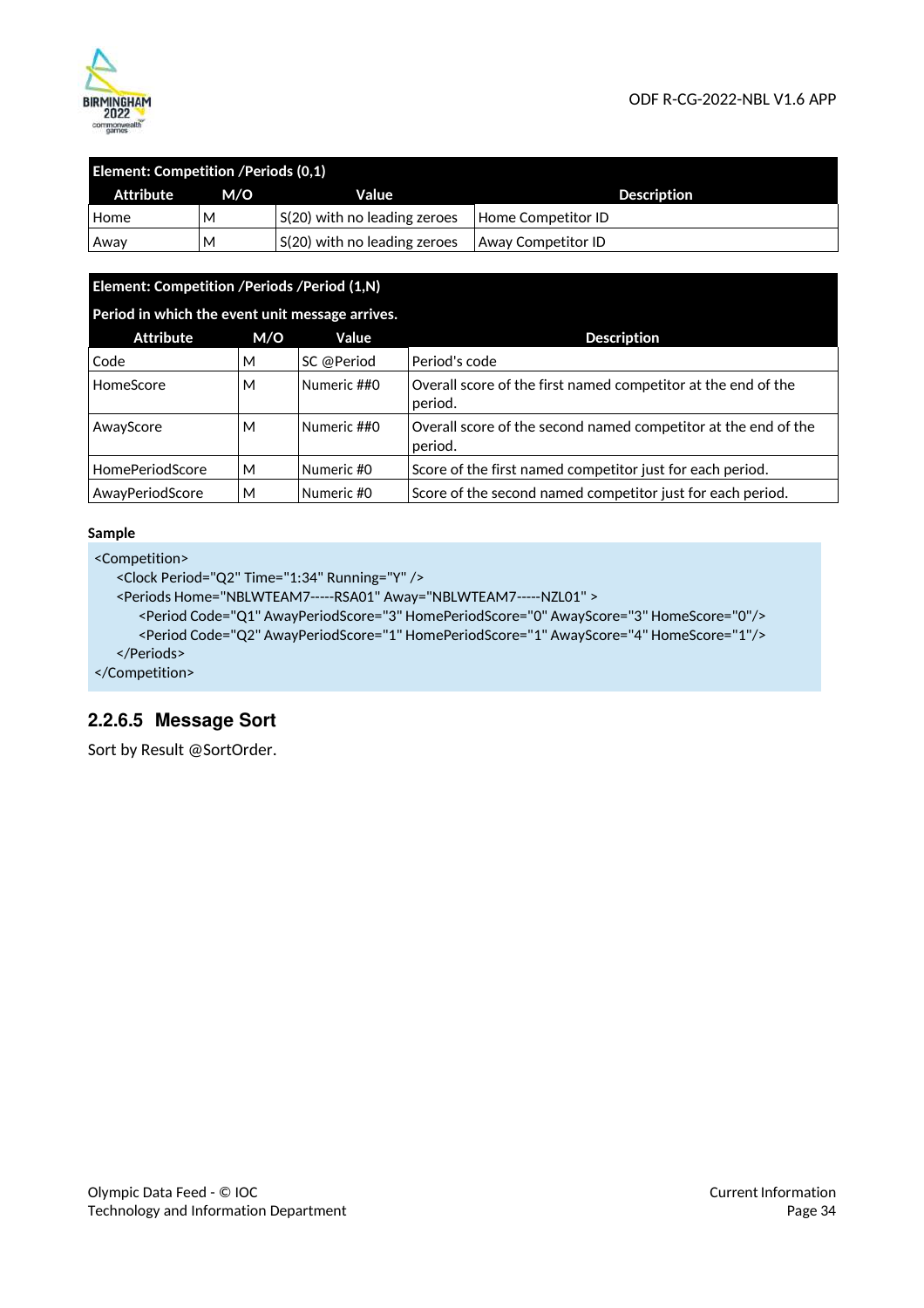| Element: Competition /Periods (0,1) | | | |
|---|---|---|---|
| **Attribute** | **M/O** | **Value** | **Description** |
| Home | M | S(20) with no leading zeroes | Home Competitor ID |
| Away | M | S(20) with no leading zeroes | Away Competitor ID |

| Element: Competition /Periods /Period (1,N)<br>Period in which the event unit message arrives. | | | |
|---|---|---|---|
| **Attribute** | **M/O** | **Value** | **Description** |
| Code | M | SC @Period | Period's code |
| HomeScore | M | Numeric ##0 | Overall score of the first named competitor at the end of the period. |
| AwayScore | M | Numeric ##0 | Overall score of the second named competitor at the end of the period. |
| HomePeriodScore | M | Numeric #0 | Score of the first named competitor just for each period. |
| AwayPeriodScore | M | Numeric #0 | Score of the second named competitor just for each period. |

**Sample**

```
<Competition>
    <Clock Period="Q2" Time="1:34" Running="Y" />
    <Periods Home="NBLWTEAM7-----RSA01" Away="NBLWTEAM7-----NZL01" >
        <Period Code="Q1" AwayPeriodScore="3" HomePeriodScore="0" AwayScore="3" HomeScore="0"/>
        <Period Code="Q2" AwayPeriodScore="1" HomePeriodScore="1" AwayScore="4" HomeScore="1"/>
    </Periods>
</Competition>
```

### 2.2.6.5 Message Sort

Sort by Result @SortOrder.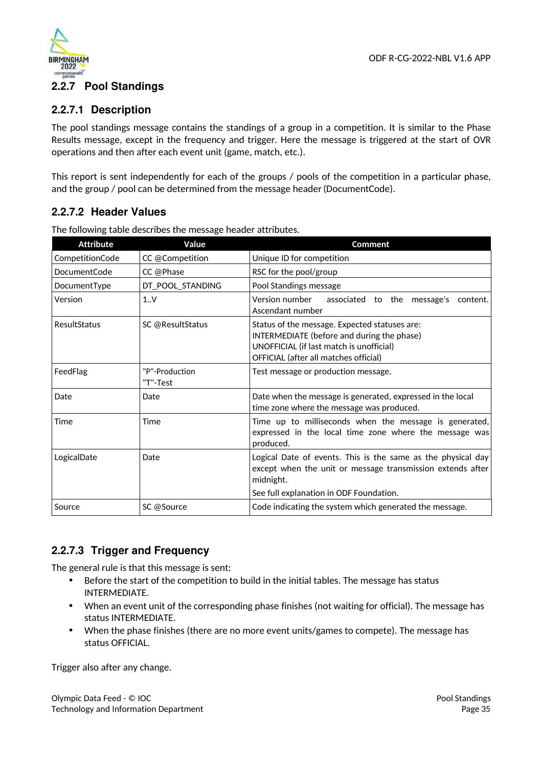## 2.2.7 Pool Standings

### 2.2.7.1 Description

The pool standings message contains the standings of a group in a competition. It is similar to the Phase Results message, except in the frequency and trigger. Here the message is triggered at the start of OVR operations and then after each event unit (game, match, etc.).

This report is sent independently for each of the groups / pools of the competition in a particular phase, and the group / pool can be determined from the message header (DocumentCode).

### 2.2.7.2 Header Values

The following table describes the message header attributes.

| Attribute | Value | Comment |
|---|---|---|
| CompetitionCode | CC @Competition | Unique ID for competition |
| DocumentCode | CC @Phase | RSC for the pool/group |
| DocumentType | DT_POOL_STANDING | Pool Standings message |
| Version | 1..V | Version number associated to the message's content. Ascendant number |
| ResultStatus | SC @ResultStatus | Status of the message. Expected statuses are:<br>INTERMEDIATE (before and during the phase)<br>UNOFFICIAL (if last match is unofficial)<br>OFFICIAL (after all matches official) |
| FeedFlag | "P"-Production<br>"T"-Test | Test message or production message. |
| Date | Date | Date when the message is generated, expressed in the local time zone where the message was produced. |
| Time | Time | Time up to milliseconds when the message is generated, expressed in the local time zone where the message was produced. |
| LogicalDate | Date | Logical Date of events. This is the same as the physical day except when the unit or message transmission extends after midnight.<br>See full explanation in ODF Foundation. |
| Source | SC @Source | Code indicating the system which generated the message. |

### 2.2.7.3 Trigger and Frequency

The general rule is that this message is sent:

- Before the start of the competition to build in the initial tables. The message has status INTERMEDIATE.
- When an event unit of the corresponding phase finishes (not waiting for official). The message has status INTERMEDIATE.
- When the phase finishes (there are no more event units/games to compete). The message has status OFFICIAL.

Trigger also after any change.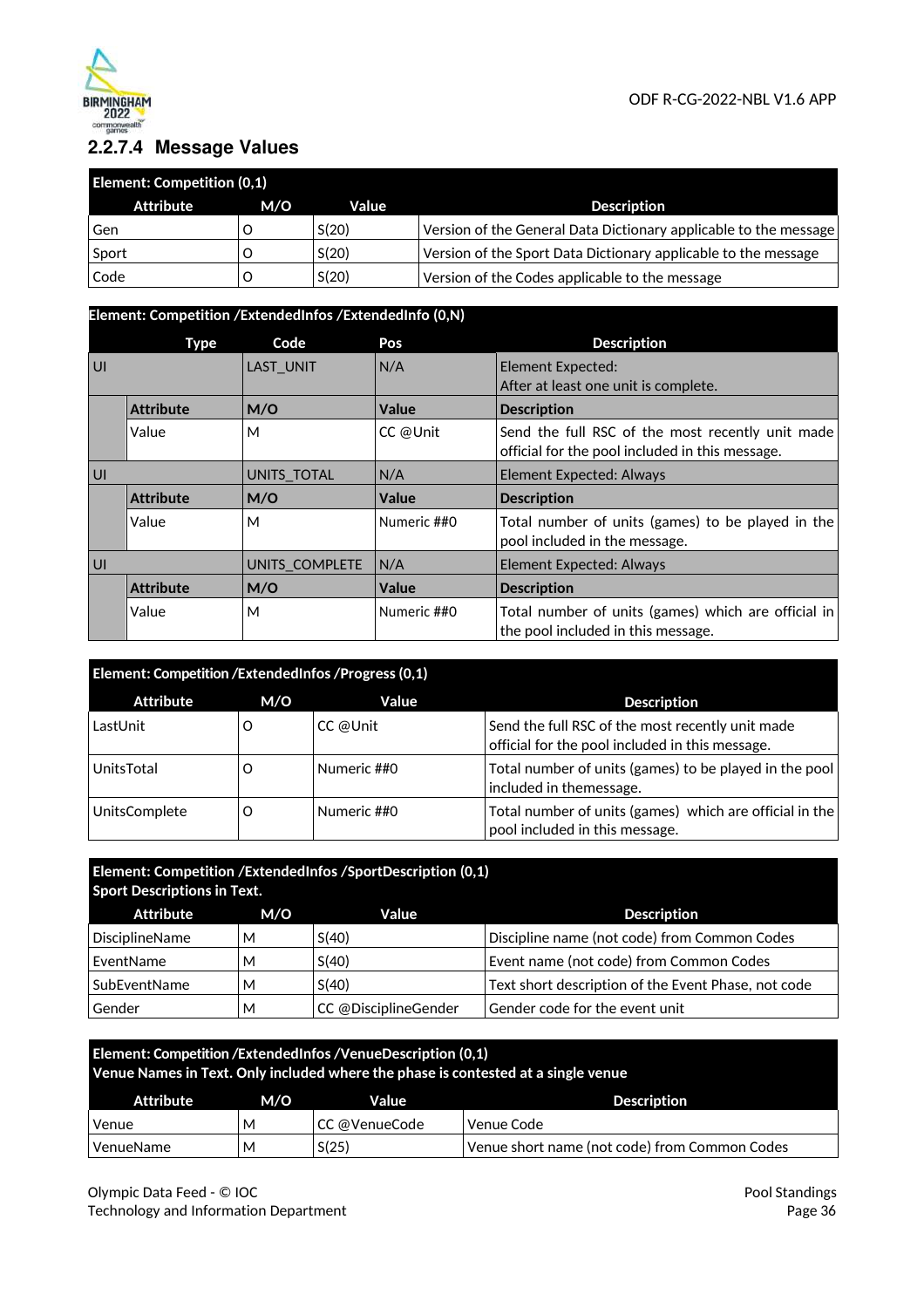### 2.2.7.4 Message Values

| Element: Competition (0,1) | | | |
|---|---|---|---|
| **Attribute** | **M/O** | **Value** | **Description** |
| Gen | O | S(20) | Version of the General Data Dictionary applicable to the message |
| Sport | O | S(20) | Version of the Sport Data Dictionary applicable to the message |
| Code | O | S(20) | Version of the Codes applicable to the message |

| Element: Competition /ExtendedInfos /ExtendedInfo (0,N) | | | | |
|---|---|---|---|---|
| **Type** | | **Code** | **Pos** | **Description** |
| UI | | LAST_UNIT | N/A | Element Expected:<br>After at least one unit is complete. |
| | **Attribute** | **M/O** | **Value** | **Description** |
| | Value | M | CC @Unit | Send the full RSC of the most recently unit made official for the pool included in this message. |
| UI | | UNITS_TOTAL | N/A | Element Expected: Always |
| | **Attribute** | **M/O** | **Value** | **Description** |
| | Value | M | Numeric ##0 | Total number of units (games) to be played in the pool included in the message. |
| UI | | UNITS_COMPLETE | N/A | Element Expected: Always |
| | **Attribute** | **M/O** | **Value** | **Description** |
| | Value | M | Numeric ##0 | Total number of units (games) which are official in the pool included in this message. |

| Element: Competition /ExtendedInfos /Progress (0,1) | | | |
|---|---|---|---|
| **Attribute** | **M/O** | **Value** | **Description** |
| LastUnit | O | CC @Unit | Send the full RSC of the most recently unit made official for the pool included in this message. |
| UnitsTotal | O | Numeric ##0 | Total number of units (games) to be played in the pool included in themessage. |
| UnitsComplete | O | Numeric ##0 | Total number of units (games) which are official in the pool included in this message. |

| Element: Competition /ExtendedInfos /SportDescription (0,1)<br>Sport Descriptions in Text. | | | |
|---|---|---|---|
| **Attribute** | **M/O** | **Value** | **Description** |
| DisciplineName | M | S(40) | Discipline name (not code) from Common Codes |
| EventName | M | S(40) | Event name (not code) from Common Codes |
| SubEventName | M | S(40) | Text short description of the Event Phase, not code |
| Gender | M | CC @DisciplineGender | Gender code for the event unit |

| Element: Competition /ExtendedInfos /VenueDescription (0,1)<br>Venue Names in Text. Only included where the phase is contested at a single venue | | | |
|---|---|---|---|
| **Attribute** | **M/O** | **Value** | **Description** |
| Venue | M | CC @VenueCode | Venue Code |
| VenueName | M | S(25) | Venue short name (not code) from Common Codes |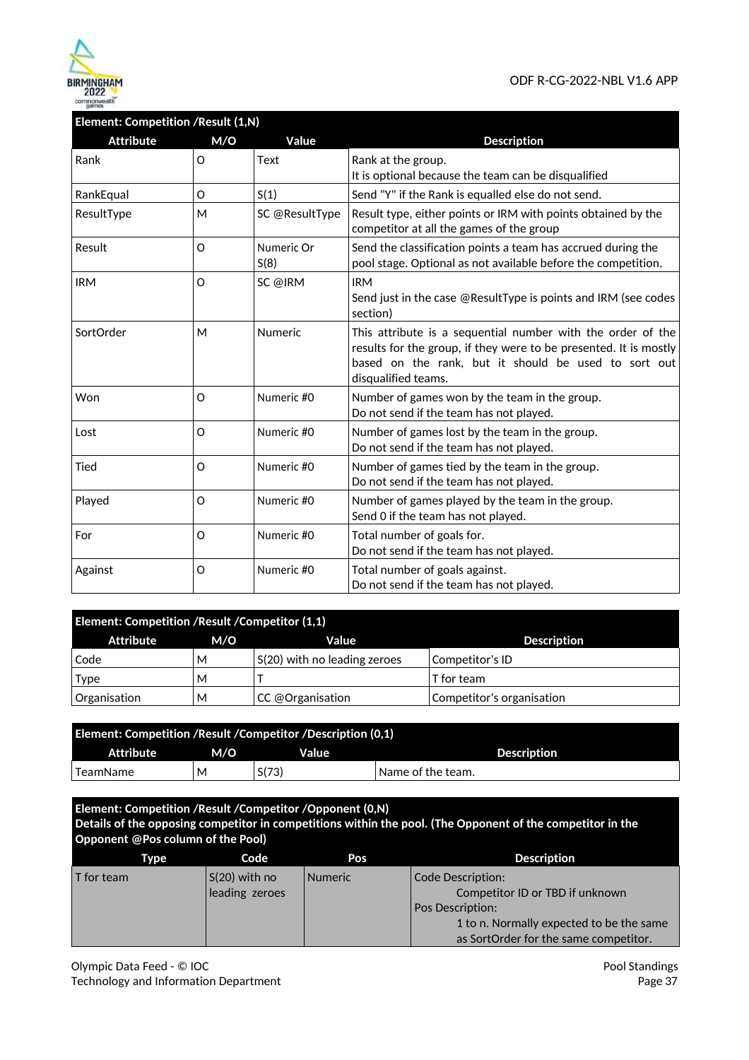| Element: Competition /Result (1,N) | | | |
|---|---|---|---|
| **Attribute** | **M/O** | **Value** | **Description** |
| Rank | O | Text | Rank at the group.<br>It is optional because the team can be disqualified |
| RankEqual | O | S(1) | Send "Y" if the Rank is equalled else do not send. |
| ResultType | M | SC @ResultType | Result type, either points or IRM with points obtained by the competitor at all the games of the group |
| Result | O | Numeric Or S(8) | Send the classification points a team has accrued during the pool stage. Optional as not available before the competition. |
| IRM | O | SC @IRM | IRM<br>Send just in the case @ResultType is points and IRM (see codes section) |
| SortOrder | M | Numeric | This attribute is a sequential number with the order of the results for the group, if they were to be presented. It is mostly based on the rank, but it should be used to sort out disqualified teams. |
| Won | O | Numeric #0 | Number of games won by the team in the group.<br>Do not send if the team has not played. |
| Lost | O | Numeric #0 | Number of games lost by the team in the group.<br>Do not send if the team has not played. |
| Tied | O | Numeric #0 | Number of games tied by the team in the group.<br>Do not send if the team has not played. |
| Played | O | Numeric #0 | Number of games played by the team in the group.<br>Send 0 if the team has not played. |
| For | O | Numeric #0 | Total number of goals for.<br>Do not send if the team has not played. |
| Against | O | Numeric #0 | Total number of goals against.<br>Do not send if the team has not played. |

| Element: Competition /Result /Competitor (1,1) | | | |
|---|---|---|---|
| **Attribute** | **M/O** | **Value** | **Description** |
| Code | M | S(20) with no leading zeroes | Competitor's ID |
| Type | M | T | T for team |
| Organisation | M | CC @Organisation | Competitor's organisation |

| Element: Competition /Result /Competitor /Description (0,1) | | | |
|---|---|---|---|
| **Attribute** | **M/O** | **Value** | **Description** |
| TeamName | M | S(73) | Name of the team. |

| Element: Competition /Result /Competitor /Opponent (0,N)<br>Details of the opposing competitor in competitions within the pool. (The Opponent of the competitor in the Opponent @Pos column of the Pool) | | | |
|---|---|---|---|
| **Type** | **Code** | **Pos** | **Description** |
| T for team | S(20) with no leading zeroes | Numeric | Code Description:<br>Competitor ID or TBD if unknown<br>Pos Description:<br>1 to n. Normally expected to be the same as SortOrder for the same competitor. |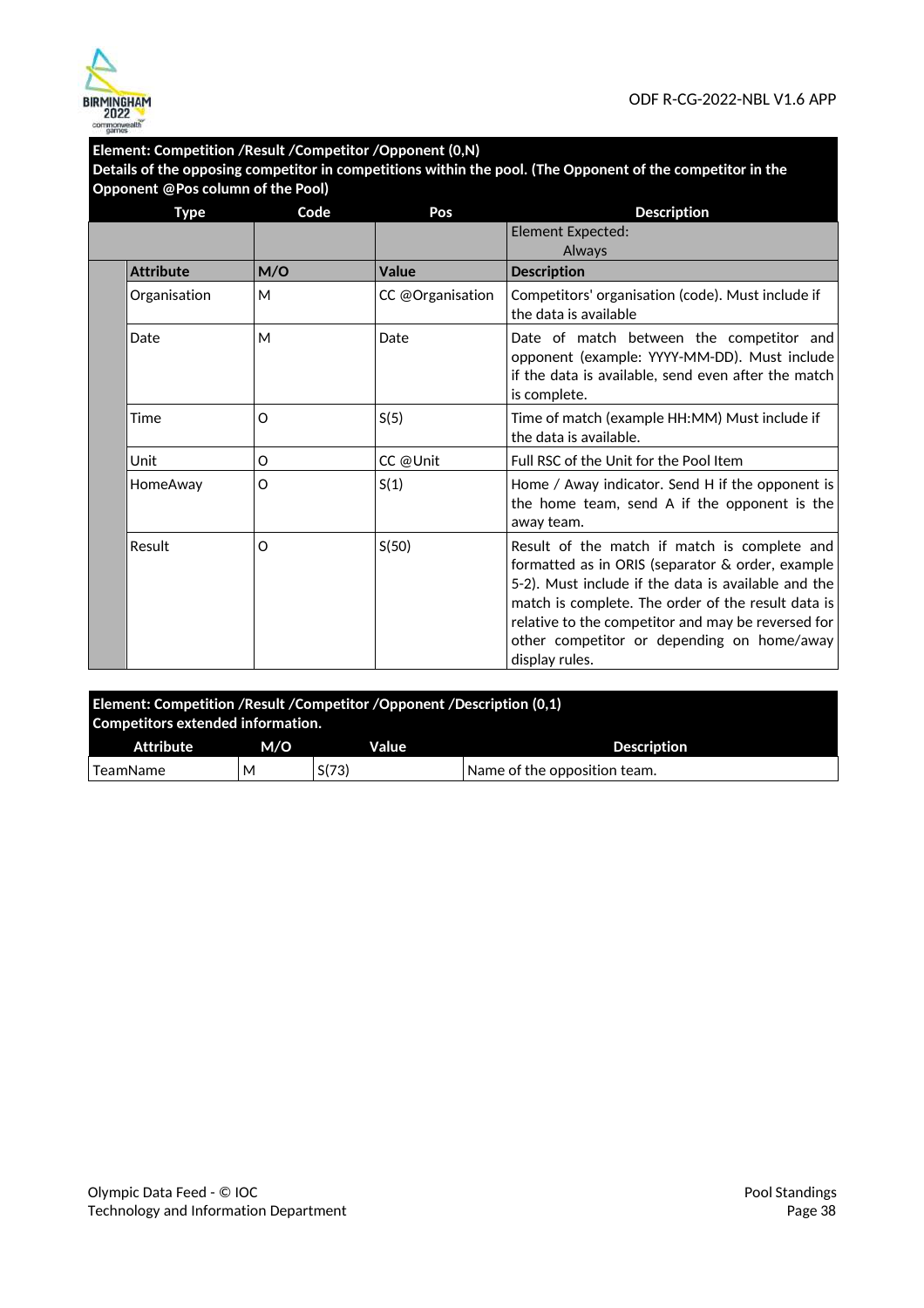**Element: Competition /Result /Competitor /Opponent (0,N)**
**Details of the opposing competitor in competitions within the pool. (The Opponent of the competitor in the Opponent @Pos column of the Pool)**

| Type | Code | Pos | Description |
|---|---|---|---|
| | | | Element Expected: Always |

| Attribute | M/O | Value | Description |
|---|---|---|---|
| Organisation | M | CC @Organisation | Competitors' organisation (code). Must include if the data is available |
| Date | M | Date | Date of match between the competitor and opponent (example: YYYY-MM-DD). Must include if the data is available, send even after the match is complete. |
| Time | O | S(5) | Time of match (example HH:MM) Must include if the data is available. |
| Unit | O | CC @Unit | Full RSC of the Unit for the Pool Item |
| HomeAway | O | S(1) | Home / Away indicator. Send H if the opponent is the home team, send A if the opponent is the away team. |
| Result | O | S(50) | Result of the match if match is complete and formatted as in ORIS (separator & order, example 5-2). Must include if the data is available and the match is complete. The order of the result data is relative to the competitor and may be reversed for other competitor or depending on home/away display rules. |

**Element: Competition /Result /Competitor /Opponent /Description (0,1)**
**Competitors extended information.**

| Attribute | M/O | Value | Description |
|---|---|---|---|
| TeamName | M | S(73) | Name of the opposition team. |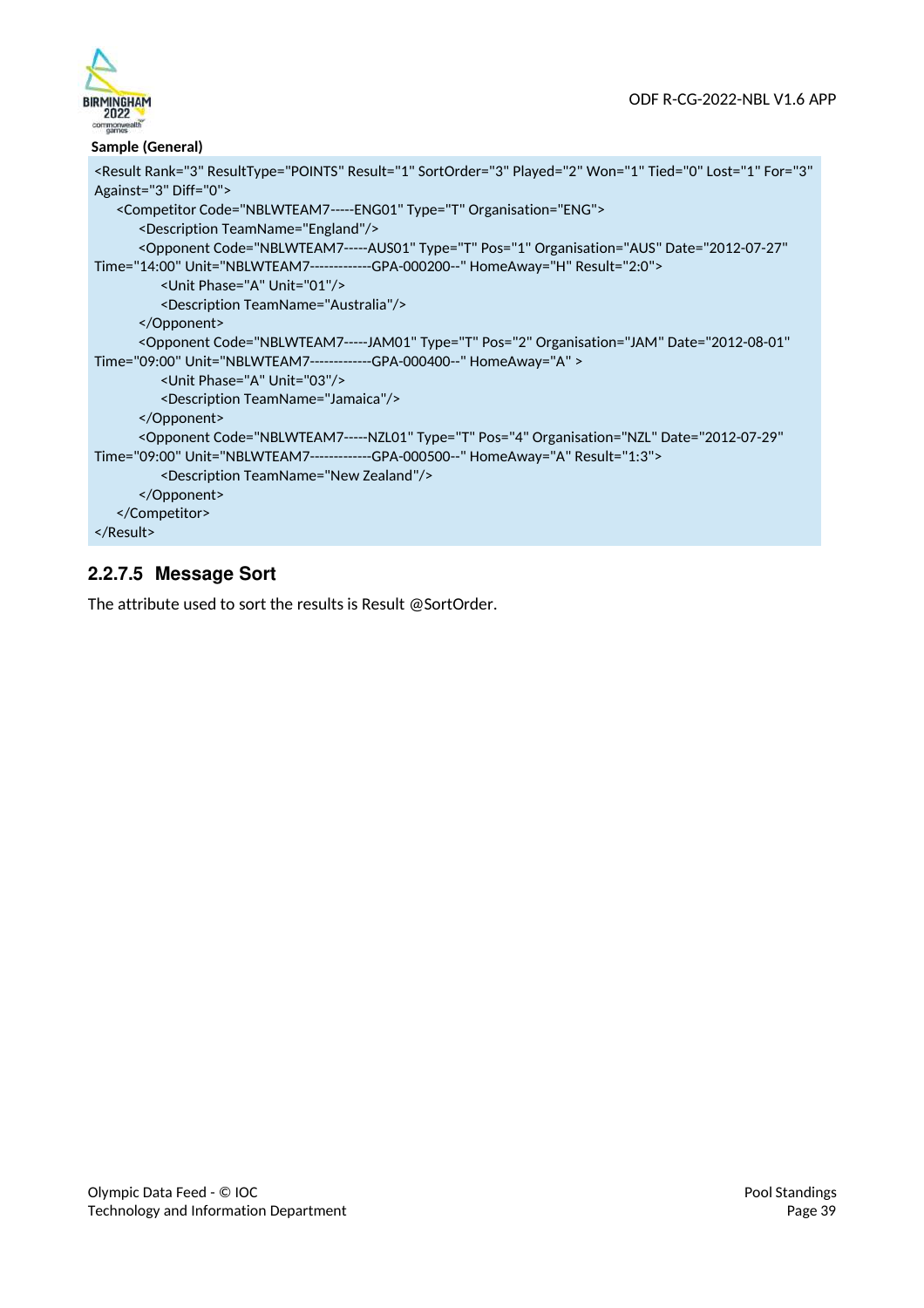**Sample (General)**

```
<Result Rank="3" ResultType="POINTS" Result="1" SortOrder="3" Played="2" Won="1" Tied="0" Lost="1" For="3"
Against="3" Diff="0">
    <Competitor Code="NBLWTEAM7-----ENG01" Type="T" Organisation="ENG">
        <Description TeamName="England"/>
        <Opponent Code="NBLWTEAM7-----AUS01" Type="T" Pos="1" Organisation="AUS" Date="2012-07-27"
Time="14:00" Unit="NBLWTEAM7------------GPA-000200--" HomeAway="H" Result="2:0">
            <Unit Phase="A" Unit="01"/>
            <Description TeamName="Australia"/>
        </Opponent>
        <Opponent Code="NBLWTEAM7-----JAM01" Type="T" Pos="2" Organisation="JAM" Date="2012-08-01"
Time="09:00" Unit="NBLWTEAM7------------GPA-000400--" HomeAway="A" >
            <Unit Phase="A" Unit="03"/>
            <Description TeamName="Jamaica"/>
        </Opponent>
        <Opponent Code="NBLWTEAM7-----NZL01" Type="T" Pos="4" Organisation="NZL" Date="2012-07-29"
Time="09:00" Unit="NBLWTEAM7------------GPA-000500--" HomeAway="A" Result="1:3">
            <Description TeamName="New Zealand"/>
        </Opponent>
    </Competitor>
</Result>
```

### 2.2.7.5 Message Sort

The attribute used to sort the results is Result @SortOrder.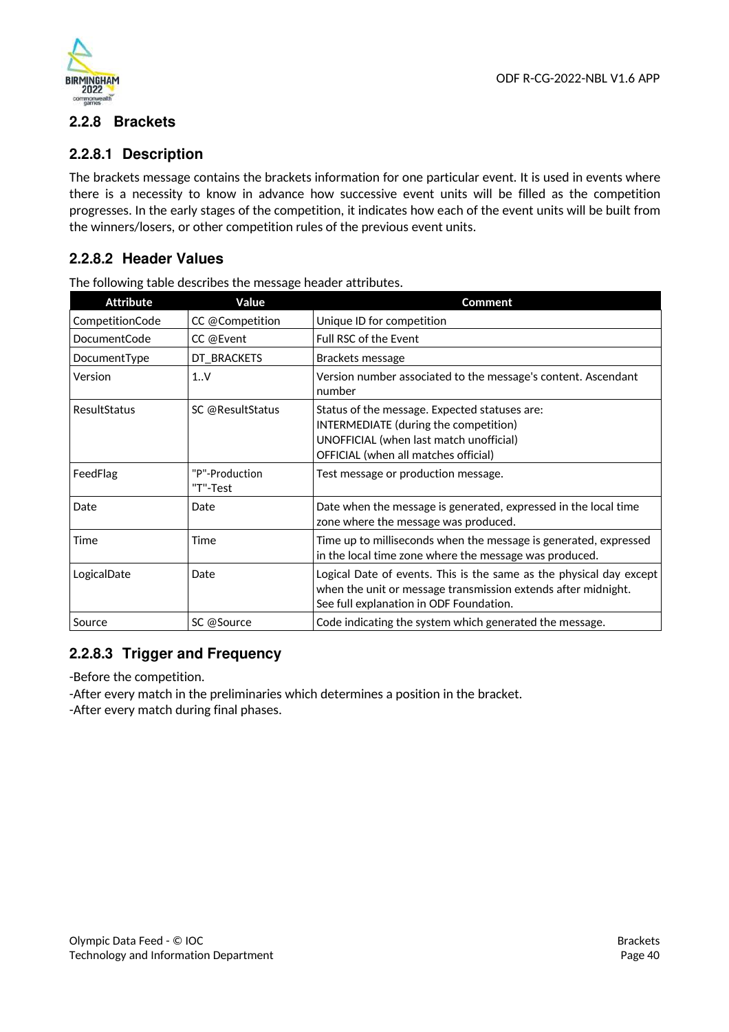## 2.2.8 Brackets

### 2.2.8.1 Description

The brackets message contains the brackets information for one particular event. It is used in events where there is a necessity to know in advance how successive event units will be filled as the competition progresses. In the early stages of the competition, it indicates how each of the event units will be built from the winners/losers, or other competition rules of the previous event units.

### 2.2.8.2 Header Values

The following table describes the message header attributes.

| Attribute | Value | Comment |
|---|---|---|
| CompetitionCode | CC @Competition | Unique ID for competition |
| DocumentCode | CC @Event | Full RSC of the Event |
| DocumentType | DT_BRACKETS | Brackets message |
| Version | 1..V | Version number associated to the message's content. Ascendant number |
| ResultStatus | SC @ResultStatus | Status of the message. Expected statuses are:<br>INTERMEDIATE (during the competition)<br>UNOFFICIAL (when last match unofficial)<br>OFFICIAL (when all matches official) |
| FeedFlag | "P"-Production<br>"T"-Test | Test message or production message. |
| Date | Date | Date when the message is generated, expressed in the local time zone where the message was produced. |
| Time | Time | Time up to milliseconds when the message is generated, expressed in the local time zone where the message was produced. |
| LogicalDate | Date | Logical Date of events. This is the same as the physical day except when the unit or message transmission extends after midnight.<br>See full explanation in ODF Foundation. |
| Source | SC @Source | Code indicating the system which generated the message. |

### 2.2.8.3 Trigger and Frequency

-Before the competition.
-After every match in the preliminaries which determines a position in the bracket.
-After every match during final phases.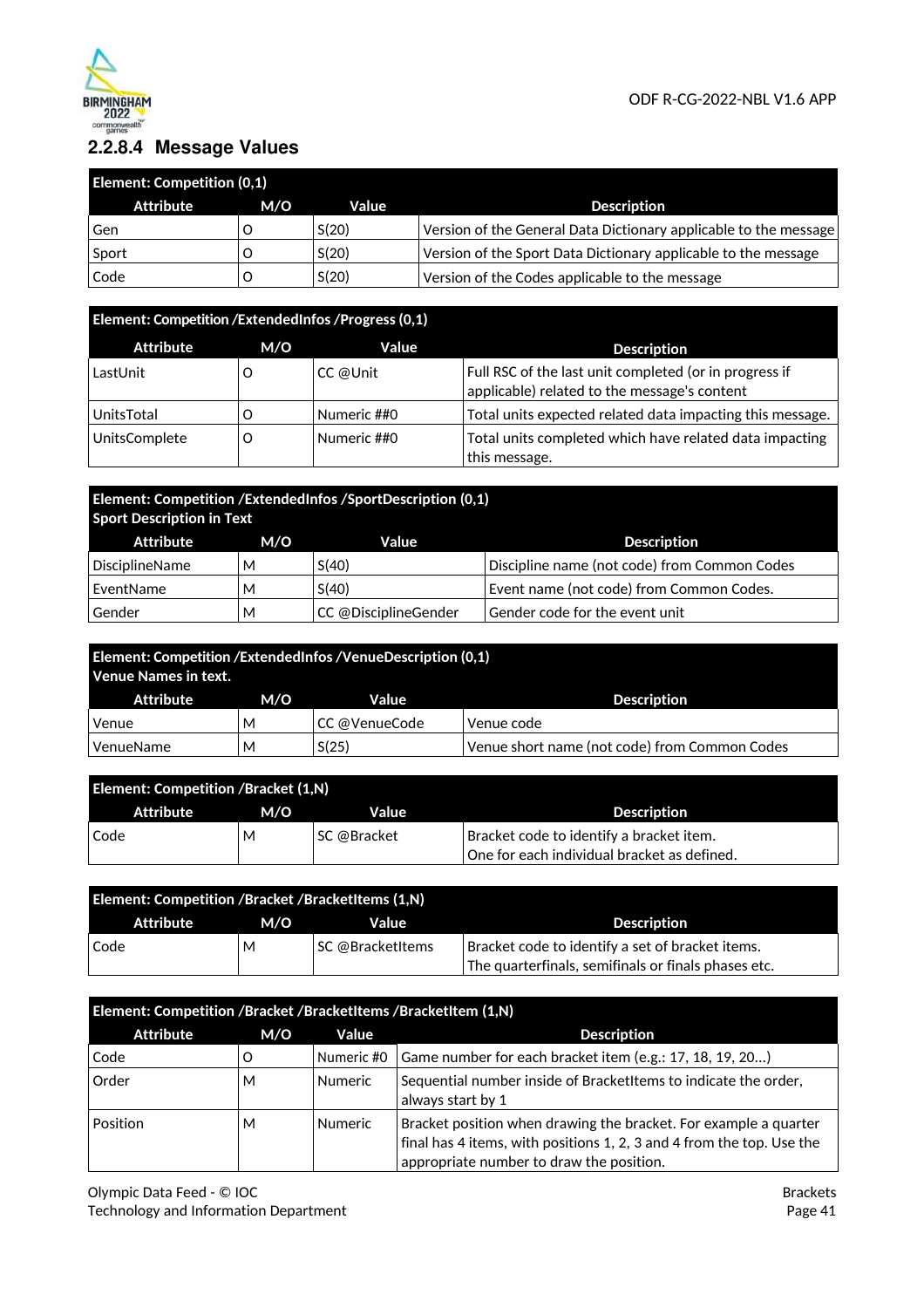#### 2.2.8.4 Message Values

| Element: Competition (0,1) | | | |
|---|---|---|---|
| **Attribute** | **M/O** | **Value** | **Description** |
| Gen | O | S(20) | Version of the General Data Dictionary applicable to the message |
| Sport | O | S(20) | Version of the Sport Data Dictionary applicable to the message |
| Code | O | S(20) | Version of the Codes applicable to the message |

| Element: Competition /ExtendedInfos /Progress (0,1) | | | |
|---|---|---|---|
| **Attribute** | **M/O** | **Value** | **Description** |
| LastUnit | O | CC @Unit | Full RSC of the last unit completed (or in progress if applicable) related to the message's content |
| UnitsTotal | O | Numeric ##0 | Total units expected related data impacting this message. |
| UnitsComplete | O | Numeric ##0 | Total units completed which have related data impacting this message. |

| Element: Competition /ExtendedInfos /SportDescription (0,1) Sport Description in Text | | | |
|---|---|---|---|
| **Attribute** | **M/O** | **Value** | **Description** |
| DisciplineName | M | S(40) | Discipline name (not code) from Common Codes |
| EventName | M | S(40) | Event name (not code) from Common Codes. |
| Gender | M | CC @DisciplineGender | Gender code for the event unit |

| Element: Competition /ExtendedInfos /VenueDescription (0,1) Venue Names in text. | | | |
|---|---|---|---|
| **Attribute** | **M/O** | **Value** | **Description** |
| Venue | M | CC @VenueCode | Venue code |
| VenueName | M | S(25) | Venue short name (not code) from Common Codes |

| Element: Competition /Bracket (1,N) | | | |
|---|---|---|---|
| **Attribute** | **M/O** | **Value** | **Description** |
| Code | M | SC @Bracket | Bracket code to identify a bracket item. One for each individual bracket as defined. |

| Element: Competition /Bracket /BracketItems (1,N) | | | |
|---|---|---|---|
| **Attribute** | **M/O** | **Value** | **Description** |
| Code | M | SC @BracketItems | Bracket code to identify a set of bracket items. The quarterfinals, semifinals or finals phases etc. |

| Element: Competition /Bracket /BracketItems /BracketItem (1,N) | | | |
|---|---|---|---|
| **Attribute** | **M/O** | **Value** | **Description** |
| Code | O | Numeric #0 | Game number for each bracket item (e.g.: 17, 18, 19, 20...) |
| Order | M | Numeric | Sequential number inside of BracketItems to indicate the order, always start by 1 |
| Position | M | Numeric | Bracket position when drawing the bracket. For example a quarter final has 4 items, with positions 1, 2, 3 and 4 from the top. Use the appropriate number to draw the position. |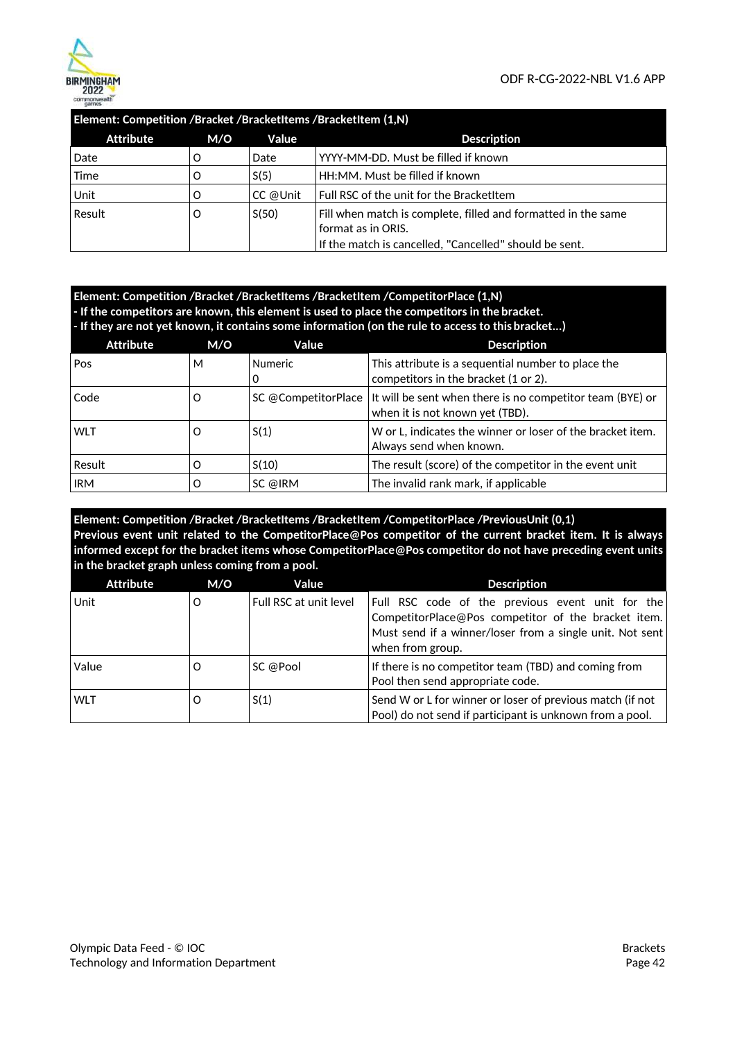| Element: Competition /Bracket /BracketItems /BracketItem (1,N) | | | |
|---|---|---|---|
| **Attribute** | **M/O** | **Value** | **Description** |
| Date | O | Date | YYYY-MM-DD. Must be filled if known |
| Time | O | S(5) | HH:MM. Must be filled if known |
| Unit | O | CC @Unit | Full RSC of the unit for the BracketItem |
| Result | O | S(50) | Fill when match is complete, filled and formatted in the same format as in ORIS.<br>If the match is cancelled, "Cancelled" should be sent. |

| Element: Competition /Bracket /BracketItems /BracketItem /CompetitorPlace (1,N)<br>- If the competitors are known, this element is used to place the competitors in the bracket.<br>- If they are not yet known, it contains some information (on the rule to access to this bracket...) | | | |
|---|---|---|---|
| **Attribute** | **M/O** | **Value** | **Description** |
| Pos | M | Numeric<br>0 | This attribute is a sequential number to place the competitors in the bracket (1 or 2). |
| Code | O | SC @CompetitorPlace | It will be sent when there is no competitor team (BYE) or when it is not known yet (TBD). |
| WLT | O | S(1) | W or L, indicates the winner or loser of the bracket item. Always send when known. |
| Result | O | S(10) | The result (score) of the competitor in the event unit |
| IRM | O | SC @IRM | The invalid rank mark, if applicable |

| Element: Competition /Bracket /BracketItems /BracketItem /CompetitorPlace /PreviousUnit (0,1)<br>Previous event unit related to the CompetitorPlace@Pos competitor of the current bracket item. It is always informed except for the bracket items whose CompetitorPlace@Pos competitor do not have preceding event units in the bracket graph unless coming from a pool. | | | |
|---|---|---|---|
| **Attribute** | **M/O** | **Value** | **Description** |
| Unit | O | Full RSC at unit level | Full RSC code of the previous event unit for the CompetitorPlace@Pos competitor of the bracket item. Must send if a winner/loser from a single unit. Not sent when from group. |
| Value | O | SC @Pool | If there is no competitor team (TBD) and coming from Pool then send appropriate code. |
| WLT | O | S(1) | Send W or L for winner or loser of previous match (if not Pool) do not send if participant is unknown from a pool. |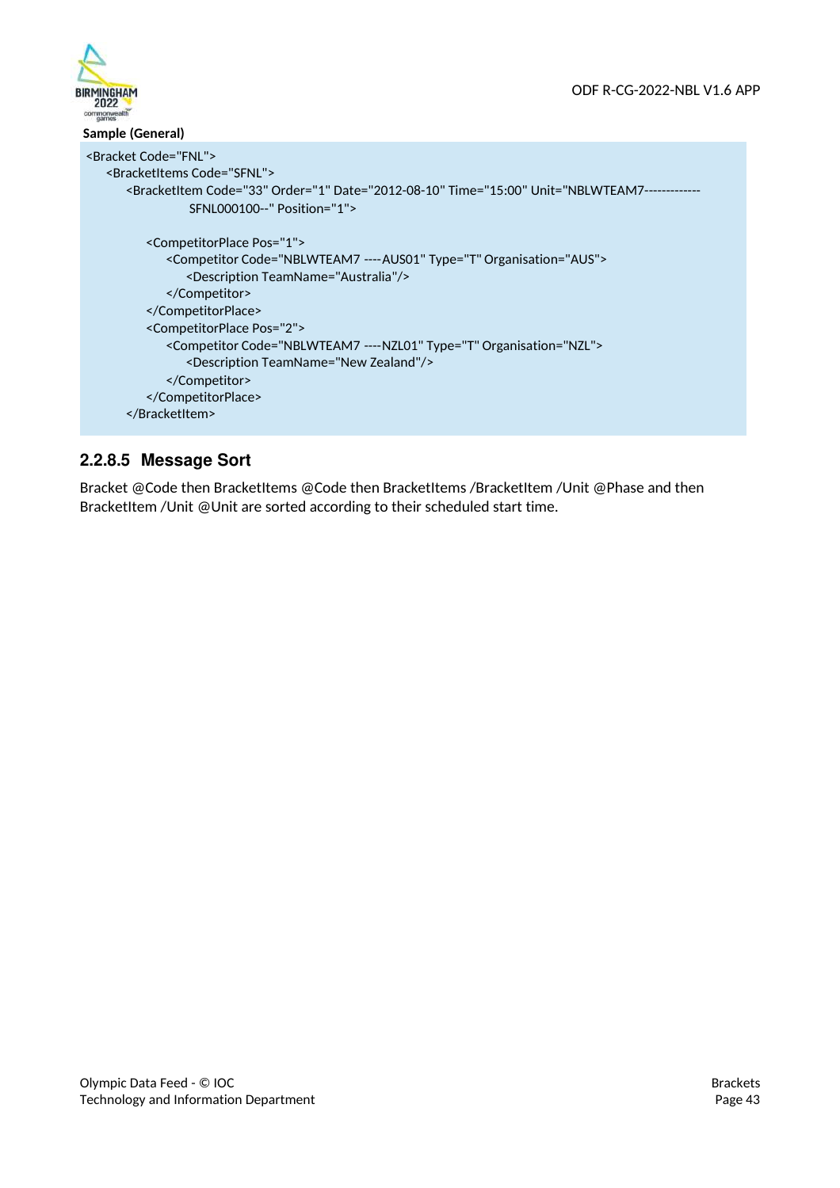**Sample (General)**

```
<Bracket Code="FNL">
    <BracketItems Code="SFNL">
        <BracketItem Code="33" Order="1" Date="2012-08-10" Time="15:00" Unit="NBLWTEAM7-------------
                    SFNL000100--" Position="1">

            <CompetitorPlace Pos="1">
                <Competitor Code="NBLWTEAM7 ----AUS01" Type="T" Organisation="AUS">
                    <Description TeamName="Australia"/>
                </Competitor>
            </CompetitorPlace>
            <CompetitorPlace Pos="2">
                <Competitor Code="NBLWTEAM7 ----NZL01" Type="T" Organisation="NZL">
                    <Description TeamName="New Zealand"/>
                </Competitor>
            </CompetitorPlace>
        </BracketItem>
```

### 2.2.8.5 Message Sort

Bracket @Code then BracketItems @Code then BracketItems /BracketItem /Unit @Phase and then BracketItem /Unit @Unit are sorted according to their scheduled start time.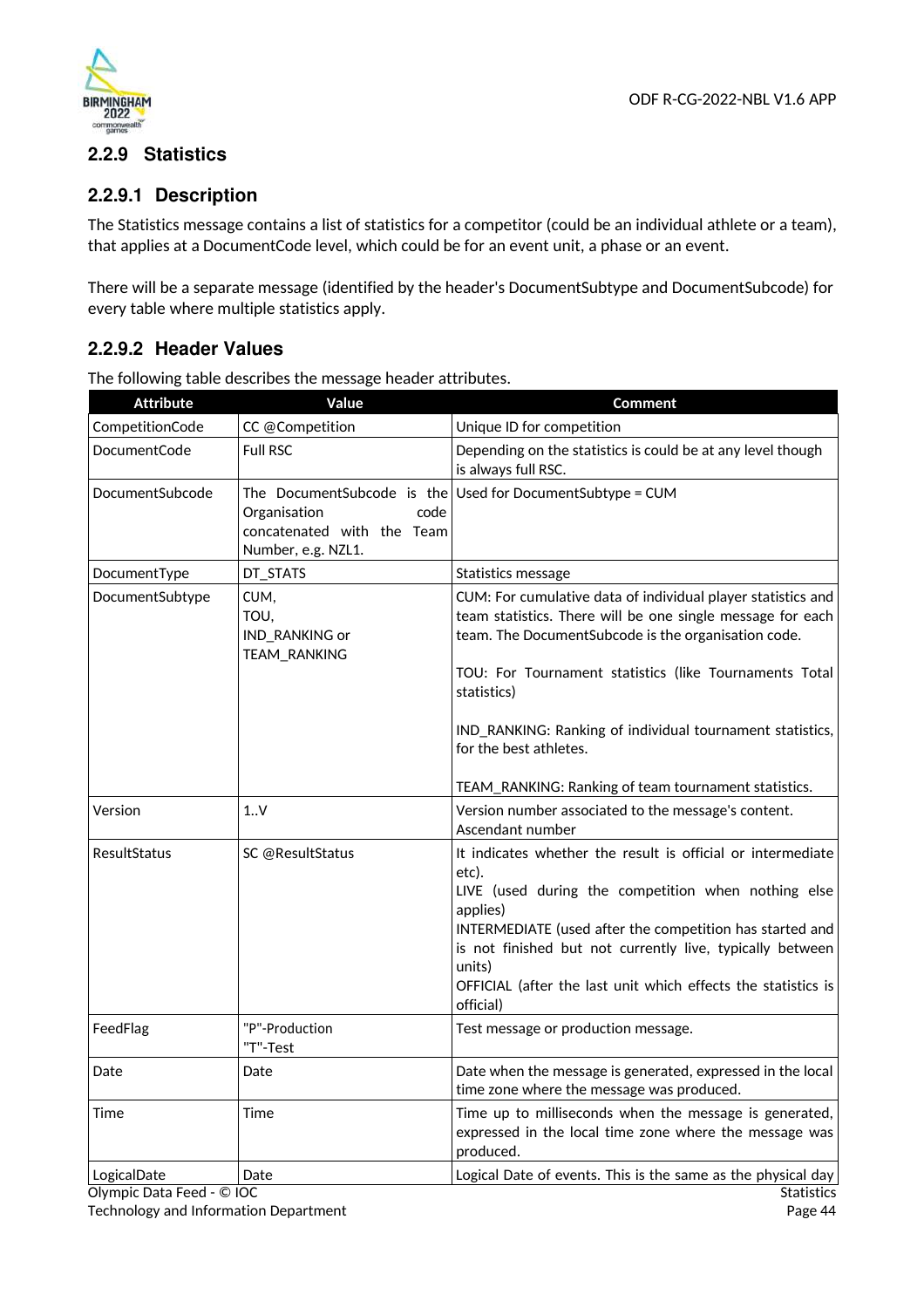### 2.2.9 Statistics

#### 2.2.9.1 Description

The Statistics message contains a list of statistics for a competitor (could be an individual athlete or a team), that applies at a DocumentCode level, which could be for an event unit, a phase or an event.

There will be a separate message (identified by the header's DocumentSubtype and DocumentSubcode) for every table where multiple statistics apply.

#### 2.2.9.2 Header Values

The following table describes the message header attributes.

| Attribute | Value | Comment |
|---|---|---|
| CompetitionCode | CC @Competition | Unique ID for competition |
| DocumentCode | Full RSC | Depending on the statistics is could be at any level though is always full RSC. |
| DocumentSubcode | The DocumentSubcode is the Organisation code concatenated with the Team Number, e.g. NZL1. | Used for DocumentSubtype = CUM |
| DocumentType | DT_STATS | Statistics message |
| DocumentSubtype | CUM,<br>TOU,<br>IND_RANKING or<br>TEAM_RANKING | CUM: For cumulative data of individual player statistics and team statistics. There will be one single message for each team. The DocumentSubcode is the organisation code.<br><br>TOU: For Tournament statistics (like Tournaments Total statistics)<br><br>IND_RANKING: Ranking of individual tournament statistics, for the best athletes.<br><br>TEAM_RANKING: Ranking of team tournament statistics. |
| Version | 1..V | Version number associated to the message's content. Ascendant number |
| ResultStatus | SC @ResultStatus | It indicates whether the result is official or intermediate etc).<br>LIVE (used during the competition when nothing else applies)<br>INTERMEDIATE (used after the competition has started and is not finished but not currently live, typically between units)<br>OFFICIAL (after the last unit which effects the statistics is official) |
| FeedFlag | "P"-Production<br>"T"-Test | Test message or production message. |
| Date | Date | Date when the message is generated, expressed in the local time zone where the message was produced. |
| Time | Time | Time up to milliseconds when the message is generated, expressed in the local time zone where the message was produced. |
| LogicalDate | Date | Logical Date of events. This is the same as the physical day |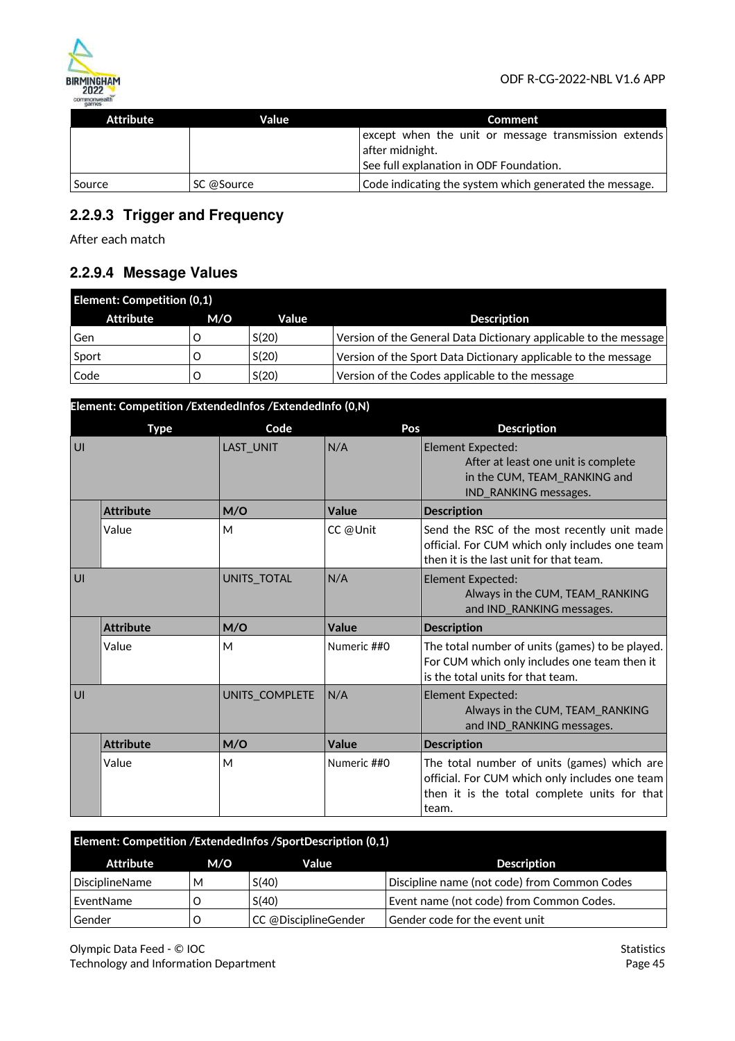| Attribute | Value | Comment |
|---|---|---|
| | | except when the unit or message transmission extends after midnight.<br>See full explanation in ODF Foundation. |
| Source | SC @Source | Code indicating the system which generated the message. |

### 2.2.9.3 Trigger and Frequency

After each match

### 2.2.9.4 Message Values

| Element: Competition (0,1) | | | |
|---|---|---|---|
| **Attribute** | **M/O** | **Value** | **Description** |
| Gen | O | S(20) | Version of the General Data Dictionary applicable to the message |
| Sport | O | S(20) | Version of the Sport Data Dictionary applicable to the message |
| Code | O | S(20) | Version of the Codes applicable to the message |

| Element: Competition /ExtendedInfos /ExtendedInfo (0,N) | | | | |
|---|---|---|---|---|
| **Type** | | **Code** | **Pos** | **Description** |
| UI | | LAST_UNIT | N/A | Element Expected:<br>After at least one unit is complete in the CUM, TEAM_RANKING and IND_RANKING messages. |
| | **Attribute** | **M/O** | **Value** | **Description** |
| | Value | M | CC @Unit | Send the RSC of the most recently unit made official. For CUM which only includes one team then it is the last unit for that team. |
| UI | | UNITS_TOTAL | N/A | Element Expected:<br>Always in the CUM, TEAM_RANKING and IND_RANKING messages. |
| | **Attribute** | **M/O** | **Value** | **Description** |
| | Value | M | Numeric ##0 | The total number of units (games) to be played. For CUM which only includes one team then it is the total units for that team. |
| UI | | UNITS_COMPLETE | N/A | Element Expected:<br>Always in the CUM, TEAM_RANKING and IND_RANKING messages. |
| | **Attribute** | **M/O** | **Value** | **Description** |
| | Value | M | Numeric ##0 | The total number of units (games) which are official. For CUM which only includes one team then it is the total complete units for that team. |

| Element: Competition /ExtendedInfos /SportDescription (0,1) | | | |
|---|---|---|---|
| **Attribute** | **M/O** | **Value** | **Description** |
| DisciplineName | M | S(40) | Discipline name (not code) from Common Codes |
| EventName | O | S(40) | Event name (not code) from Common Codes. |
| Gender | O | CC @DisciplineGender | Gender code for the event unit |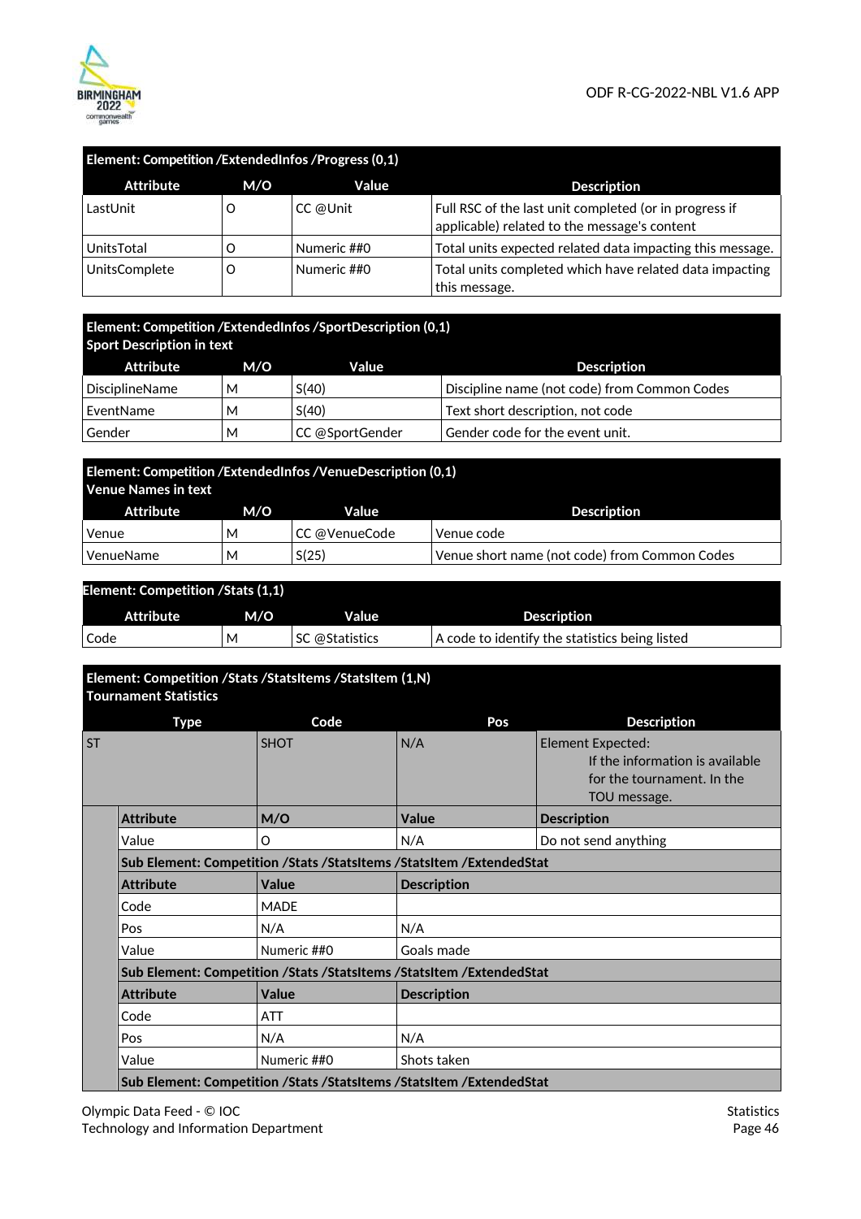| Element: Competition /ExtendedInfos /Progress (0,1) | | | |
|---|---|---|---|
| **Attribute** | **M/O** | **Value** | **Description** |
| LastUnit | O | CC @Unit | Full RSC of the last unit completed (or in progress if applicable) related to the message's content |
| UnitsTotal | O | Numeric ##0 | Total units expected related data impacting this message. |
| UnitsComplete | O | Numeric ##0 | Total units completed which have related data impacting this message. |

| Element: Competition /ExtendedInfos /SportDescription (0,1) Sport Description in text | | | |
|---|---|---|---|
| **Attribute** | **M/O** | **Value** | **Description** |
| DisciplineName | M | S(40) | Discipline name (not code) from Common Codes |
| EventName | M | S(40) | Text short description, not code |
| Gender | M | CC @SportGender | Gender code for the event unit. |

| Element: Competition /ExtendedInfos /VenueDescription (0,1) Venue Names in text | | | |
|---|---|---|---|
| **Attribute** | **M/O** | **Value** | **Description** |
| Venue | M | CC @VenueCode | Venue code |
| VenueName | M | S(25) | Venue short name (not code) from Common Codes |

| Element: Competition /Stats (1,1) | | | |
|---|---|---|---|
| **Attribute** | **M/O** | **Value** | **Description** |
| Code | M | SC @Statistics | A code to identify the statistics being listed |

| Element: Competition /Stats /StatsItems /StatsItem (1,N) Tournament Statistics | | | | |
|---|---|---|---|---|
| **Type** | | **Code** | **Pos** | **Description** |
| ST | | SHOT | N/A | Element Expected: If the information is available for the tournament. In the TOU message. |
| | **Attribute** | **M/O** | **Value** | **Description** |
| | Value | O | N/A | Do not send anything |
| | **Sub Element: Competition /Stats /StatsItems /StatsItem /ExtendedStat** | | | |
| | **Attribute** | **Value** | **Description** | |
| | Code | MADE | | |
| | Pos | N/A | N/A | |
| | Value | Numeric ##0 | Goals made | |
| | **Sub Element: Competition /Stats /StatsItems /StatsItem /ExtendedStat** | | | |
| | **Attribute** | **Value** | **Description** | |
| | Code | ATT | | |
| | Pos | N/A | N/A | |
| | Value | Numeric ##0 | Shots taken | |
| | **Sub Element: Competition /Stats /StatsItems /StatsItem /ExtendedStat** | | | |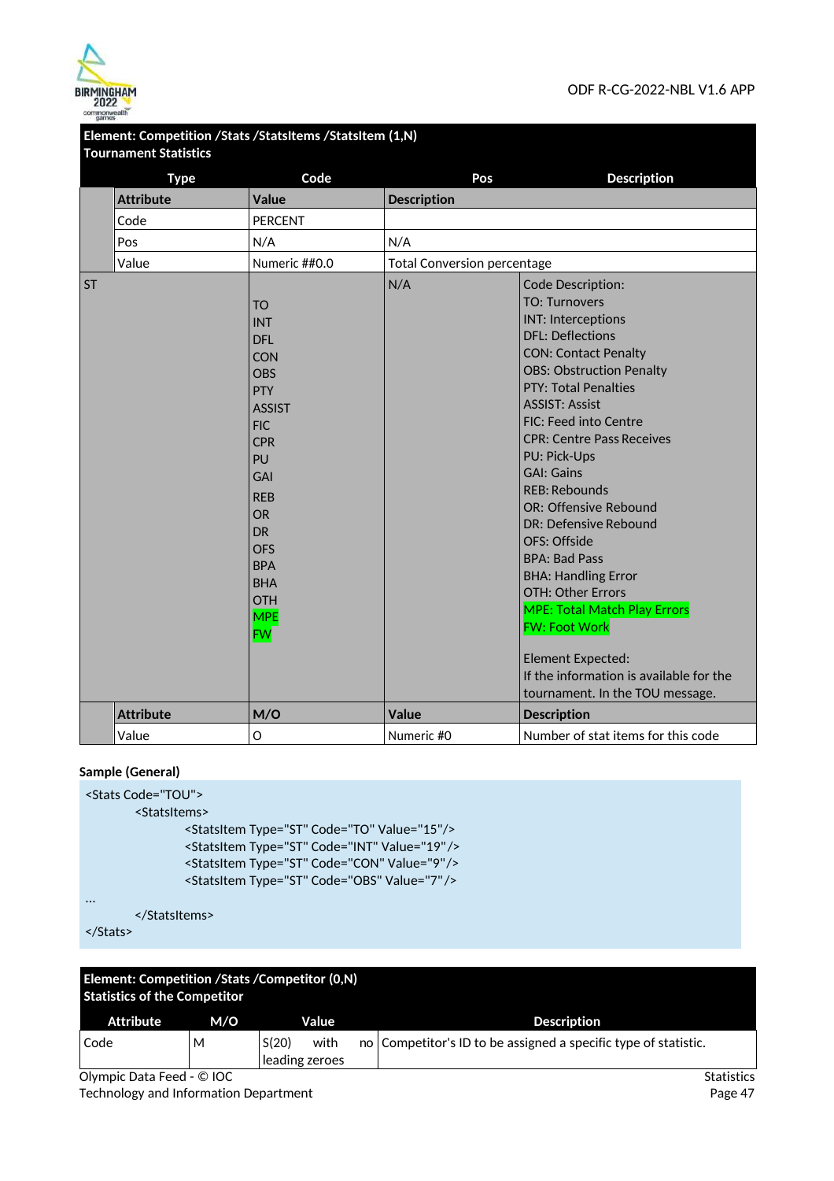**Element: Competition /Stats /StatsItems /StatsItem (1,N)**
**Tournament Statistics**

| Type | Code | Pos | Description |
|---|---|---|---|
| | **Attribute** | **Value** | **Description** |
| | Code | PERCENT | |
| | Pos | N/A | N/A |
| | Value | Numeric ##0.0 | Total Conversion percentage |
| ST | TO<br>INT<br>DFL<br>CON<br>OBS<br>PTY<br>ASSIST<br>FIC<br>CPR<br>PU<br>GAI<br>REB<br>OR<br>DR<br>OFS<br>BPA<br>BHA<br>OTH<br>MPE<br>FW | N/A | Code Description:<br>TO: Turnovers<br>INT: Interceptions<br>DFL: Deflections<br>CON: Contact Penalty<br>OBS: Obstruction Penalty<br>PTY: Total Penalties<br>ASSIST: Assist<br>FIC: Feed into Centre<br>CPR: Centre Pass Receives<br>PU: Pick-Ups<br>GAI: Gains<br>REB: Rebounds<br>OR: Offensive Rebound<br>DR: Defensive Rebound<br>OFS: Offside<br>BPA: Bad Pass<br>BHA: Handling Error<br>OTH: Other Errors<br>MPE: Total Match Play Errors<br>FW: Foot Work<br><br>Element Expected:<br>If the information is available for the tournament. In the TOU message. |
| | **Attribute** | **M/O** | **Value** | **Description** |
| | Value | O | Numeric #0 | Number of stat items for this code |

**Sample (General)**

```
<Stats Code="TOU">
        <StatsItems>
                <StatsItem Type="ST" Code="TO" Value="15"/>
                <StatsItem Type="ST" Code="INT" Value="19"/>
                <StatsItem Type="ST" Code="CON" Value="9"/>
                <StatsItem Type="ST" Code="OBS" Value="7"/>
...
        </StatsItems>
</Stats>
```

**Element: Competition /Stats /Competitor (0,N)**
**Statistics of the Competitor**

| Attribute | M/O | Value | Description |
|---|---|---|---|
| Code | M | S(20) with no leading zeroes | Competitor's ID to be assigned a specific type of statistic. |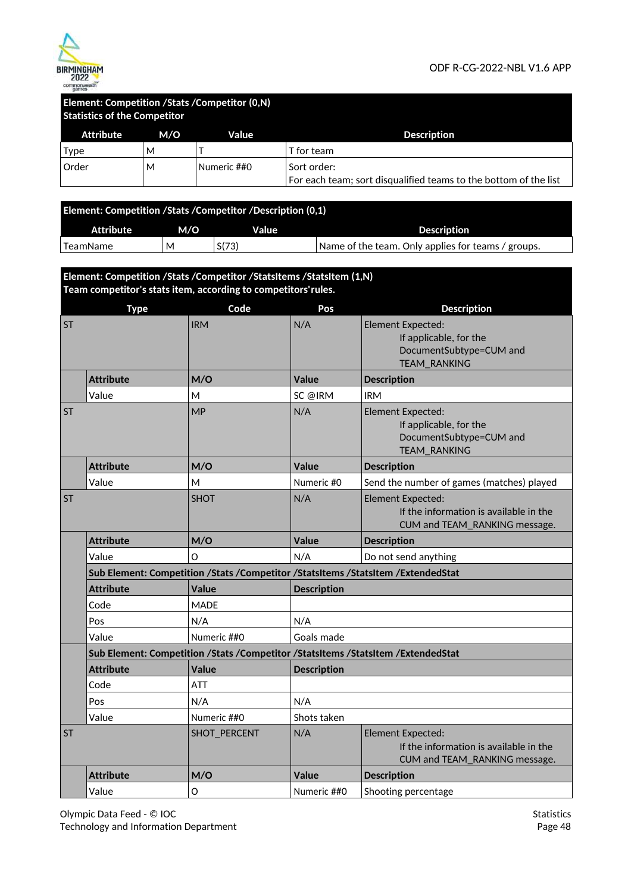| Element: Competition /Stats /Competitor (0,N) Statistics of the Competitor | | | |
|---|---|---|---|
| **Attribute** | **M/O** | **Value** | **Description** |
| Type | M | T | T for team |
| Order | M | Numeric ##0 | Sort order:<br>For each team; sort disqualified teams to the bottom of the list |

| Element: Competition /Stats /Competitor /Description (0,1) | | | |
|---|---|---|---|
| **Attribute** | **M/O** | **Value** | **Description** |
| TeamName | M | S(73) | Name of the team. Only applies for teams / groups. |

| Element: Competition /Stats /Competitor /StatsItems /StatsItem (1,N) Team competitor's stats item, according to competitors'rules. | | | | |
|---|---|---|---|---|
| **Type** | | **Code** | **Pos** | **Description** |
| ST | | IRM | N/A | Element Expected: If applicable, for the DocumentSubtype=CUM and TEAM_RANKING |
| | **Attribute** | **M/O** | **Value** | **Description** |
| | Value | M | SC @IRM | IRM |
| ST | | MP | N/A | Element Expected: If applicable, for the DocumentSubtype=CUM and TEAM_RANKING |
| | **Attribute** | **M/O** | **Value** | **Description** |
| | Value | M | Numeric #0 | Send the number of games (matches) played |
| ST | | SHOT | N/A | Element Expected: If the information is available in the CUM and TEAM_RANKING message. |
| | **Attribute** | **M/O** | **Value** | **Description** |
| | Value | O | N/A | Do not send anything |
| | **Sub Element: Competition /Stats /Competitor /StatsItems /StatsItem /ExtendedStat** | | | |
| | **Attribute** | **Value** | **Description** | |
| | Code | MADE | | |
| | Pos | N/A | N/A | |
| | Value | Numeric ##0 | Goals made | |
| | **Sub Element: Competition /Stats /Competitor /StatsItems /StatsItem /ExtendedStat** | | | |
| | **Attribute** | **Value** | **Description** | |
| | Code | ATT | | |
| | Pos | N/A | N/A | |
| | Value | Numeric ##0 | Shots taken | |
| ST | | SHOT_PERCENT | N/A | Element Expected: If the information is available in the CUM and TEAM_RANKING message. |
| | **Attribute** | **M/O** | **Value** | **Description** |
| | Value | O | Numeric ##0 | Shooting percentage |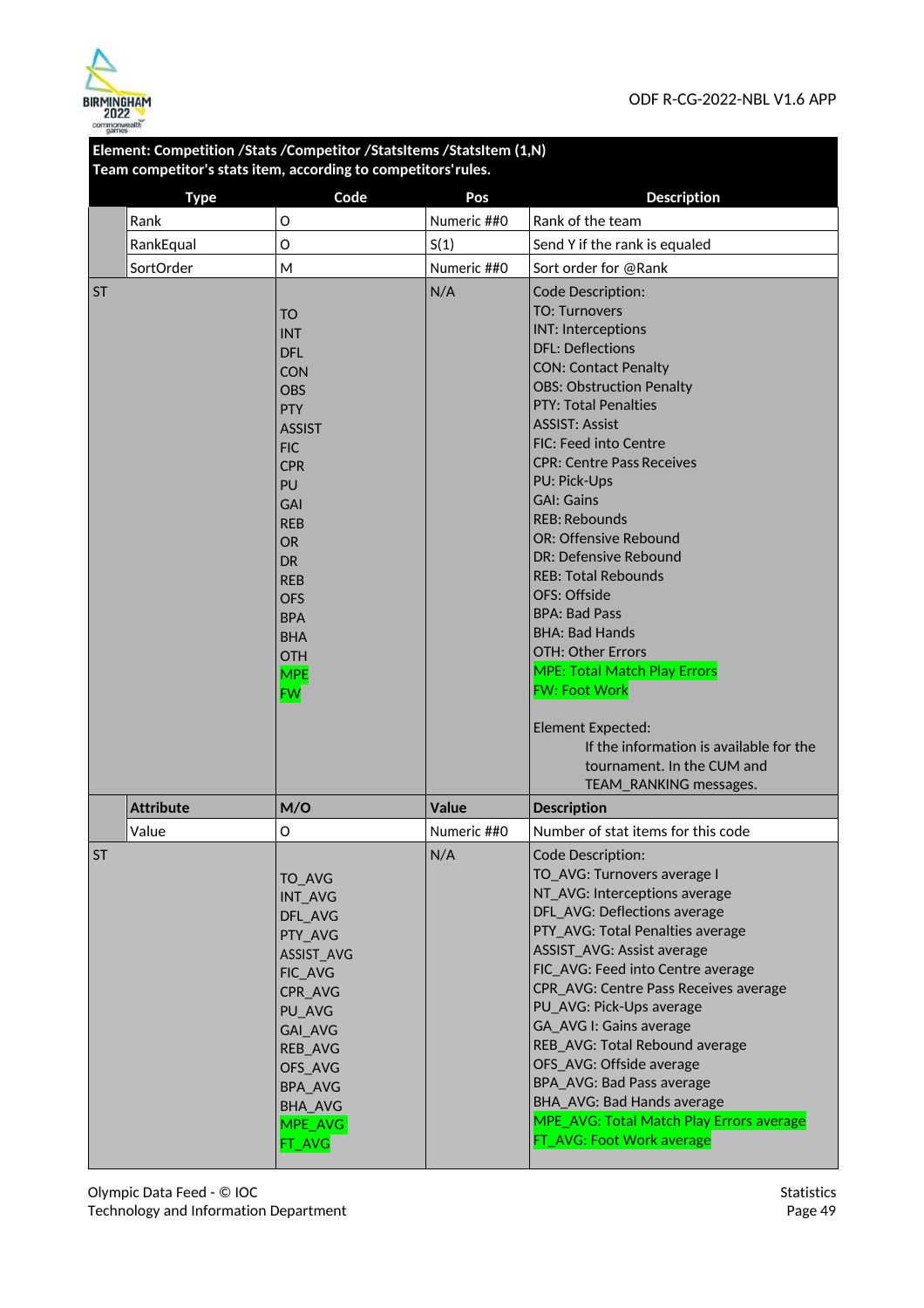**Element: Competition /Stats /Competitor /StatsItems /StatsItem (1,N)**
**Team competitor's stats item, according to competitors'rules.**

| | Type | Code | Pos | Description |
|---|---|---|---|---|
| | Rank | O | Numeric ##0 | Rank of the team |
| | RankEqual | O | S(1) | Send Y if the rank is equaled |
| | SortOrder | M | Numeric ##0 | Sort order for @Rank |
| ST | | TO<br>INT<br>DFL<br>CON<br>OBS<br>PTY<br>ASSIST<br>FIC<br>CPR<br>PU<br>GAI<br>REB<br>OR<br>DR<br>REB<br>OFS<br>BPA<br>BHA<br>OTH<br>MPE<br>FW | N/A | Code Description:<br>TO: Turnovers<br>INT: Interceptions<br>DFL: Deflections<br>CON: Contact Penalty<br>OBS: Obstruction Penalty<br>PTY: Total Penalties<br>ASSIST: Assist<br>FIC: Feed into Centre<br>CPR: Centre Pass Receives<br>PU: Pick-Ups<br>GAI: Gains<br>REB: Rebounds<br>OR: Offensive Rebound<br>DR: Defensive Rebound<br>REB: Total Rebounds<br>OFS: Offside<br>BPA: Bad Pass<br>BHA: Bad Hands<br>OTH: Other Errors<br>MPE: Total Match Play Errors<br>FW: Foot Work<br><br>Element Expected:<br>If the information is available for the tournament. In the CUM and TEAM_RANKING messages. |
| | **Attribute** | **M/O** | **Value** | **Description** |
| | Value | O | Numeric ##0 | Number of stat items for this code |
| ST | | TO_AVG<br>INT_AVG<br>DFL_AVG<br>PTY_AVG<br>ASSIST_AVG<br>FIC_AVG<br>CPR_AVG<br>PU_AVG<br>GAI_AVG<br>REB_AVG<br>OFS_AVG<br>BPA_AVG<br>BHA_AVG<br>MPE_AVG<br>FT_AVG | N/A | Code Description:<br>TO_AVG: Turnovers average I<br>NT_AVG: Interceptions average<br>DFL_AVG: Deflections average<br>PTY_AVG: Total Penalties average<br>ASSIST_AVG: Assist average<br>FIC_AVG: Feed into Centre average<br>CPR_AVG: Centre Pass Receives average<br>PU_AVG: Pick-Ups average<br>GA_AVG I: Gains average<br>REB_AVG: Total Rebound average<br>OFS_AVG: Offside average<br>BPA_AVG: Bad Pass average<br>BHA_AVG: Bad Hands average<br>MPE_AVG: Total Match Play Errors average<br>FT_AVG: Foot Work average |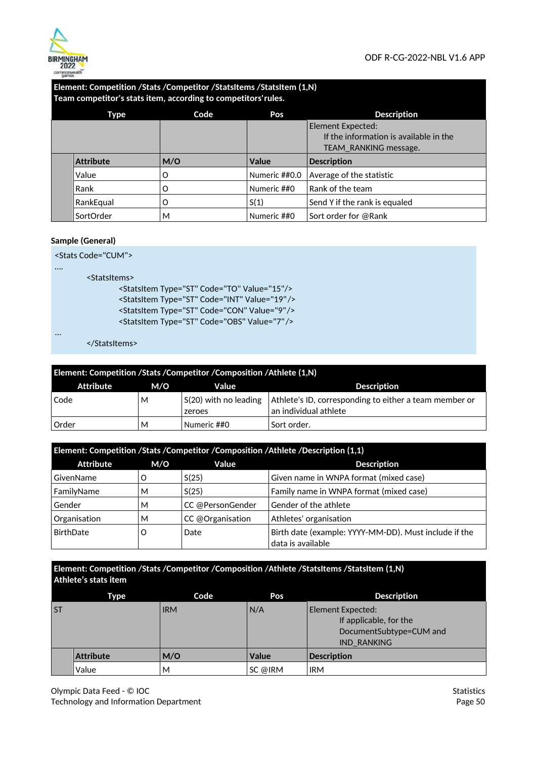| Element: Competition /Stats /Competitor /StatsItems /StatsItem (1,N) Team competitor's stats item, according to competitors'rules. | | | | |
|---|---|---|---|---|
| **Type** | | **Code** | **Pos** | **Description** |
| | | | | Element Expected: If the information is available in the TEAM_RANKING message. |
| | **Attribute** | **M/O** | **Value** | **Description** |
| | Value | O | Numeric ##0.0 | Average of the statistic |
| | Rank | O | Numeric ##0 | Rank of the team |
| | RankEqual | O | S(1) | Send Y if the rank is equaled |
| | SortOrder | M | Numeric ##0 | Sort order for @Rank |

**Sample (General)**

```
<Stats Code="CUM">
....
        <StatsItems>
                <StatsItem Type="ST" Code="TO" Value="15"/>
                <StatsItem Type="ST" Code="INT" Value="19"/>
                <StatsItem Type="ST" Code="CON" Value="9"/>
                <StatsItem Type="ST" Code="OBS" Value="7"/>
...
        </StatsItems>
```

| Element: Competition /Stats /Competitor /Composition /Athlete (1,N) | | | |
|---|---|---|---|
| **Attribute** | **M/O** | **Value** | **Description** |
| Code | M | S(20) with no leading zeroes | Athlete's ID, corresponding to either a team member or an individual athlete |
| Order | M | Numeric ##0 | Sort order. |

| Element: Competition /Stats /Competitor /Composition /Athlete /Description (1,1) | | | |
|---|---|---|---|
| **Attribute** | **M/O** | **Value** | **Description** |
| GivenName | O | S(25) | Given name in WNPA format (mixed case) |
| FamilyName | M | S(25) | Family name in WNPA format (mixed case) |
| Gender | M | CC @PersonGender | Gender of the athlete |
| Organisation | M | CC @Organisation | Athletes' organisation |
| BirthDate | O | Date | Birth date (example: YYYY-MM-DD). Must include if the data is available |

| Element: Competition /Stats /Competitor /Composition /Athlete /StatsItems /StatsItem (1,N) Athlete's stats item | | | | |
|---|---|---|---|---|
| **Type** | | **Code** | **Pos** | **Description** |
| ST | | IRM | N/A | Element Expected: If applicable, for the DocumentSubtype=CUM and IND_RANKING |
| | **Attribute** | **M/O** | **Value** | **Description** |
| | Value | M | SC @IRM | IRM |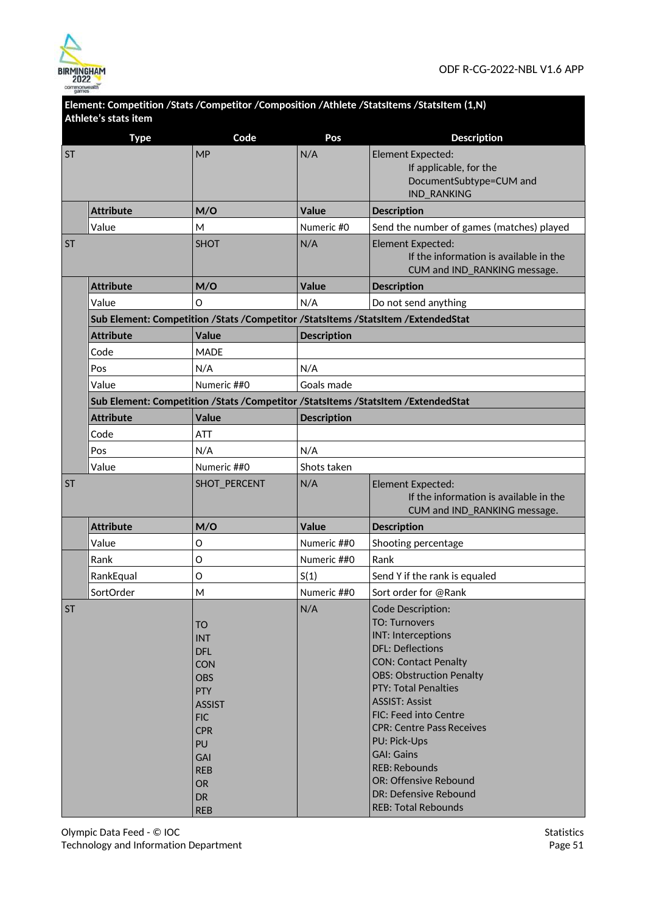**Element: Competition /Stats /Competitor /Composition /Athlete /StatsItems /StatsItem (1,N)**
**Athlete's stats item**

| Type | | Code | Pos | Description |
|---|---|---|---|---|
| ST | | MP | N/A | Element Expected: If applicable, for the DocumentSubtype=CUM and IND_RANKING |
| | **Attribute** | **M/O** | **Value** | **Description** |
| | Value | M | Numeric #0 | Send the number of games (matches) played |
| ST | | SHOT | N/A | Element Expected: If the information is available in the CUM and IND_RANKING message. |
| | **Attribute** | **M/O** | **Value** | **Description** |
| | Value | O | N/A | Do not send anything |
| | **Sub Element: Competition /Stats /Competitor /StatsItems /StatsItem /ExtendedStat** | | | |
| | **Attribute** | **Value** | **Description** | |
| | Code | MADE | | |
| | Pos | N/A | N/A | |
| | Value | Numeric ##0 | Goals made | |
| | **Sub Element: Competition /Stats /Competitor /StatsItems /StatsItem /ExtendedStat** | | | |
| | **Attribute** | **Value** | **Description** | |
| | Code | ATT | | |
| | Pos | N/A | N/A | |
| | Value | Numeric ##0 | Shots taken | |
| ST | | SHOT_PERCENT | N/A | Element Expected: If the information is available in the CUM and IND_RANKING message. |
| | **Attribute** | **M/O** | **Value** | **Description** |
| | Value | O | Numeric ##0 | Shooting percentage |
| | Rank | O | Numeric ##0 | Rank |
| | RankEqual | O | S(1) | Send Y if the rank is equaled |
| | SortOrder | M | Numeric ##0 | Sort order for @Rank |
| ST | | TO<br>INT<br>DFL<br>CON<br>OBS<br>PTY<br>ASSIST<br>FIC<br>CPR<br>PU<br>GAI<br>REB<br>OR<br>DR<br>REB | N/A | Code Description:<br>TO: Turnovers<br>INT: Interceptions<br>DFL: Deflections<br>CON: Contact Penalty<br>OBS: Obstruction Penalty<br>PTY: Total Penalties<br>ASSIST: Assist<br>FIC: Feed into Centre<br>CPR: Centre Pass Receives<br>PU: Pick-Ups<br>GAI: Gains<br>REB: Rebounds<br>OR: Offensive Rebound<br>DR: Defensive Rebound<br>REB: Total Rebounds |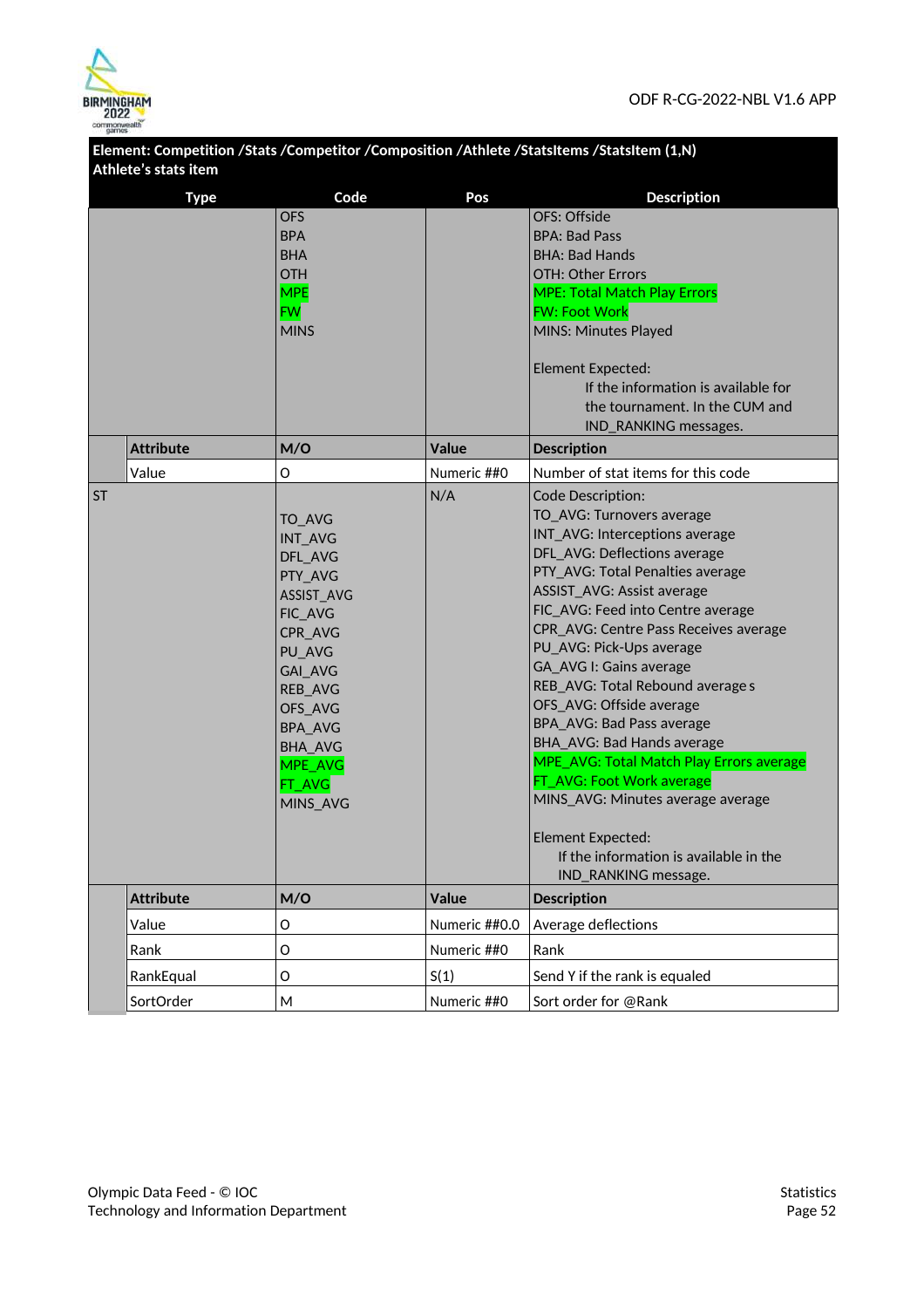**Element: Competition /Stats /Competitor /Composition /Athlete /StatsItems /StatsItem (1,N)**
**Athlete's stats item**

| Type | | Code | Pos | Description |
|---|---|---|---|---|
| | | OFS<br>BPA<br>BHA<br>OTH<br>MPE<br>FW<br>MINS | | OFS: Offside<br>BPA: Bad Pass<br>BHA: Bad Hands<br>OTH: Other Errors<br>MPE: Total Match Play Errors<br>FW: Foot Work<br>MINS: Minutes Played<br><br>Element Expected:<br>If the information is available for the tournament. In the CUM and IND_RANKING messages. |
| | **Attribute** | **M/O** | **Value** | **Description** |
| | Value | O | Numeric ##0 | Number of stat items for this code |
| ST | | TO_AVG<br>INT_AVG<br>DFL_AVG<br>PTY_AVG<br>ASSIST_AVG<br>FIC_AVG<br>CPR_AVG<br>PU_AVG<br>GAI_AVG<br>REB_AVG<br>OFS_AVG<br>BPA_AVG<br>BHA_AVG<br>MPE_AVG<br>FT_AVG<br>MINS_AVG | N/A | Code Description:<br>TO_AVG: Turnovers average<br>INT_AVG: Interceptions average<br>DFL_AVG: Deflections average<br>PTY_AVG: Total Penalties average<br>ASSIST_AVG: Assist average<br>FIC_AVG: Feed into Centre average<br>CPR_AVG: Centre Pass Receives average<br>PU_AVG: Pick-Ups average<br>GA_AVG I: Gains average<br>REB_AVG: Total Rebound average s<br>OFS_AVG: Offside average<br>BPA_AVG: Bad Pass average<br>BHA_AVG: Bad Hands average<br>MPE_AVG: Total Match Play Errors average<br>FT_AVG: Foot Work average<br>MINS_AVG: Minutes average average<br><br>Element Expected:<br>If the information is available in the IND_RANKING message. |
| | **Attribute** | **M/O** | **Value** | **Description** |
| | Value | O | Numeric ##0.0 | Average deflections |
| | Rank | O | Numeric ##0 | Rank |
| | RankEqual | O | S(1) | Send Y if the rank is equaled |
| | SortOrder | M | Numeric ##0 | Sort order for @Rank |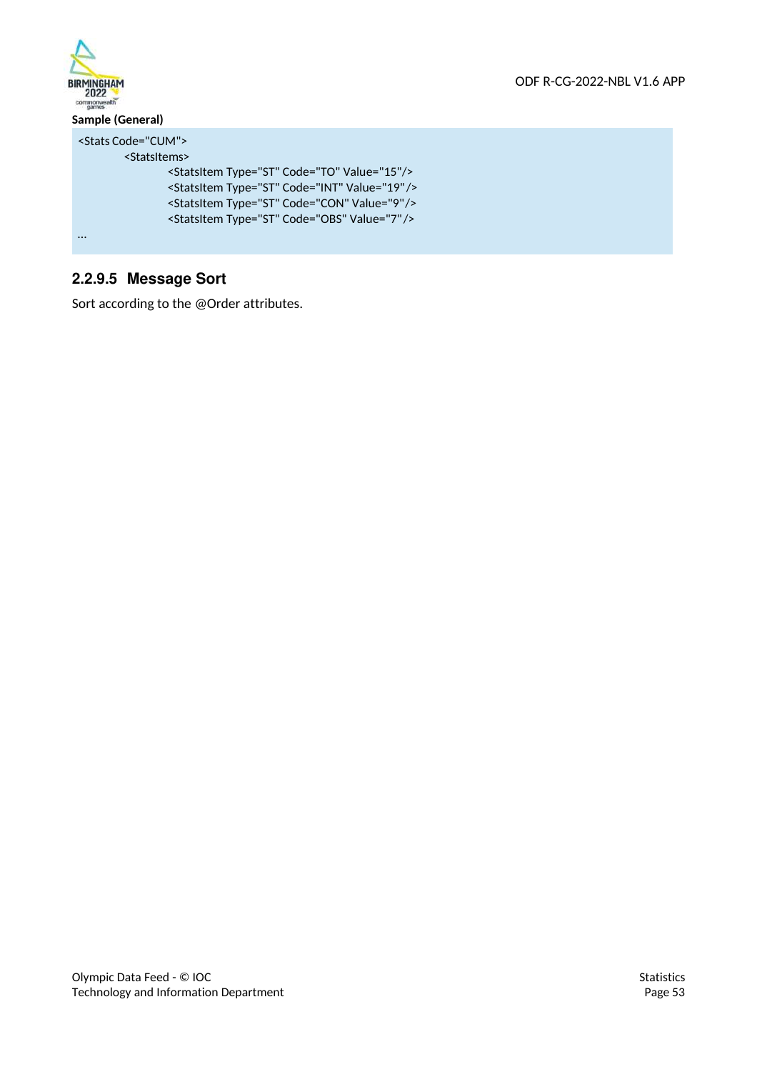**Sample (General)**

```
<Stats Code="CUM">
	<StatsItems>
		<StatsItem Type="ST" Code="TO" Value="15"/>
		<StatsItem Type="ST" Code="INT" Value="19"/>
		<StatsItem Type="ST" Code="CON" Value="9"/>
		<StatsItem Type="ST" Code="OBS" Value="7"/>
...
```

### 2.2.9.5 Message Sort

Sort according to the @Order attributes.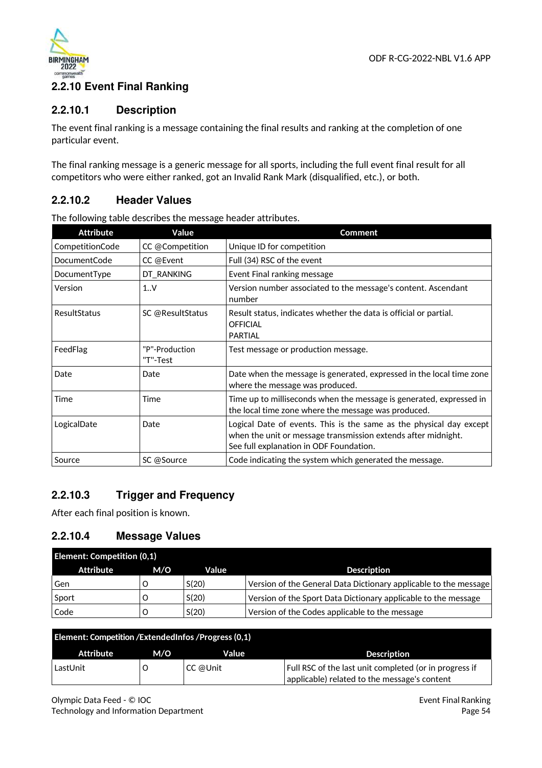## 2.2.10 Event Final Ranking

### 2.2.10.1 Description

The event final ranking is a message containing the final results and ranking at the completion of one particular event.

The final ranking message is a generic message for all sports, including the full event final result for all competitors who were either ranked, got an Invalid Rank Mark (disqualified, etc.), or both.

### 2.2.10.2 Header Values

The following table describes the message header attributes.

| Attribute | Value | Comment |
|---|---|---|
| CompetitionCode | CC @Competition | Unique ID for competition |
| DocumentCode | CC @Event | Full (34) RSC of the event |
| DocumentType | DT_RANKING | Event Final ranking message |
| Version | 1..V | Version number associated to the message's content. Ascendant number |
| ResultStatus | SC @ResultStatus | Result status, indicates whether the data is official or partial.<br>OFFICIAL<br>PARTIAL |
| FeedFlag | "P"-Production<br>"T"-Test | Test message or production message. |
| Date | Date | Date when the message is generated, expressed in the local time zone where the message was produced. |
| Time | Time | Time up to milliseconds when the message is generated, expressed in the local time zone where the message was produced. |
| LogicalDate | Date | Logical Date of events. This is the same as the physical day except when the unit or message transmission extends after midnight.<br>See full explanation in ODF Foundation. |
| Source | SC @Source | Code indicating the system which generated the message. |

### 2.2.10.3 Trigger and Frequency

After each final position is known.

### 2.2.10.4 Message Values

**Element: Competition (0,1)**

| Attribute | M/O | Value | Description |
|---|---|---|---|
| Gen | O | S(20) | Version of the General Data Dictionary applicable to the message |
| Sport | O | S(20) | Version of the Sport Data Dictionary applicable to the message |
| Code | O | S(20) | Version of the Codes applicable to the message |

**Element: Competition /ExtendedInfos /Progress (0,1)**

| Attribute | M/O | Value | Description |
|---|---|---|---|
| LastUnit | O | CC @Unit | Full RSC of the last unit completed (or in progress if applicable) related to the message's content |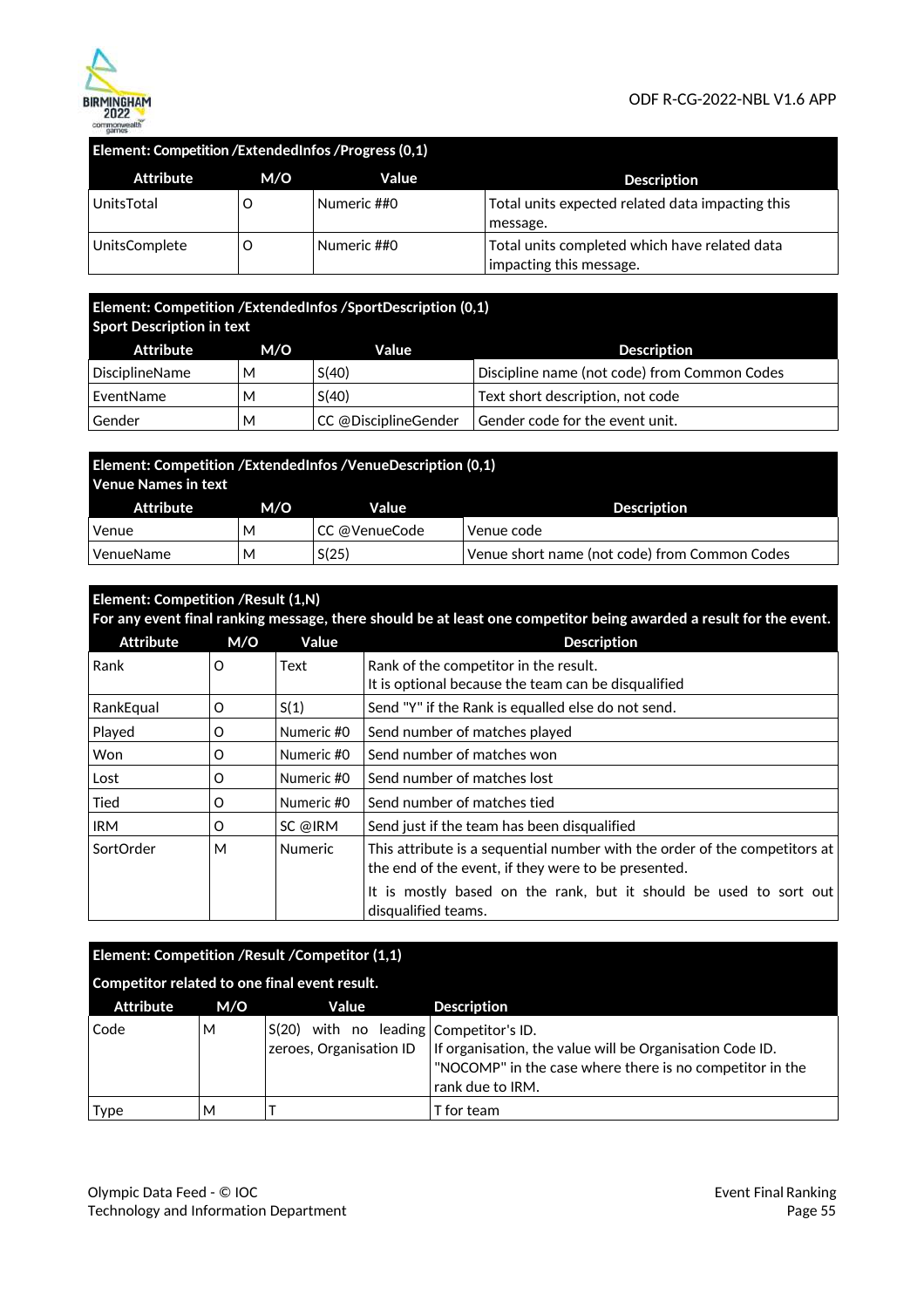| Element: Competition /ExtendedInfos /Progress (0,1) | | | |
|---|---|---|---|
| **Attribute** | **M/O** | **Value** | **Description** |
| UnitsTotal | O | Numeric ##0 | Total units expected related data impacting this message. |
| UnitsComplete | O | Numeric ##0 | Total units completed which have related data impacting this message. |

| Element: Competition /ExtendedInfos /SportDescription (0,1) Sport Description in text | | | |
|---|---|---|---|
| **Attribute** | **M/O** | **Value** | **Description** |
| DisciplineName | M | S(40) | Discipline name (not code) from Common Codes |
| EventName | M | S(40) | Text short description, not code |
| Gender | M | CC @DisciplineGender | Gender code for the event unit. |

| Element: Competition /ExtendedInfos /VenueDescription (0,1) Venue Names in text | | | |
|---|---|---|---|
| **Attribute** | **M/O** | **Value** | **Description** |
| Venue | M | CC @VenueCode | Venue code |
| VenueName | M | S(25) | Venue short name (not code) from Common Codes |

| Element: Competition /Result (1,N) For any event final ranking message, there should be at least one competitor being awarded a result for the event. | | | |
|---|---|---|---|
| **Attribute** | **M/O** | **Value** | **Description** |
| Rank | O | Text | Rank of the competitor in the result. It is optional because the team can be disqualified |
| RankEqual | O | S(1) | Send "Y" if the Rank is equalled else do not send. |
| Played | O | Numeric #0 | Send number of matches played |
| Won | O | Numeric #0 | Send number of matches won |
| Lost | O | Numeric #0 | Send number of matches lost |
| Tied | O | Numeric #0 | Send number of matches tied |
| IRM | O | SC @IRM | Send just if the team has been disqualified |
| SortOrder | M | Numeric | This attribute is a sequential number with the order of the competitors at the end of the event, if they were to be presented. It is mostly based on the rank, but it should be used to sort out disqualified teams. |

| Element: Competition /Result /Competitor (1,1) Competitor related to one final event result. | | | |
|---|---|---|---|
| **Attribute** | **M/O** | **Value** | **Description** |
| Code | M | S(20) with no leading zeroes, Organisation ID | Competitor's ID. If organisation, the value will be Organisation Code ID. "NOCOMP" in the case where there is no competitor in the rank due to IRM. |
| Type | M | T | T for team |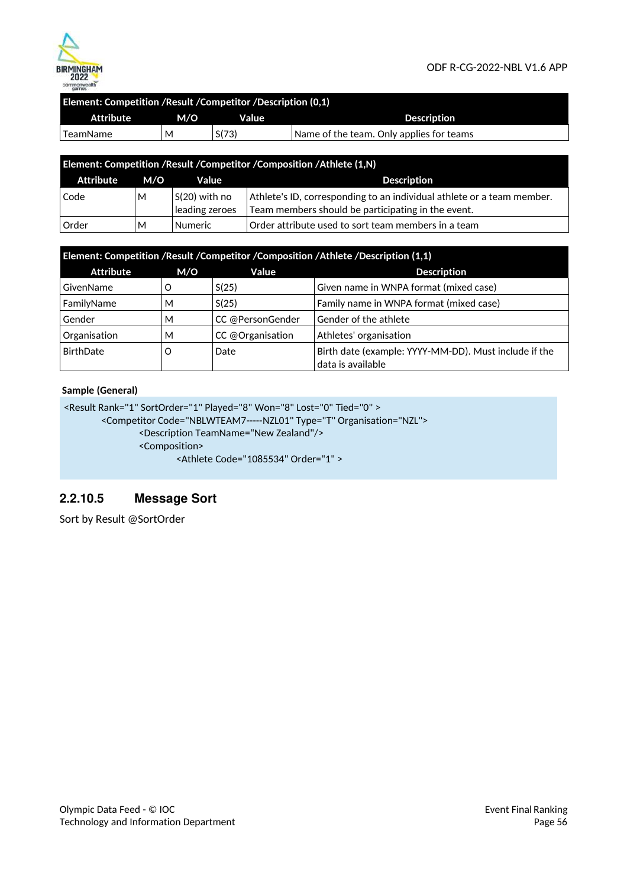| Element: Competition /Result /Competitor /Description (0,1) | | | |
|---|---|---|---|
| **Attribute** | **M/O** | **Value** | **Description** |
| TeamName | M | S(73) | Name of the team. Only applies for teams |

| Element: Competition /Result /Competitor /Composition /Athlete (1,N) | | | |
|---|---|---|---|
| **Attribute** | **M/O** | **Value** | **Description** |
| Code | M | S(20) with no leading zeroes | Athlete's ID, corresponding to an individual athlete or a team member. Team members should be participating in the event. |
| Order | M | Numeric | Order attribute used to sort team members in a team |

| Element: Competition /Result /Competitor /Composition /Athlete /Description (1,1) | | | |
|---|---|---|---|
| **Attribute** | **M/O** | **Value** | **Description** |
| GivenName | O | S(25) | Given name in WNPA format (mixed case) |
| FamilyName | M | S(25) | Family name in WNPA format (mixed case) |
| Gender | M | CC @PersonGender | Gender of the athlete |
| Organisation | M | CC @Organisation | Athletes' organisation |
| BirthDate | O | Date | Birth date (example: YYYY-MM-DD). Must include if the data is available |

**Sample (General)**

```
<Result Rank="1" SortOrder="1" Played="8" Won="8" Lost="0" Tied="0" >
        <Competitor Code="NBLWTEAM7-----NZL01" Type="T" Organisation="NZL">
                <Description TeamName="New Zealand"/>
                <Composition>
                        <Athlete Code="1085534" Order="1" >
```

### 2.2.10.5 Message Sort

Sort by Result @SortOrder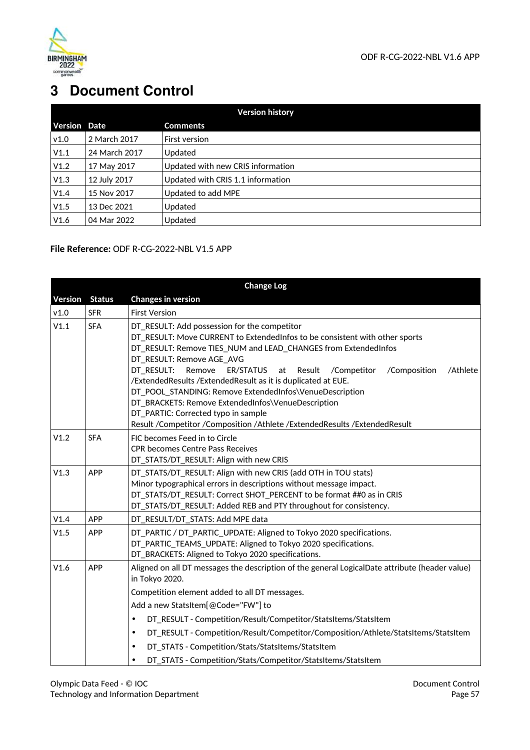# 3 Document Control

| Version history | | |
|---|---|---|
| **Version** | **Date** | **Comments** |
| v1.0 | 2 March 2017 | First version |
| V1.1 | 24 March 2017 | Updated |
| V1.2 | 17 May 2017 | Updated with new CRIS information |
| V1.3 | 12 July 2017 | Updated with CRIS 1.1 information |
| V1.4 | 15 Nov 2017 | Updated to add MPE |
| V1.5 | 13 Dec 2021 | Updated |
| V1.6 | 04 Mar 2022 | Updated |

**File Reference:** ODF R-CG-2022-NBL V1.5 APP

| Change Log | | |
|---|---|---|
| **Version** | **Status** | **Changes in version** |
| v1.0 | SFR | First Version |
| V1.1 | SFA | DT_RESULT: Add possession for the competitor<br>DT_RESULT: Move CURRENT to ExtendedInfos to be consistent with other sports<br>DT_RESULT: Remove TIES_NUM and LEAD_CHANGES from ExtendedInfos<br>DT_RESULT: Remove AGE_AVG<br>DT_RESULT: Remove ER/STATUS at Result /Competitor /Composition /Athlete /ExtendedResults /ExtendedResult as it is duplicated at EUE.<br>DT_POOL_STANDING: Remove ExtendedInfos\VenueDescription<br>DT_BRACKETS: Remove ExtendedInfos\VenueDescription<br>DT_PARTIC: Corrected typo in sample<br>Result /Competitor /Composition /Athlete /ExtendedResults /ExtendedResult |
| V1.2 | SFA | FIC becomes Feed in to Circle<br>CPR becomes Centre Pass Receives<br>DT_STATS/DT_RESULT: Align with new CRIS |
| V1.3 | APP | DT_STATS/DT_RESULT: Align with new CRIS (add OTH in TOU stats)<br>Minor typographical errors in descriptions without message impact.<br>DT_STATS/DT_RESULT: Correct SHOT_PERCENT to be format ##0 as in CRIS<br>DT_STATS/DT_RESULT: Added REB and PTY throughout for consistency. |
| V1.4 | APP | DT_RESULT/DT_STATS: Add MPE data |
| V1.5 | APP | DT_PARTIC / DT_PARTIC_UPDATE: Aligned to Tokyo 2020 specifications.<br>DT_PARTIC_TEAMS_UPDATE: Aligned to Tokyo 2020 specifications.<br>DT_BRACKETS: Aligned to Tokyo 2020 specifications. |
| V1.6 | APP | Aligned on all DT messages the description of the general LogicalDate attribute (header value) in Tokyo 2020.<br>Competition element added to all DT messages.<br>Add a new StatsItem[@Code="FW"] to<br>• DT_RESULT - Competition/Result/Competitor/StatsItems/StatsItem<br>• DT_RESULT - Competition/Result/Competitor/Composition/Athlete/StatsItems/StatsItem<br>• DT_STATS - Competition/Stats/StatsItems/StatsItem<br>• DT_STATS - Competition/Stats/Competitor/StatsItems/StatsItem |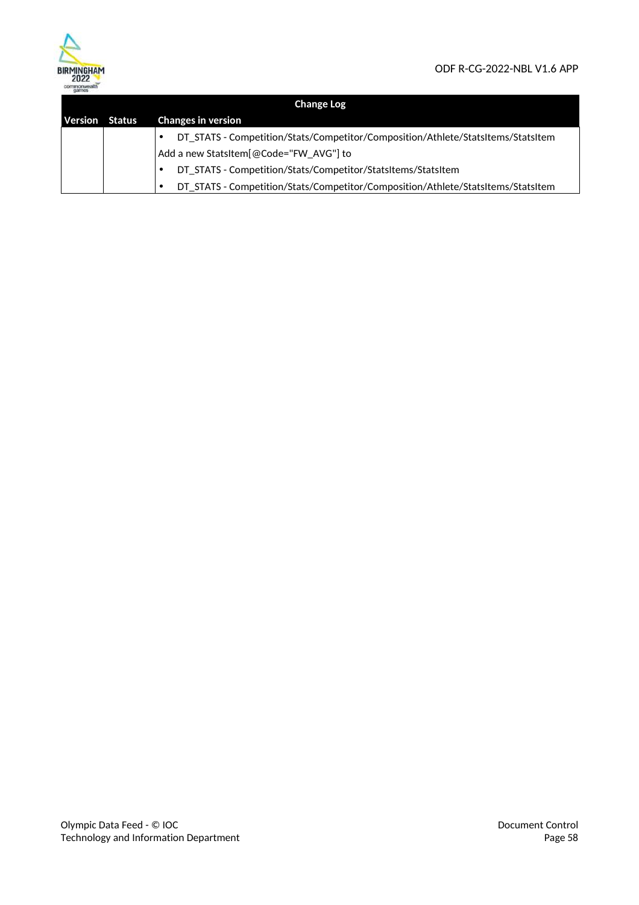| Change Log | | |
|---|---|---|
| **Version** | **Status** | **Changes in version** |
| | | • DT_STATS - Competition/Stats/Competitor/Composition/Athlete/StatsItems/StatsItem<br>Add a new StatsItem[@Code="FW_AVG"] to<br>• DT_STATS - Competition/Stats/Competitor/StatsItems/StatsItem<br>• DT_STATS - Competition/Stats/Competitor/Composition/Athlete/StatsItems/StatsItem |